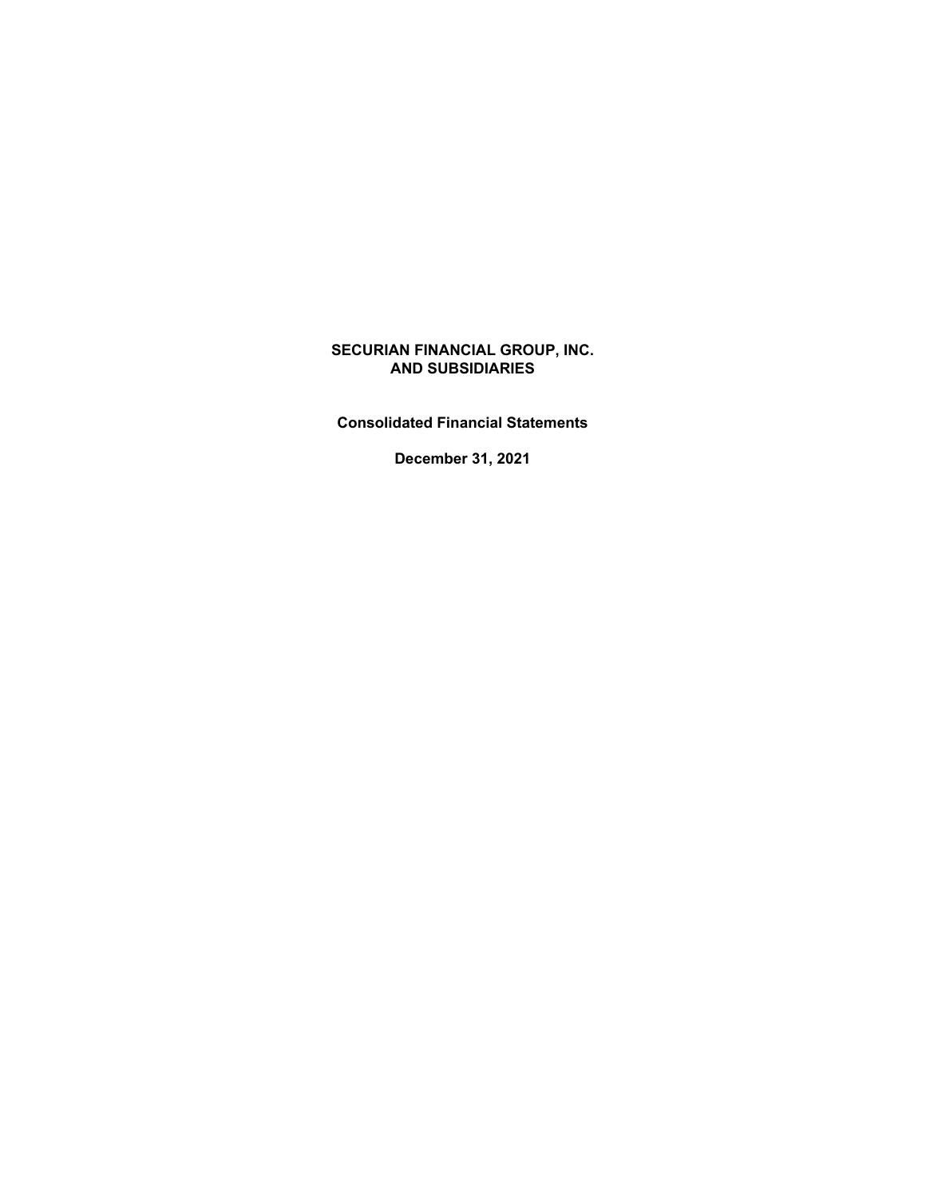# SECURIAN FINANCIAL GROUP, INC.
# AND SUBSIDIARIES

## Consolidated Financial Statements

## December 31, 2021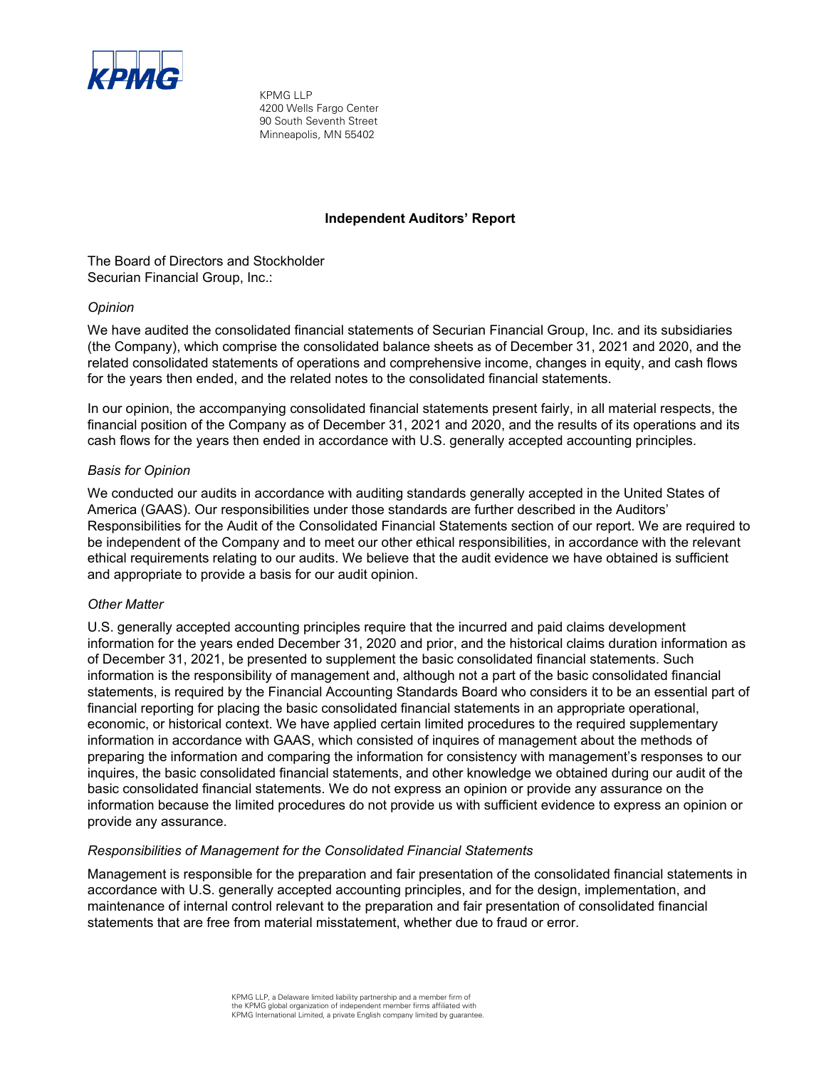KPMG LLP
4200 Wells Fargo Center
90 South Seventh Street
Minneapolis, MN 55402

## Independent Auditors' Report

The Board of Directors and Stockholder
Securian Financial Group, Inc.:

*Opinion*

We have audited the consolidated financial statements of Securian Financial Group, Inc. and its subsidiaries (the Company), which comprise the consolidated balance sheets as of December 31, 2021 and 2020, and the related consolidated statements of operations and comprehensive income, changes in equity, and cash flows for the years then ended, and the related notes to the consolidated financial statements.

In our opinion, the accompanying consolidated financial statements present fairly, in all material respects, the financial position of the Company as of December 31, 2021 and 2020, and the results of its operations and its cash flows for the years then ended in accordance with U.S. generally accepted accounting principles.

*Basis for Opinion*

We conducted our audits in accordance with auditing standards generally accepted in the United States of America (GAAS). Our responsibilities under those standards are further described in the Auditors' Responsibilities for the Audit of the Consolidated Financial Statements section of our report. We are required to be independent of the Company and to meet our other ethical responsibilities, in accordance with the relevant ethical requirements relating to our audits. We believe that the audit evidence we have obtained is sufficient and appropriate to provide a basis for our audit opinion.

*Other Matter*

U.S. generally accepted accounting principles require that the incurred and paid claims development information for the years ended December 31, 2020 and prior, and the historical claims duration information as of December 31, 2021, be presented to supplement the basic consolidated financial statements. Such information is the responsibility of management and, although not a part of the basic consolidated financial statements, is required by the Financial Accounting Standards Board who considers it to be an essential part of financial reporting for placing the basic consolidated financial statements in an appropriate operational, economic, or historical context. We have applied certain limited procedures to the required supplementary information in accordance with GAAS, which consisted of inquires of management about the methods of preparing the information and comparing the information for consistency with management's responses to our inquires, the basic consolidated financial statements, and other knowledge we obtained during our audit of the basic consolidated financial statements. We do not express an opinion or provide any assurance on the information because the limited procedures do not provide us with sufficient evidence to express an opinion or provide any assurance.

*Responsibilities of Management for the Consolidated Financial Statements*

Management is responsible for the preparation and fair presentation of the consolidated financial statements in accordance with U.S. generally accepted accounting principles, and for the design, implementation, and maintenance of internal control relevant to the preparation and fair presentation of consolidated financial statements that are free from material misstatement, whether due to fraud or error.

KPMG LLP, a Delaware limited liability partnership and a member firm of the KPMG global organization of independent member firms affiliated with KPMG International Limited, a private English company limited by guarantee.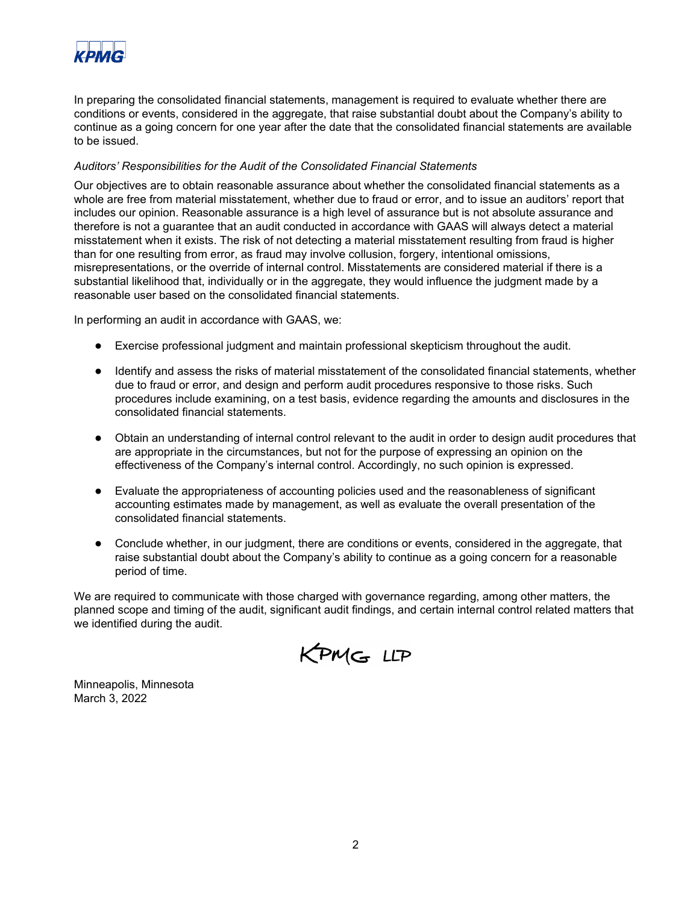In preparing the consolidated financial statements, management is required to evaluate whether there are conditions or events, considered in the aggregate, that raise substantial doubt about the Company's ability to continue as a going concern for one year after the date that the consolidated financial statements are available to be issued.

*Auditors' Responsibilities for the Audit of the Consolidated Financial Statements*

Our objectives are to obtain reasonable assurance about whether the consolidated financial statements as a whole are free from material misstatement, whether due to fraud or error, and to issue an auditors' report that includes our opinion. Reasonable assurance is a high level of assurance but is not absolute assurance and therefore is not a guarantee that an audit conducted in accordance with GAAS will always detect a material misstatement when it exists. The risk of not detecting a material misstatement resulting from fraud is higher than for one resulting from error, as fraud may involve collusion, forgery, intentional omissions, misrepresentations, or the override of internal control. Misstatements are considered material if there is a substantial likelihood that, individually or in the aggregate, they would influence the judgment made by a reasonable user based on the consolidated financial statements.

In performing an audit in accordance with GAAS, we:

- Exercise professional judgment and maintain professional skepticism throughout the audit.
- Identify and assess the risks of material misstatement of the consolidated financial statements, whether due to fraud or error, and design and perform audit procedures responsive to those risks. Such procedures include examining, on a test basis, evidence regarding the amounts and disclosures in the consolidated financial statements.
- Obtain an understanding of internal control relevant to the audit in order to design audit procedures that are appropriate in the circumstances, but not for the purpose of expressing an opinion on the effectiveness of the Company's internal control. Accordingly, no such opinion is expressed.
- Evaluate the appropriateness of accounting policies used and the reasonableness of significant accounting estimates made by management, as well as evaluate the overall presentation of the consolidated financial statements.
- Conclude whether, in our judgment, there are conditions or events, considered in the aggregate, that raise substantial doubt about the Company's ability to continue as a going concern for a reasonable period of time.

We are required to communicate with those charged with governance regarding, among other matters, the planned scope and timing of the audit, significant audit findings, and certain internal control related matters that we identified during the audit.

KPMG LLP

Minneapolis, Minnesota
March 3, 2022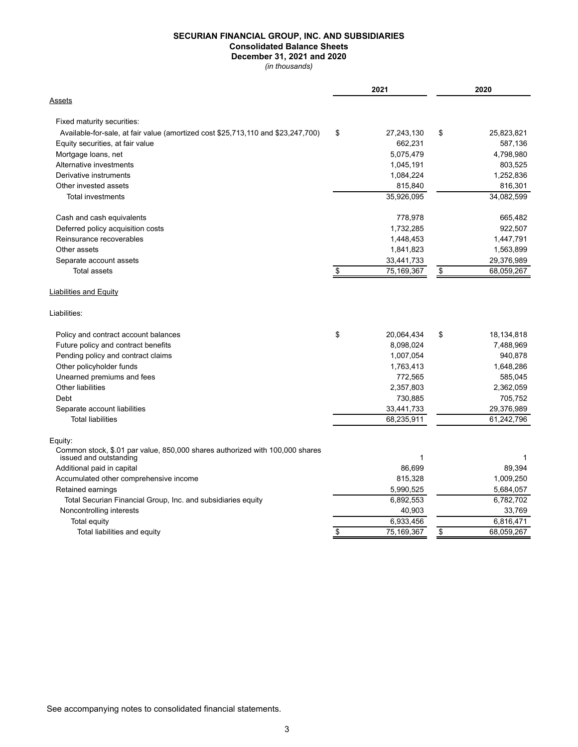**SECURIAN FINANCIAL GROUP, INC. AND SUBSIDIARIES**
**Consolidated Balance Sheets**
**December 31, 2021 and 2020**
*(in thousands)*

| | 2021 | 2020 |
|---|---|---|
| Assets | | |
| Fixed maturity securities: | | |
| Available-for-sale, at fair value (amortized cost $25,713,110 and $23,247,700) | $ 27,243,130 | $ 25,823,821 |
| Equity securities, at fair value | 662,231 | 587,136 |
| Mortgage loans, net | 5,075,479 | 4,798,980 |
| Alternative investments | 1,045,191 | 803,525 |
| Derivative instruments | 1,084,224 | 1,252,836 |
| Other invested assets | 815,840 | 816,301 |
| Total investments | 35,926,095 | 34,082,599 |
| Cash and cash equivalents | 778,978 | 665,482 |
| Deferred policy acquisition costs | 1,732,285 | 922,507 |
| Reinsurance recoverables | 1,448,453 | 1,447,791 |
| Other assets | 1,841,823 | 1,563,899 |
| Separate account assets | 33,441,733 | 29,376,989 |
| Total assets | $ 75,169,367 | $ 68,059,267 |
| Liabilities and Equity | | |
| Liabilities: | | |
| Policy and contract account balances | $ 20,064,434 | $ 18,134,818 |
| Future policy and contract benefits | 8,098,024 | 7,488,969 |
| Pending policy and contract claims | 1,007,054 | 940,878 |
| Other policyholder funds | 1,763,413 | 1,648,286 |
| Unearned premiums and fees | 772,565 | 585,045 |
| Other liabilities | 2,357,803 | 2,362,059 |
| Debt | 730,885 | 705,752 |
| Separate account liabilities | 33,441,733 | 29,376,989 |
| Total liabilities | 68,235,911 | 61,242,796 |
| Equity: | | |
| Common stock, $.01 par value, 850,000 shares authorized with 100,000 shares issued and outstanding | 1 | 1 |
| Additional paid in capital | 86,699 | 89,394 |
| Accumulated other comprehensive income | 815,328 | 1,009,250 |
| Retained earnings | 5,990,525 | 5,684,057 |
| Total Securian Financial Group, Inc. and subsidiaries equity | 6,892,553 | 6,782,702 |
| Noncontrolling interests | 40,903 | 33,769 |
| Total equity | 6,933,456 | 6,816,471 |
| Total liabilities and equity | $ 75,169,367 | $ 68,059,267 |

See accompanying notes to consolidated financial statements.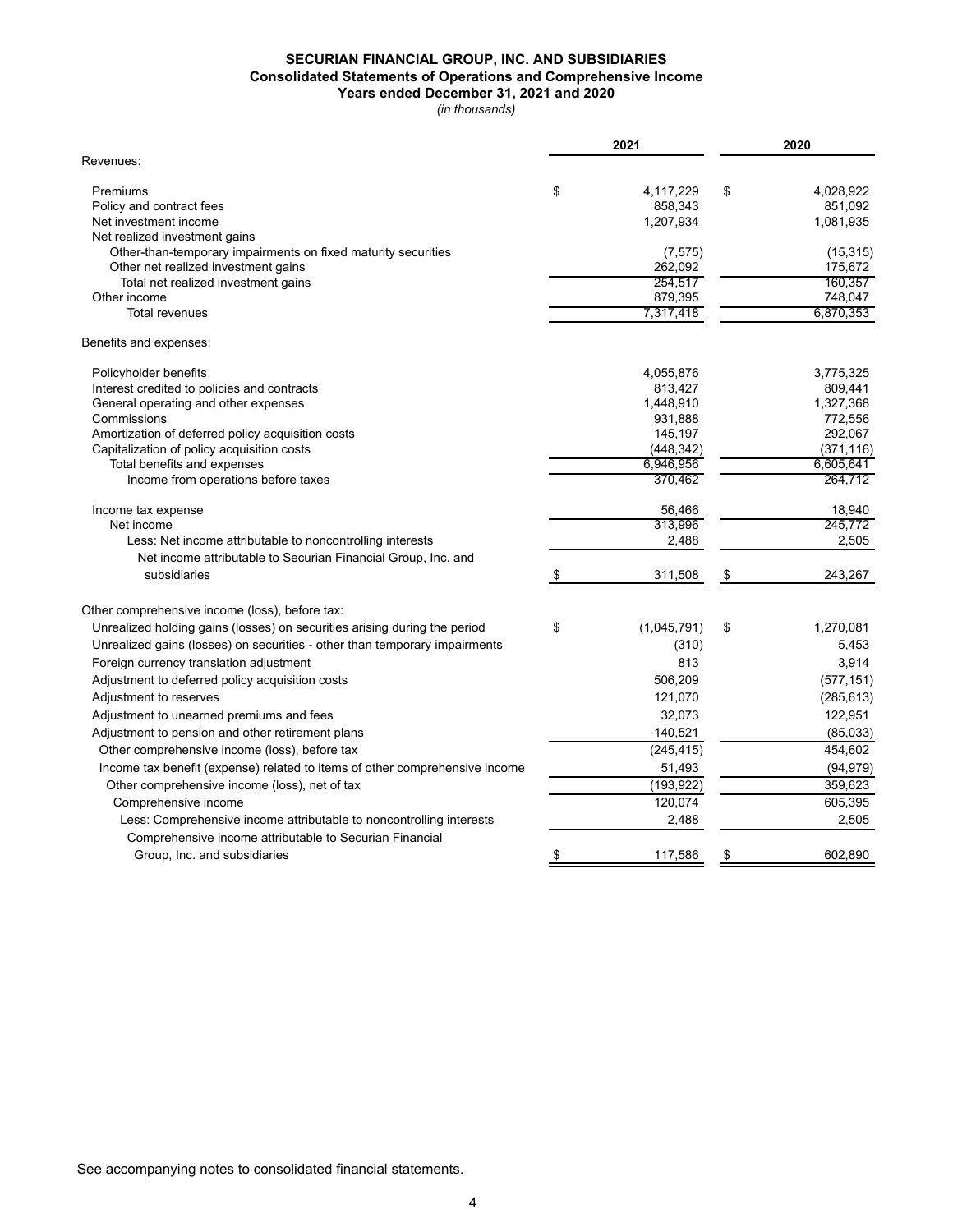# SECURIAN FINANCIAL GROUP, INC. AND SUBSIDIARIES
## Consolidated Statements of Operations and Comprehensive Income
### Years ended December 31, 2021 and 2020

*(in thousands)*

| | 2021 | 2020 |
|---|---|---|
| Revenues: | | |
| Premiums | $ 4,117,229 | $ 4,028,922 |
| Policy and contract fees | 858,343 | 851,092 |
| Net investment income | 1,207,934 | 1,081,935 |
| Net realized investment gains | | |
| Other-than-temporary impairments on fixed maturity securities | (7,575) | (15,315) |
| Other net realized investment gains | 262,092 | 175,672 |
| Total net realized investment gains | 254,517 | 160,357 |
| Other income | 879,395 | 748,047 |
| Total revenues | 7,317,418 | 6,870,353 |
| Benefits and expenses: | | |
| Policyholder benefits | 4,055,876 | 3,775,325 |
| Interest credited to policies and contracts | 813,427 | 809,441 |
| General operating and other expenses | 1,448,910 | 1,327,368 |
| Commissions | 931,888 | 772,556 |
| Amortization of deferred policy acquisition costs | 145,197 | 292,067 |
| Capitalization of policy acquisition costs | (448,342) | (371,116) |
| Total benefits and expenses | 6,946,956 | 6,605,641 |
| Income from operations before taxes | 370,462 | 264,712 |
| Income tax expense | 56,466 | 18,940 |
| Net income | 313,996 | 245,772 |
| Less: Net income attributable to noncontrolling interests | 2,488 | 2,505 |
| Net income attributable to Securian Financial Group, Inc. and subsidiaries | $ 311,508 | $ 243,267 |
| Other comprehensive income (loss), before tax: | | |
| Unrealized holding gains (losses) on securities arising during the period | $ (1,045,791) | $ 1,270,081 |
| Unrealized gains (losses) on securities - other than temporary impairments | (310) | 5,453 |
| Foreign currency translation adjustment | 813 | 3,914 |
| Adjustment to deferred policy acquisition costs | 506,209 | (577,151) |
| Adjustment to reserves | 121,070 | (285,613) |
| Adjustment to unearned premiums and fees | 32,073 | 122,951 |
| Adjustment to pension and other retirement plans | 140,521 | (85,033) |
| Other comprehensive income (loss), before tax | (245,415) | 454,602 |
| Income tax benefit (expense) related to items of other comprehensive income | 51,493 | (94,979) |
| Other comprehensive income (loss), net of tax | (193,922) | 359,623 |
| Comprehensive income | 120,074 | 605,395 |
| Less: Comprehensive income attributable to noncontrolling interests | 2,488 | 2,505 |
| Comprehensive income attributable to Securian Financial Group, Inc. and subsidiaries | $ 117,586 | $ 602,890 |

See accompanying notes to consolidated financial statements.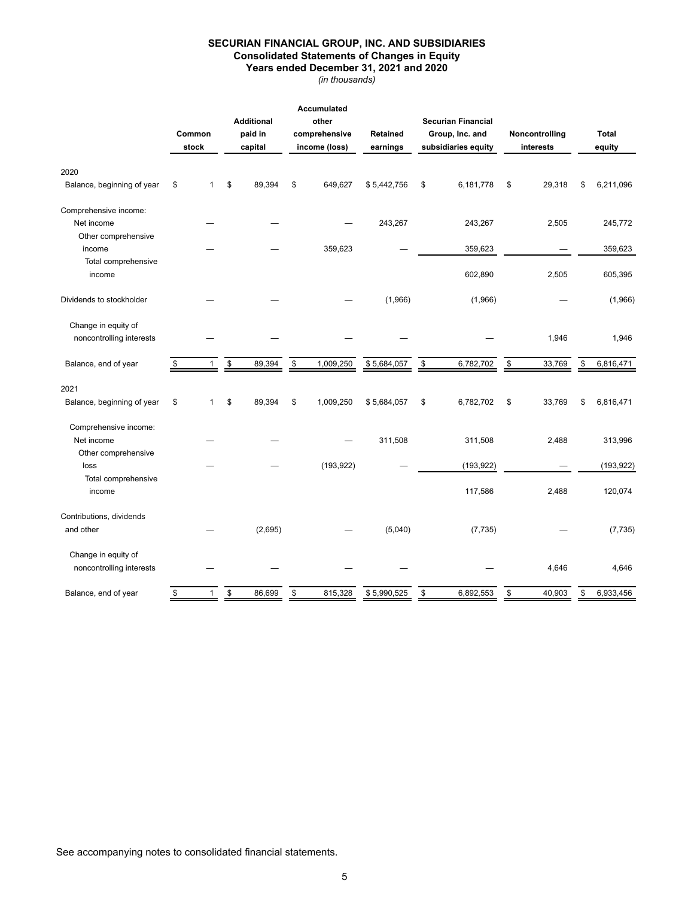**SECURIAN FINANCIAL GROUP, INC. AND SUBSIDIARIES**
**Consolidated Statements of Changes in Equity**
**Years ended December 31, 2021 and 2020**
*(in thousands)*

| | Common stock | Additional paid in capital | Accumulated other comprehensive income (loss) | Retained earnings | Securian Financial Group, Inc. and subsidiaries equity | Noncontrolling interests | Total equity |
|---|---|---|---|---|---|---|---|
| 2020 | | | | | | | |
| Balance, beginning of year | $ 1 | $ 89,394 | $ 649,627 | $ 5,442,756 | $ 6,181,778 | $ 29,318 | $ 6,211,096 |
| Comprehensive income: | | | | | | | |
| Net income | — | — | — | 243,267 | 243,267 | 2,505 | 245,772 |
| Other comprehensive income | — | — | 359,623 | — | 359,623 | — | 359,623 |
| Total comprehensive income | | | | | 602,890 | 2,505 | 605,395 |
| Dividends to stockholder | — | — | — | (1,966) | (1,966) | — | (1,966) |
| Change in equity of noncontrolling interests | — | — | — | — | — | 1,946 | 1,946 |
| Balance, end of year | $ 1 | $ 89,394 | $ 1,009,250 | $ 5,684,057 | $ 6,782,702 | $ 33,769 | $ 6,816,471 |
| 2021 | | | | | | | |
| Balance, beginning of year | $ 1 | $ 89,394 | $ 1,009,250 | $ 5,684,057 | $ 6,782,702 | $ 33,769 | $ 6,816,471 |
| Comprehensive income: | | | | | | | |
| Net income | — | — | — | 311,508 | 311,508 | 2,488 | 313,996 |
| Other comprehensive loss | — | — | (193,922) | — | (193,922) | — | (193,922) |
| Total comprehensive income | | | | | 117,586 | 2,488 | 120,074 |
| Contributions, dividends and other | — | (2,695) | — | (5,040) | (7,735) | — | (7,735) |
| Change in equity of noncontrolling interests | — | — | — | — | — | 4,646 | 4,646 |
| Balance, end of year | $ 1 | $ 86,699 | $ 815,328 | $ 5,990,525 | $ 6,892,553 | $ 40,903 | $ 6,933,456 |

See accompanying notes to consolidated financial statements.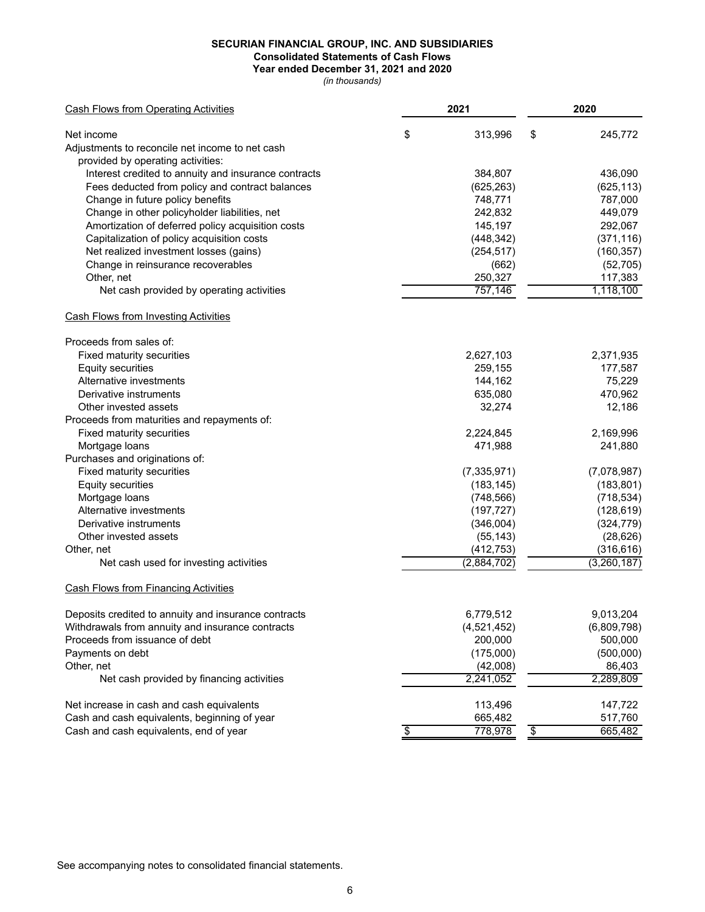**SECURIAN FINANCIAL GROUP, INC. AND SUBSIDIARIES**
**Consolidated Statements of Cash Flows**
**Year ended December 31, 2021 and 2020**
*(in thousands)*

| Cash Flows from Operating Activities | 2021 | 2020 |
|---|---|---|
| Net income | $ 313,996 | $ 245,772 |
| Adjustments to reconcile net income to net cash provided by operating activities: | | |
| Interest credited to annuity and insurance contracts | 384,807 | 436,090 |
| Fees deducted from policy and contract balances | (625,263) | (625,113) |
| Change in future policy benefits | 748,771 | 787,000 |
| Change in other policyholder liabilities, net | 242,832 | 449,079 |
| Amortization of deferred policy acquisition costs | 145,197 | 292,067 |
| Capitalization of policy acquisition costs | (448,342) | (371,116) |
| Net realized investment losses (gains) | (254,517) | (160,357) |
| Change in reinsurance recoverables | (662) | (52,705) |
| Other, net | 250,327 | 117,383 |
| Net cash provided by operating activities | 757,146 | 1,118,100 |
| **Cash Flows from Investing Activities** | | |
| Proceeds from sales of: | | |
| Fixed maturity securities | 2,627,103 | 2,371,935 |
| Equity securities | 259,155 | 177,587 |
| Alternative investments | 144,162 | 75,229 |
| Derivative instruments | 635,080 | 470,962 |
| Other invested assets | 32,274 | 12,186 |
| Proceeds from maturities and repayments of: | | |
| Fixed maturity securities | 2,224,845 | 2,169,996 |
| Mortgage loans | 471,988 | 241,880 |
| Purchases and originations of: | | |
| Fixed maturity securities | (7,335,971) | (7,078,987) |
| Equity securities | (183,145) | (183,801) |
| Mortgage loans | (748,566) | (718,534) |
| Alternative investments | (197,727) | (128,619) |
| Derivative instruments | (346,004) | (324,779) |
| Other invested assets | (55,143) | (28,626) |
| Other, net | (412,753) | (316,616) |
| Net cash used for investing activities | (2,884,702) | (3,260,187) |
| **Cash Flows from Financing Activities** | | |
| Deposits credited to annuity and insurance contracts | 6,779,512 | 9,013,204 |
| Withdrawals from annuity and insurance contracts | (4,521,452) | (6,809,798) |
| Proceeds from issuance of debt | 200,000 | 500,000 |
| Payments on debt | (175,000) | (500,000) |
| Other, net | (42,008) | 86,403 |
| Net cash provided by financing activities | 2,241,052 | 2,289,809 |
| Net increase in cash and cash equivalents | 113,496 | 147,722 |
| Cash and cash equivalents, beginning of year | 665,482 | 517,760 |
| Cash and cash equivalents, end of year | $ 778,978 | $ 665,482 |

See accompanying notes to consolidated financial statements.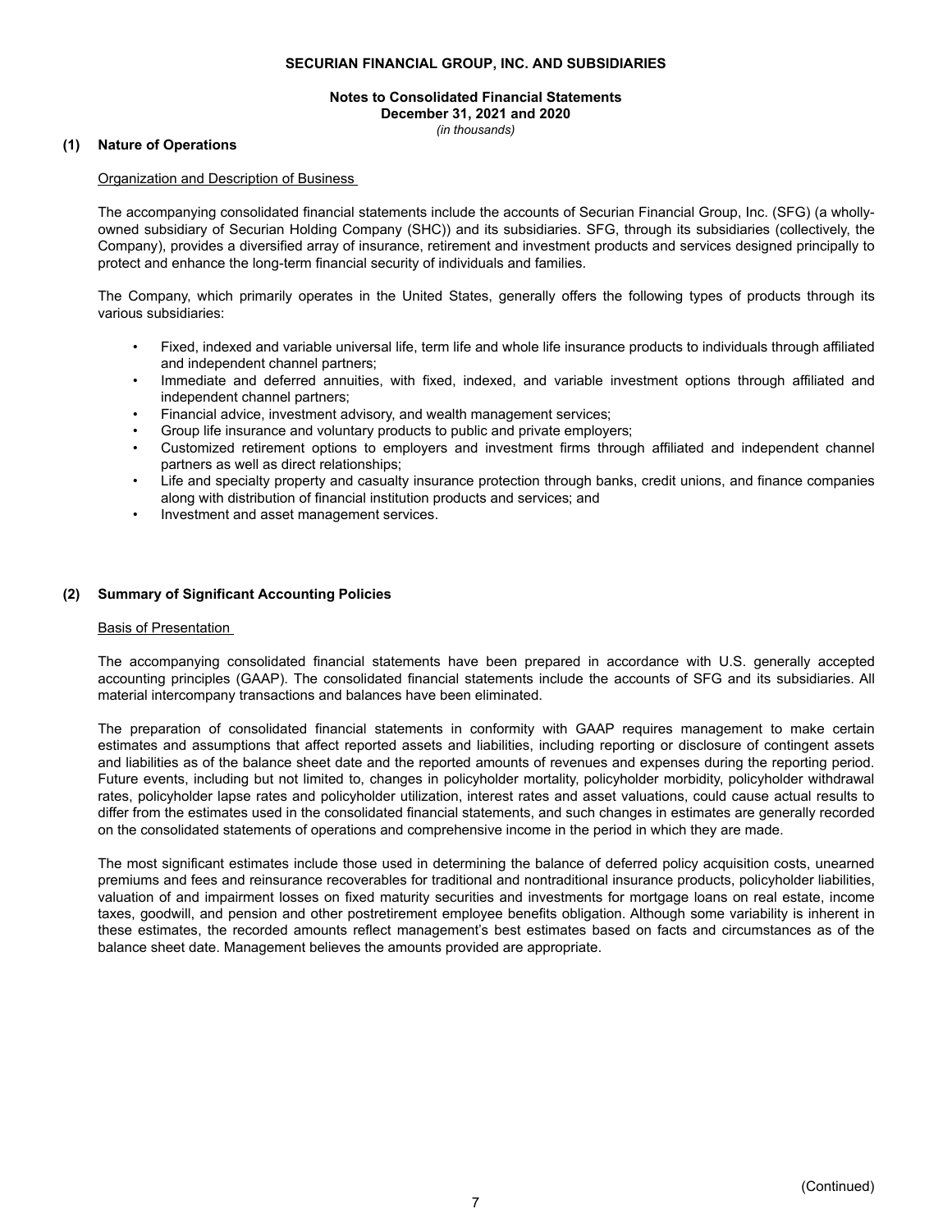**SECURIAN FINANCIAL GROUP, INC. AND SUBSIDIARIES**

**Notes to Consolidated Financial Statements**
**December 31, 2021 and 2020**
*(in thousands)*

## (1) Nature of Operations

Organization and Description of Business

The accompanying consolidated financial statements include the accounts of Securian Financial Group, Inc. (SFG) (a wholly-owned subsidiary of Securian Holding Company (SHC)) and its subsidiaries. SFG, through its subsidiaries (collectively, the Company), provides a diversified array of insurance, retirement and investment products and services designed principally to protect and enhance the long-term financial security of individuals and families.

The Company, which primarily operates in the United States, generally offers the following types of products through its various subsidiaries:

- Fixed, indexed and variable universal life, term life and whole life insurance products to individuals through affiliated and independent channel partners;
- Immediate and deferred annuities, with fixed, indexed, and variable investment options through affiliated and independent channel partners;
- Financial advice, investment advisory, and wealth management services;
- Group life insurance and voluntary products to public and private employers;
- Customized retirement options to employers and investment firms through affiliated and independent channel partners as well as direct relationships;
- Life and specialty property and casualty insurance protection through banks, credit unions, and finance companies along with distribution of financial institution products and services; and
- Investment and asset management services.

## (2) Summary of Significant Accounting Policies

Basis of Presentation

The accompanying consolidated financial statements have been prepared in accordance with U.S. generally accepted accounting principles (GAAP). The consolidated financial statements include the accounts of SFG and its subsidiaries. All material intercompany transactions and balances have been eliminated.

The preparation of consolidated financial statements in conformity with GAAP requires management to make certain estimates and assumptions that affect reported assets and liabilities, including reporting or disclosure of contingent assets and liabilities as of the balance sheet date and the reported amounts of revenues and expenses during the reporting period. Future events, including but not limited to, changes in policyholder mortality, policyholder morbidity, policyholder withdrawal rates, policyholder lapse rates and policyholder utilization, interest rates and asset valuations, could cause actual results to differ from the estimates used in the consolidated financial statements, and such changes in estimates are generally recorded on the consolidated statements of operations and comprehensive income in the period in which they are made.

The most significant estimates include those used in determining the balance of deferred policy acquisition costs, unearned premiums and fees and reinsurance recoverables for traditional and nontraditional insurance products, policyholder liabilities, valuation of and impairment losses on fixed maturity securities and investments for mortgage loans on real estate, income taxes, goodwill, and pension and other postretirement employee benefits obligation. Although some variability is inherent in these estimates, the recorded amounts reflect management's best estimates based on facts and circumstances as of the balance sheet date. Management believes the amounts provided are appropriate.

(Continued)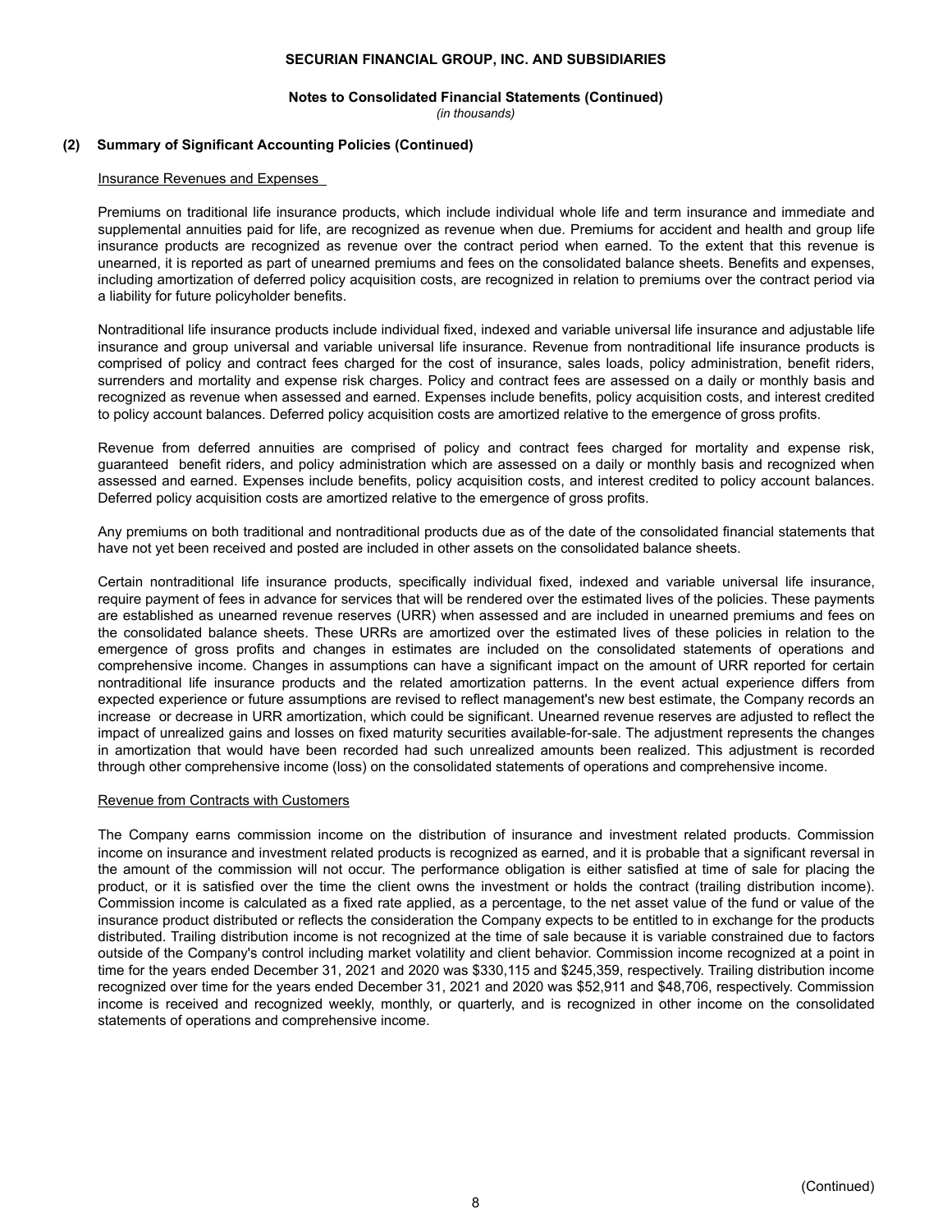## (2) Summary of Significant Accounting Policies (Continued)

### Insurance Revenues and Expenses

Premiums on traditional life insurance products, which include individual whole life and term insurance and immediate and supplemental annuities paid for life, are recognized as revenue when due. Premiums for accident and health and group life insurance products are recognized as revenue over the contract period when earned. To the extent that this revenue is unearned, it is reported as part of unearned premiums and fees on the consolidated balance sheets. Benefits and expenses, including amortization of deferred policy acquisition costs, are recognized in relation to premiums over the contract period via a liability for future policyholder benefits.

Nontraditional life insurance products include individual fixed, indexed and variable universal life insurance and adjustable life insurance and group universal and variable universal life insurance. Revenue from nontraditional life insurance products is comprised of policy and contract fees charged for the cost of insurance, sales loads, policy administration, benefit riders, surrenders and mortality and expense risk charges. Policy and contract fees are assessed on a daily or monthly basis and recognized as revenue when assessed and earned. Expenses include benefits, policy acquisition costs, and interest credited to policy account balances. Deferred policy acquisition costs are amortized relative to the emergence of gross profits.

Revenue from deferred annuities are comprised of policy and contract fees charged for mortality and expense risk, guaranteed benefit riders, and policy administration which are assessed on a daily or monthly basis and recognized when assessed and earned. Expenses include benefits, policy acquisition costs, and interest credited to policy account balances. Deferred policy acquisition costs are amortized relative to the emergence of gross profits.

Any premiums on both traditional and nontraditional products due as of the date of the consolidated financial statements that have not yet been received and posted are included in other assets on the consolidated balance sheets.

Certain nontraditional life insurance products, specifically individual fixed, indexed and variable universal life insurance, require payment of fees in advance for services that will be rendered over the estimated lives of the policies. These payments are established as unearned revenue reserves (URR) when assessed and are included in unearned premiums and fees on the consolidated balance sheets. These URRs are amortized over the estimated lives of these policies in relation to the emergence of gross profits and changes in estimates are included on the consolidated statements of operations and comprehensive income. Changes in assumptions can have a significant impact on the amount of URR reported for certain nontraditional life insurance products and the related amortization patterns. In the event actual experience differs from expected experience or future assumptions are revised to reflect management's new best estimate, the Company records an increase or decrease in URR amortization, which could be significant. Unearned revenue reserves are adjusted to reflect the impact of unrealized gains and losses on fixed maturity securities available-for-sale. The adjustment represents the changes in amortization that would have been recorded had such unrealized amounts been realized. This adjustment is recorded through other comprehensive income (loss) on the consolidated statements of operations and comprehensive income.

### Revenue from Contracts with Customers

The Company earns commission income on the distribution of insurance and investment related products. Commission income on insurance and investment related products is recognized as earned, and it is probable that a significant reversal in the amount of the commission will not occur. The performance obligation is either satisfied at time of sale for placing the product, or it is satisfied over the time the client owns the investment or holds the contract (trailing distribution income). Commission income is calculated as a fixed rate applied, as a percentage, to the net asset value of the fund or value of the insurance product distributed or reflects the consideration the Company expects to be entitled to in exchange for the products distributed. Trailing distribution income is not recognized at the time of sale because it is variable constrained due to factors outside of the Company's control including market volatility and client behavior. Commission income recognized at a point in time for the years ended December 31, 2021 and 2020 was $330,115 and $245,359, respectively. Trailing distribution income recognized over time for the years ended December 31, 2021 and 2020 was $52,911 and $48,706, respectively. Commission income is received and recognized weekly, monthly, or quarterly, and is recognized in other income on the consolidated statements of operations and comprehensive income.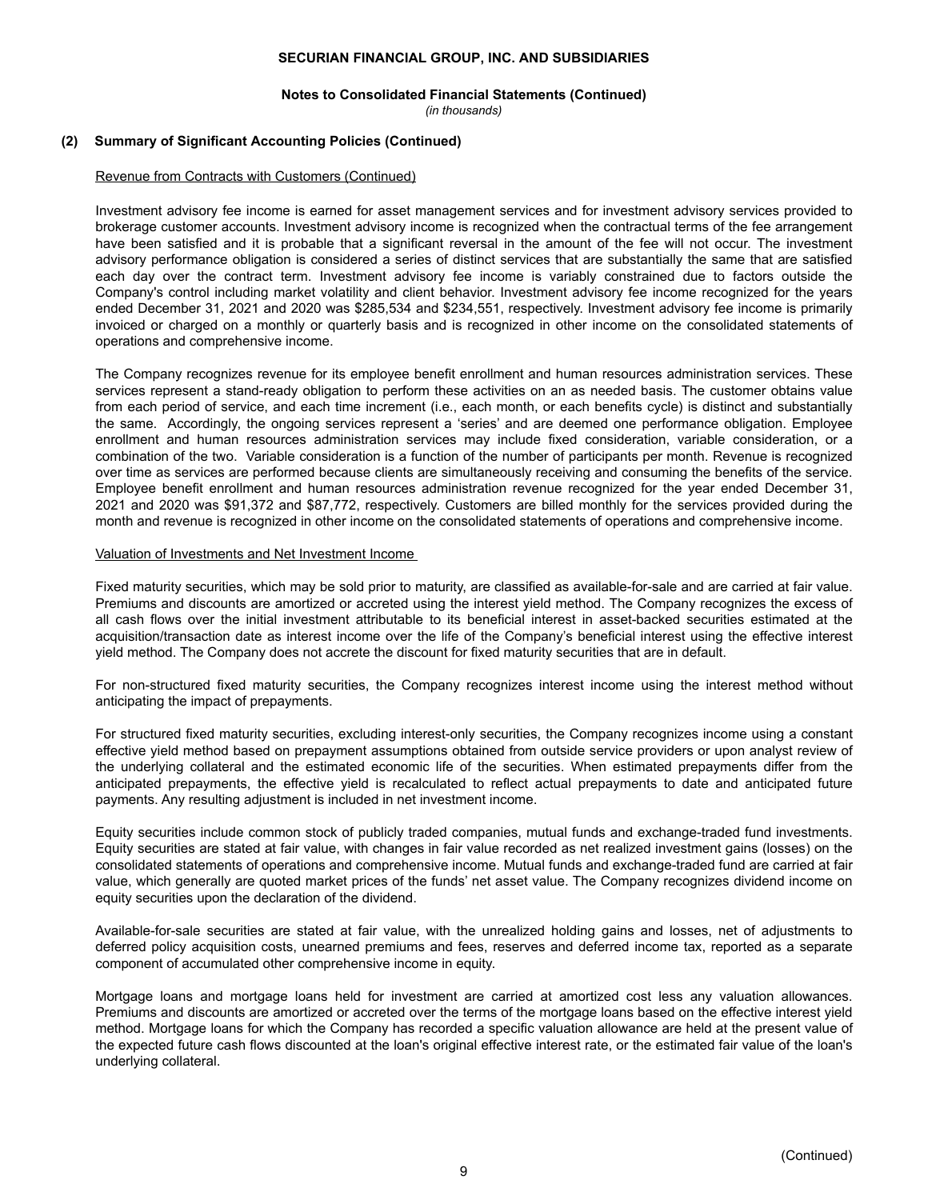## (2) Summary of Significant Accounting Policies (Continued)

Revenue from Contracts with Customers (Continued)

Investment advisory fee income is earned for asset management services and for investment advisory services provided to brokerage customer accounts. Investment advisory income is recognized when the contractual terms of the fee arrangement have been satisfied and it is probable that a significant reversal in the amount of the fee will not occur. The investment advisory performance obligation is considered a series of distinct services that are substantially the same that are satisfied each day over the contract term. Investment advisory fee income is variably constrained due to factors outside the Company's control including market volatility and client behavior. Investment advisory fee income recognized for the years ended December 31, 2021 and 2020 was $285,534 and $234,551, respectively. Investment advisory fee income is primarily invoiced or charged on a monthly or quarterly basis and is recognized in other income on the consolidated statements of operations and comprehensive income.

The Company recognizes revenue for its employee benefit enrollment and human resources administration services. These services represent a stand-ready obligation to perform these activities on an as needed basis. The customer obtains value from each period of service, and each time increment (i.e., each month, or each benefits cycle) is distinct and substantially the same. Accordingly, the ongoing services represent a 'series' and are deemed one performance obligation. Employee enrollment and human resources administration services may include fixed consideration, variable consideration, or a combination of the two. Variable consideration is a function of the number of participants per month. Revenue is recognized over time as services are performed because clients are simultaneously receiving and consuming the benefits of the service. Employee benefit enrollment and human resources administration revenue recognized for the year ended December 31, 2021 and 2020 was $91,372 and $87,772, respectively. Customers are billed monthly for the services provided during the month and revenue is recognized in other income on the consolidated statements of operations and comprehensive income.

Valuation of Investments and Net Investment Income

Fixed maturity securities, which may be sold prior to maturity, are classified as available-for-sale and are carried at fair value. Premiums and discounts are amortized or accreted using the interest yield method. The Company recognizes the excess of all cash flows over the initial investment attributable to its beneficial interest in asset-backed securities estimated at the acquisition/transaction date as interest income over the life of the Company's beneficial interest using the effective interest yield method. The Company does not accrete the discount for fixed maturity securities that are in default.

For non-structured fixed maturity securities, the Company recognizes interest income using the interest method without anticipating the impact of prepayments.

For structured fixed maturity securities, excluding interest-only securities, the Company recognizes income using a constant effective yield method based on prepayment assumptions obtained from outside service providers or upon analyst review of the underlying collateral and the estimated economic life of the securities. When estimated prepayments differ from the anticipated prepayments, the effective yield is recalculated to reflect actual prepayments to date and anticipated future payments. Any resulting adjustment is included in net investment income.

Equity securities include common stock of publicly traded companies, mutual funds and exchange-traded fund investments. Equity securities are stated at fair value, with changes in fair value recorded as net realized investment gains (losses) on the consolidated statements of operations and comprehensive income. Mutual funds and exchange-traded fund are carried at fair value, which generally are quoted market prices of the funds' net asset value. The Company recognizes dividend income on equity securities upon the declaration of the dividend.

Available-for-sale securities are stated at fair value, with the unrealized holding gains and losses, net of adjustments to deferred policy acquisition costs, unearned premiums and fees, reserves and deferred income tax, reported as a separate component of accumulated other comprehensive income in equity.

Mortgage loans and mortgage loans held for investment are carried at amortized cost less any valuation allowances. Premiums and discounts are amortized or accreted over the terms of the mortgage loans based on the effective interest yield method. Mortgage loans for which the Company has recorded a specific valuation allowance are held at the present value of the expected future cash flows discounted at the loan's original effective interest rate, or the estimated fair value of the loan's underlying collateral.

(Continued)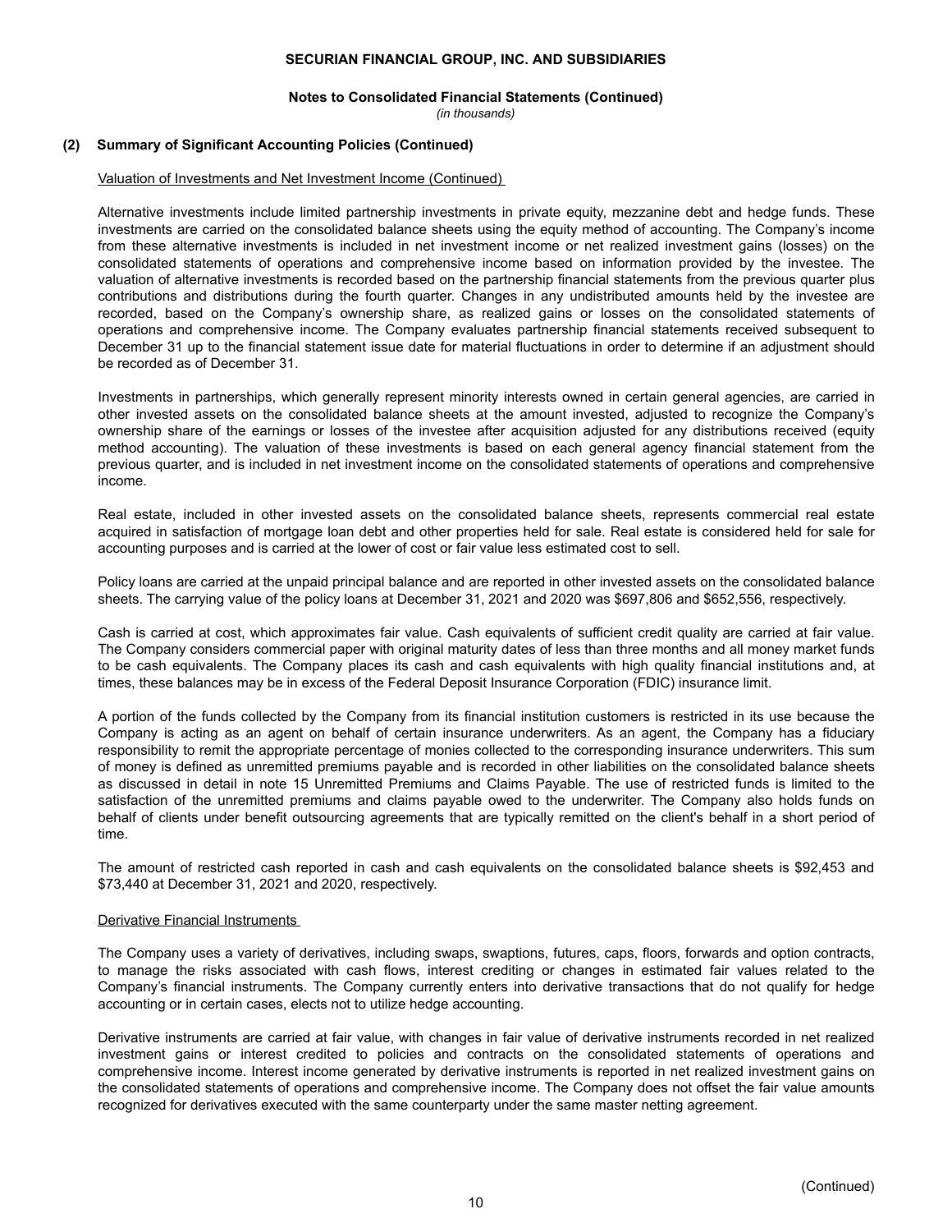## (2) Summary of Significant Accounting Policies (Continued)

Valuation of Investments and Net Investment Income (Continued)

Alternative investments include limited partnership investments in private equity, mezzanine debt and hedge funds. These investments are carried on the consolidated balance sheets using the equity method of accounting. The Company's income from these alternative investments is included in net investment income or net realized investment gains (losses) on the consolidated statements of operations and comprehensive income based on information provided by the investee. The valuation of alternative investments is recorded based on the partnership financial statements from the previous quarter plus contributions and distributions during the fourth quarter. Changes in any undistributed amounts held by the investee are recorded, based on the Company's ownership share, as realized gains or losses on the consolidated statements of operations and comprehensive income. The Company evaluates partnership financial statements received subsequent to December 31 up to the financial statement issue date for material fluctuations in order to determine if an adjustment should be recorded as of December 31.

Investments in partnerships, which generally represent minority interests owned in certain general agencies, are carried in other invested assets on the consolidated balance sheets at the amount invested, adjusted to recognize the Company's ownership share of the earnings or losses of the investee after acquisition adjusted for any distributions received (equity method accounting). The valuation of these investments is based on each general agency financial statement from the previous quarter, and is included in net investment income on the consolidated statements of operations and comprehensive income.

Real estate, included in other invested assets on the consolidated balance sheets, represents commercial real estate acquired in satisfaction of mortgage loan debt and other properties held for sale. Real estate is considered held for sale for accounting purposes and is carried at the lower of cost or fair value less estimated cost to sell.

Policy loans are carried at the unpaid principal balance and are reported in other invested assets on the consolidated balance sheets. The carrying value of the policy loans at December 31, 2021 and 2020 was $697,806 and $652,556, respectively.

Cash is carried at cost, which approximates fair value. Cash equivalents of sufficient credit quality are carried at fair value. The Company considers commercial paper with original maturity dates of less than three months and all money market funds to be cash equivalents. The Company places its cash and cash equivalents with high quality financial institutions and, at times, these balances may be in excess of the Federal Deposit Insurance Corporation (FDIC) insurance limit.

A portion of the funds collected by the Company from its financial institution customers is restricted in its use because the Company is acting as an agent on behalf of certain insurance underwriters. As an agent, the Company has a fiduciary responsibility to remit the appropriate percentage of monies collected to the corresponding insurance underwriters. This sum of money is defined as unremitted premiums payable and is recorded in other liabilities on the consolidated balance sheets as discussed in detail in note 15 Unremitted Premiums and Claims Payable. The use of restricted funds is limited to the satisfaction of the unremitted premiums and claims payable owed to the underwriter. The Company also holds funds on behalf of clients under benefit outsourcing agreements that are typically remitted on the client's behalf in a short period of time.

The amount of restricted cash reported in cash and cash equivalents on the consolidated balance sheets is $92,453 and $73,440 at December 31, 2021 and 2020, respectively.

Derivative Financial Instruments

The Company uses a variety of derivatives, including swaps, swaptions, futures, caps, floors, forwards and option contracts, to manage the risks associated with cash flows, interest crediting or changes in estimated fair values related to the Company's financial instruments. The Company currently enters into derivative transactions that do not qualify for hedge accounting or in certain cases, elects not to utilize hedge accounting.

Derivative instruments are carried at fair value, with changes in fair value of derivative instruments recorded in net realized investment gains or interest credited to policies and contracts on the consolidated statements of operations and comprehensive income. Interest income generated by derivative instruments is reported in net realized investment gains on the consolidated statements of operations and comprehensive income. The Company does not offset the fair value amounts recognized for derivatives executed with the same counterparty under the same master netting agreement.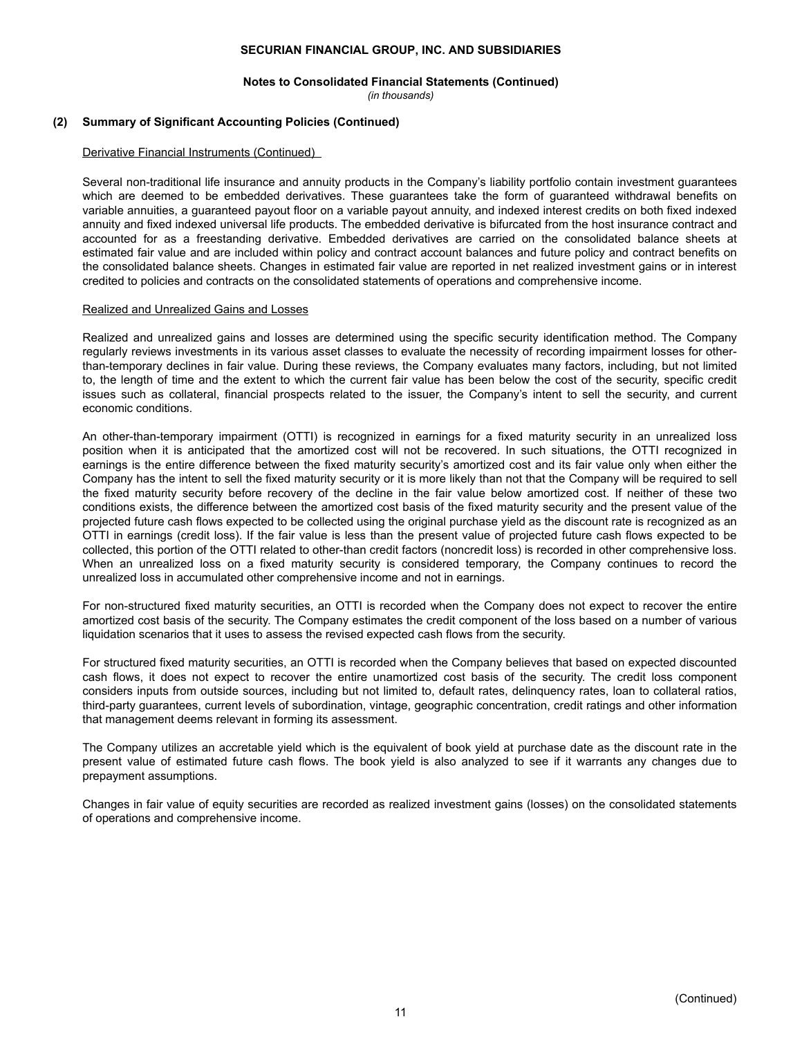## (2) Summary of Significant Accounting Policies (Continued)

Derivative Financial Instruments (Continued)

Several non-traditional life insurance and annuity products in the Company's liability portfolio contain investment guarantees which are deemed to be embedded derivatives. These guarantees take the form of guaranteed withdrawal benefits on variable annuities, a guaranteed payout floor on a variable payout annuity, and indexed interest credits on both fixed indexed annuity and fixed indexed universal life products. The embedded derivative is bifurcated from the host insurance contract and accounted for as a freestanding derivative. Embedded derivatives are carried on the consolidated balance sheets at estimated fair value and are included within policy and contract account balances and future policy and contract benefits on the consolidated balance sheets. Changes in estimated fair value are reported in net realized investment gains or in interest credited to policies and contracts on the consolidated statements of operations and comprehensive income.

Realized and Unrealized Gains and Losses

Realized and unrealized gains and losses are determined using the specific security identification method. The Company regularly reviews investments in its various asset classes to evaluate the necessity of recording impairment losses for other-than-temporary declines in fair value. During these reviews, the Company evaluates many factors, including, but not limited to, the length of time and the extent to which the current fair value has been below the cost of the security, specific credit issues such as collateral, financial prospects related to the issuer, the Company's intent to sell the security, and current economic conditions.

An other-than-temporary impairment (OTTI) is recognized in earnings for a fixed maturity security in an unrealized loss position when it is anticipated that the amortized cost will not be recovered. In such situations, the OTTI recognized in earnings is the entire difference between the fixed maturity security's amortized cost and its fair value only when either the Company has the intent to sell the fixed maturity security or it is more likely than not that the Company will be required to sell the fixed maturity security before recovery of the decline in the fair value below amortized cost. If neither of these two conditions exists, the difference between the amortized cost basis of the fixed maturity security and the present value of the projected future cash flows expected to be collected using the original purchase yield as the discount rate is recognized as an OTTI in earnings (credit loss). If the fair value is less than the present value of projected future cash flows expected to be collected, this portion of the OTTI related to other-than credit factors (noncredit loss) is recorded in other comprehensive loss. When an unrealized loss on a fixed maturity security is considered temporary, the Company continues to record the unrealized loss in accumulated other comprehensive income and not in earnings.

For non-structured fixed maturity securities, an OTTI is recorded when the Company does not expect to recover the entire amortized cost basis of the security. The Company estimates the credit component of the loss based on a number of various liquidation scenarios that it uses to assess the revised expected cash flows from the security.

For structured fixed maturity securities, an OTTI is recorded when the Company believes that based on expected discounted cash flows, it does not expect to recover the entire unamortized cost basis of the security. The credit loss component considers inputs from outside sources, including but not limited to, default rates, delinquency rates, loan to collateral ratios, third-party guarantees, current levels of subordination, vintage, geographic concentration, credit ratings and other information that management deems relevant in forming its assessment.

The Company utilizes an accretable yield which is the equivalent of book yield at purchase date as the discount rate in the present value of estimated future cash flows. The book yield is also analyzed to see if it warrants any changes due to prepayment assumptions.

Changes in fair value of equity securities are recorded as realized investment gains (losses) on the consolidated statements of operations and comprehensive income.

(Continued)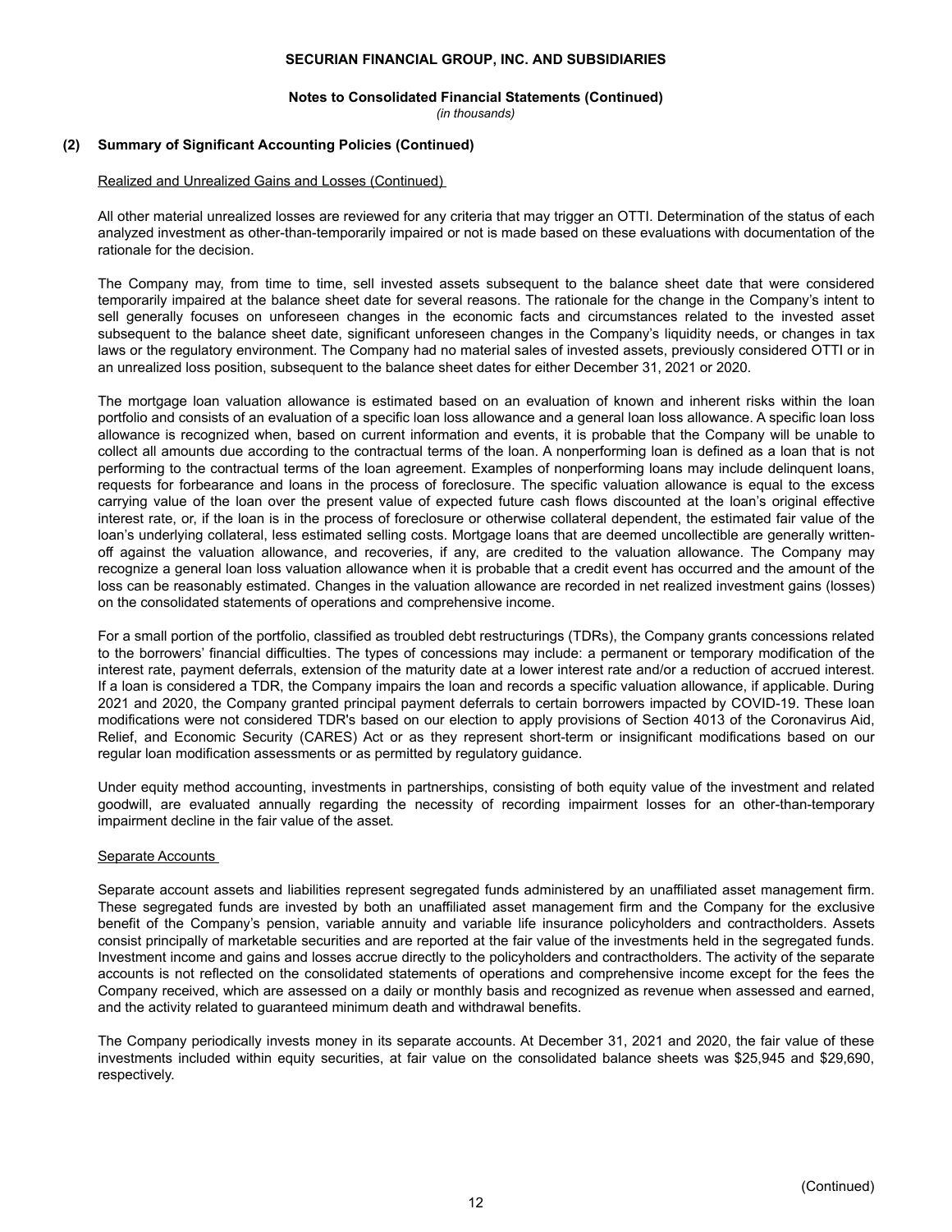## (2) Summary of Significant Accounting Policies (Continued)

Realized and Unrealized Gains and Losses (Continued)

All other material unrealized losses are reviewed for any criteria that may trigger an OTTI. Determination of the status of each analyzed investment as other-than-temporarily impaired or not is made based on these evaluations with documentation of the rationale for the decision.

The Company may, from time to time, sell invested assets subsequent to the balance sheet date that were considered temporarily impaired at the balance sheet date for several reasons. The rationale for the change in the Company's intent to sell generally focuses on unforeseen changes in the economic facts and circumstances related to the invested asset subsequent to the balance sheet date, significant unforeseen changes in the Company's liquidity needs, or changes in tax laws or the regulatory environment. The Company had no material sales of invested assets, previously considered OTTI or in an unrealized loss position, subsequent to the balance sheet dates for either December 31, 2021 or 2020.

The mortgage loan valuation allowance is estimated based on an evaluation of known and inherent risks within the loan portfolio and consists of an evaluation of a specific loan loss allowance and a general loan loss allowance. A specific loan loss allowance is recognized when, based on current information and events, it is probable that the Company will be unable to collect all amounts due according to the contractual terms of the loan. A nonperforming loan is defined as a loan that is not performing to the contractual terms of the loan agreement. Examples of nonperforming loans may include delinquent loans, requests for forbearance and loans in the process of foreclosure. The specific valuation allowance is equal to the excess carrying value of the loan over the present value of expected future cash flows discounted at the loan's original effective interest rate, or, if the loan is in the process of foreclosure or otherwise collateral dependent, the estimated fair value of the loan's underlying collateral, less estimated selling costs. Mortgage loans that are deemed uncollectible are generally written-off against the valuation allowance, and recoveries, if any, are credited to the valuation allowance. The Company may recognize a general loan loss valuation allowance when it is probable that a credit event has occurred and the amount of the loss can be reasonably estimated. Changes in the valuation allowance are recorded in net realized investment gains (losses) on the consolidated statements of operations and comprehensive income.

For a small portion of the portfolio, classified as troubled debt restructurings (TDRs), the Company grants concessions related to the borrowers' financial difficulties. The types of concessions may include: a permanent or temporary modification of the interest rate, payment deferrals, extension of the maturity date at a lower interest rate and/or a reduction of accrued interest. If a loan is considered a TDR, the Company impairs the loan and records a specific valuation allowance, if applicable. During 2021 and 2020, the Company granted principal payment deferrals to certain borrowers impacted by COVID-19. These loan modifications were not considered TDR's based on our election to apply provisions of Section 4013 of the Coronavirus Aid, Relief, and Economic Security (CARES) Act or as they represent short-term or insignificant modifications based on our regular loan modification assessments or as permitted by regulatory guidance.

Under equity method accounting, investments in partnerships, consisting of both equity value of the investment and related goodwill, are evaluated annually regarding the necessity of recording impairment losses for an other-than-temporary impairment decline in the fair value of the asset.

Separate Accounts

Separate account assets and liabilities represent segregated funds administered by an unaffiliated asset management firm. These segregated funds are invested by both an unaffiliated asset management firm and the Company for the exclusive benefit of the Company's pension, variable annuity and variable life insurance policyholders and contractholders. Assets consist principally of marketable securities and are reported at the fair value of the investments held in the segregated funds. Investment income and gains and losses accrue directly to the policyholders and contractholders. The activity of the separate accounts is not reflected on the consolidated statements of operations and comprehensive income except for the fees the Company received, which are assessed on a daily or monthly basis and recognized as revenue when assessed and earned, and the activity related to guaranteed minimum death and withdrawal benefits.

The Company periodically invests money in its separate accounts. At December 31, 2021 and 2020, the fair value of these investments included within equity securities, at fair value on the consolidated balance sheets was $25,945 and $29,690, respectively.

(Continued)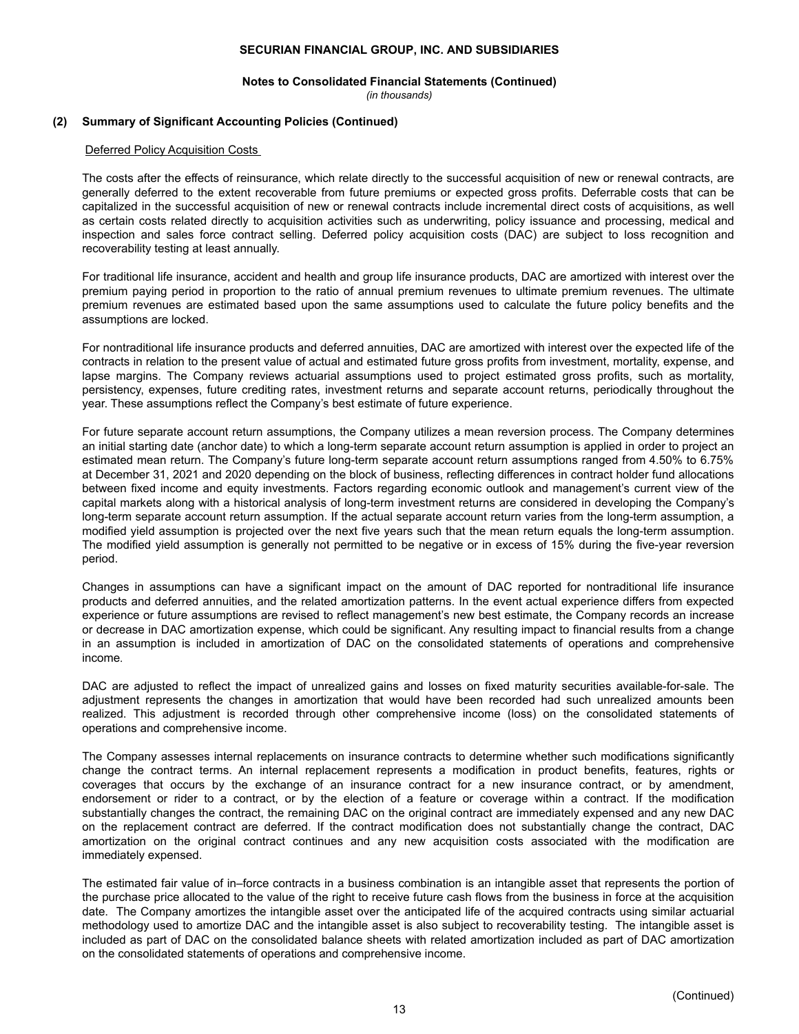## (2) Summary of Significant Accounting Policies (Continued)

### Deferred Policy Acquisition Costs

The costs after the effects of reinsurance, which relate directly to the successful acquisition of new or renewal contracts, are generally deferred to the extent recoverable from future premiums or expected gross profits. Deferrable costs that can be capitalized in the successful acquisition of new or renewal contracts include incremental direct costs of acquisitions, as well as certain costs related directly to acquisition activities such as underwriting, policy issuance and processing, medical and inspection and sales force contract selling. Deferred policy acquisition costs (DAC) are subject to loss recognition and recoverability testing at least annually.

For traditional life insurance, accident and health and group life insurance products, DAC are amortized with interest over the premium paying period in proportion to the ratio of annual premium revenues to ultimate premium revenues. The ultimate premium revenues are estimated based upon the same assumptions used to calculate the future policy benefits and the assumptions are locked.

For nontraditional life insurance products and deferred annuities, DAC are amortized with interest over the expected life of the contracts in relation to the present value of actual and estimated future gross profits from investment, mortality, expense, and lapse margins. The Company reviews actuarial assumptions used to project estimated gross profits, such as mortality, persistency, expenses, future crediting rates, investment returns and separate account returns, periodically throughout the year. These assumptions reflect the Company's best estimate of future experience.

For future separate account return assumptions, the Company utilizes a mean reversion process. The Company determines an initial starting date (anchor date) to which a long-term separate account return assumption is applied in order to project an estimated mean return. The Company's future long-term separate account return assumptions ranged from 4.50% to 6.75% at December 31, 2021 and 2020 depending on the block of business, reflecting differences in contract holder fund allocations between fixed income and equity investments. Factors regarding economic outlook and management's current view of the capital markets along with a historical analysis of long-term investment returns are considered in developing the Company's long-term separate account return assumption. If the actual separate account return varies from the long-term assumption, a modified yield assumption is projected over the next five years such that the mean return equals the long-term assumption. The modified yield assumption is generally not permitted to be negative or in excess of 15% during the five-year reversion period.

Changes in assumptions can have a significant impact on the amount of DAC reported for nontraditional life insurance products and deferred annuities, and the related amortization patterns. In the event actual experience differs from expected experience or future assumptions are revised to reflect management's new best estimate, the Company records an increase or decrease in DAC amortization expense, which could be significant. Any resulting impact to financial results from a change in an assumption is included in amortization of DAC on the consolidated statements of operations and comprehensive income.

DAC are adjusted to reflect the impact of unrealized gains and losses on fixed maturity securities available-for-sale. The adjustment represents the changes in amortization that would have been recorded had such unrealized amounts been realized. This adjustment is recorded through other comprehensive income (loss) on the consolidated statements of operations and comprehensive income.

The Company assesses internal replacements on insurance contracts to determine whether such modifications significantly change the contract terms. An internal replacement represents a modification in product benefits, features, rights or coverages that occurs by the exchange of an insurance contract for a new insurance contract, or by amendment, endorsement or rider to a contract, or by the election of a feature or coverage within a contract. If the modification substantially changes the contract, the remaining DAC on the original contract are immediately expensed and any new DAC on the replacement contract are deferred. If the contract modification does not substantially change the contract, DAC amortization on the original contract continues and any new acquisition costs associated with the modification are immediately expensed.

The estimated fair value of in–force contracts in a business combination is an intangible asset that represents the portion of the purchase price allocated to the value of the right to receive future cash flows from the business in force at the acquisition date. The Company amortizes the intangible asset over the anticipated life of the acquired contracts using similar actuarial methodology used to amortize DAC and the intangible asset is also subject to recoverability testing. The intangible asset is included as part of DAC on the consolidated balance sheets with related amortization included as part of DAC amortization on the consolidated statements of operations and comprehensive income.

(Continued)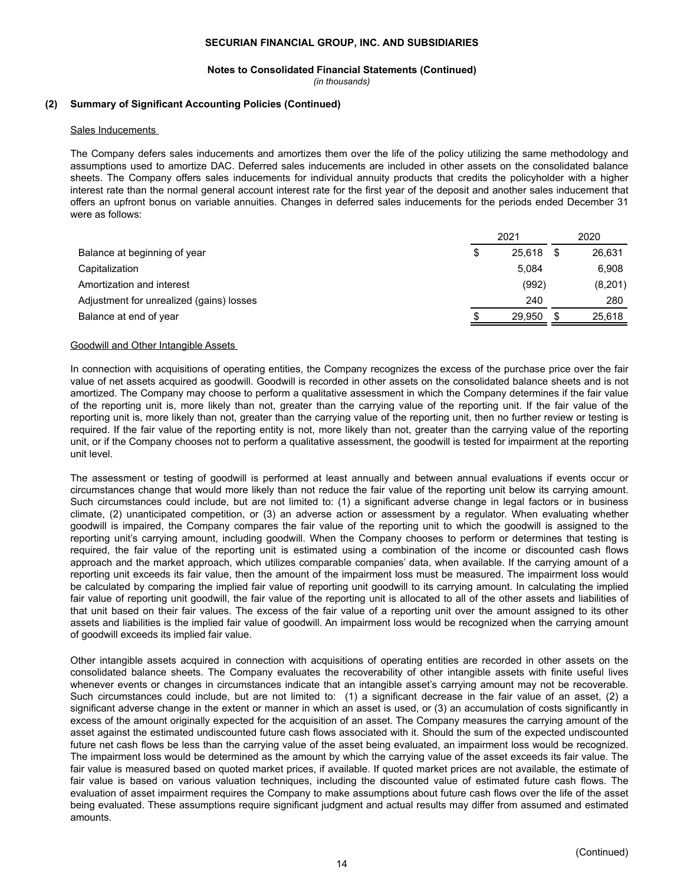## (2) Summary of Significant Accounting Policies (Continued)

### Sales Inducements

The Company defers sales inducements and amortizes them over the life of the policy utilizing the same methodology and assumptions used to amortize DAC. Deferred sales inducements are included in other assets on the consolidated balance sheets. The Company offers sales inducements for individual annuity products that credits the policyholder with a higher interest rate than the normal general account interest rate for the first year of the deposit and another sales inducement that offers an upfront bonus on variable annuities. Changes in deferred sales inducements for the periods ended December 31 were as follows:

| | 2021 | 2020 |
|---|---|---|
| Balance at beginning of year | $ 25,618 | $ 26,631 |
| Capitalization | 5,084 | 6,908 |
| Amortization and interest | (992) | (8,201) |
| Adjustment for unrealized (gains) losses | 240 | 280 |
| Balance at end of year | $ 29,950 | $ 25,618 |

### Goodwill and Other Intangible Assets

In connection with acquisitions of operating entities, the Company recognizes the excess of the purchase price over the fair value of net assets acquired as goodwill. Goodwill is recorded in other assets on the consolidated balance sheets and is not amortized. The Company may choose to perform a qualitative assessment in which the Company determines if the fair value of the reporting unit is, more likely than not, greater than the carrying value of the reporting unit. If the fair value of the reporting unit is, more likely than not, greater than the carrying value of the reporting unit, then no further review or testing is required. If the fair value of the reporting entity is not, more likely than not, greater than the carrying value of the reporting unit, or if the Company chooses not to perform a qualitative assessment, the goodwill is tested for impairment at the reporting unit level.

The assessment or testing of goodwill is performed at least annually and between annual evaluations if events occur or circumstances change that would more likely than not reduce the fair value of the reporting unit below its carrying amount. Such circumstances could include, but are not limited to: (1) a significant adverse change in legal factors or in business climate, (2) unanticipated competition, or (3) an adverse action or assessment by a regulator. When evaluating whether goodwill is impaired, the Company compares the fair value of the reporting unit to which the goodwill is assigned to the reporting unit's carrying amount, including goodwill. When the Company chooses to perform or determines that testing is required, the fair value of the reporting unit is estimated using a combination of the income or discounted cash flows approach and the market approach, which utilizes comparable companies' data, when available. If the carrying amount of a reporting unit exceeds its fair value, then the amount of the impairment loss must be measured. The impairment loss would be calculated by comparing the implied fair value of reporting unit goodwill to its carrying amount. In calculating the implied fair value of reporting unit goodwill, the fair value of the reporting unit is allocated to all of the other assets and liabilities of that unit based on their fair values. The excess of the fair value of a reporting unit over the amount assigned to its other assets and liabilities is the implied fair value of goodwill. An impairment loss would be recognized when the carrying amount of goodwill exceeds its implied fair value.

Other intangible assets acquired in connection with acquisitions of operating entities are recorded in other assets on the consolidated balance sheets. The Company evaluates the recoverability of other intangible assets with finite useful lives whenever events or changes in circumstances indicate that an intangible asset's carrying amount may not be recoverable. Such circumstances could include, but are not limited to: (1) a significant decrease in the fair value of an asset, (2) a significant adverse change in the extent or manner in which an asset is used, or (3) an accumulation of costs significantly in excess of the amount originally expected for the acquisition of an asset. The Company measures the carrying amount of the asset against the estimated undiscounted future cash flows associated with it. Should the sum of the expected undiscounted future net cash flows be less than the carrying value of the asset being evaluated, an impairment loss would be recognized. The impairment loss would be determined as the amount by which the carrying value of the asset exceeds its fair value. The fair value is measured based on quoted market prices, if available. If quoted market prices are not available, the estimate of fair value is based on various valuation techniques, including the discounted value of estimated future cash flows. The evaluation of asset impairment requires the Company to make assumptions about future cash flows over the life of the asset being evaluated. These assumptions require significant judgment and actual results may differ from assumed and estimated amounts.

(Continued)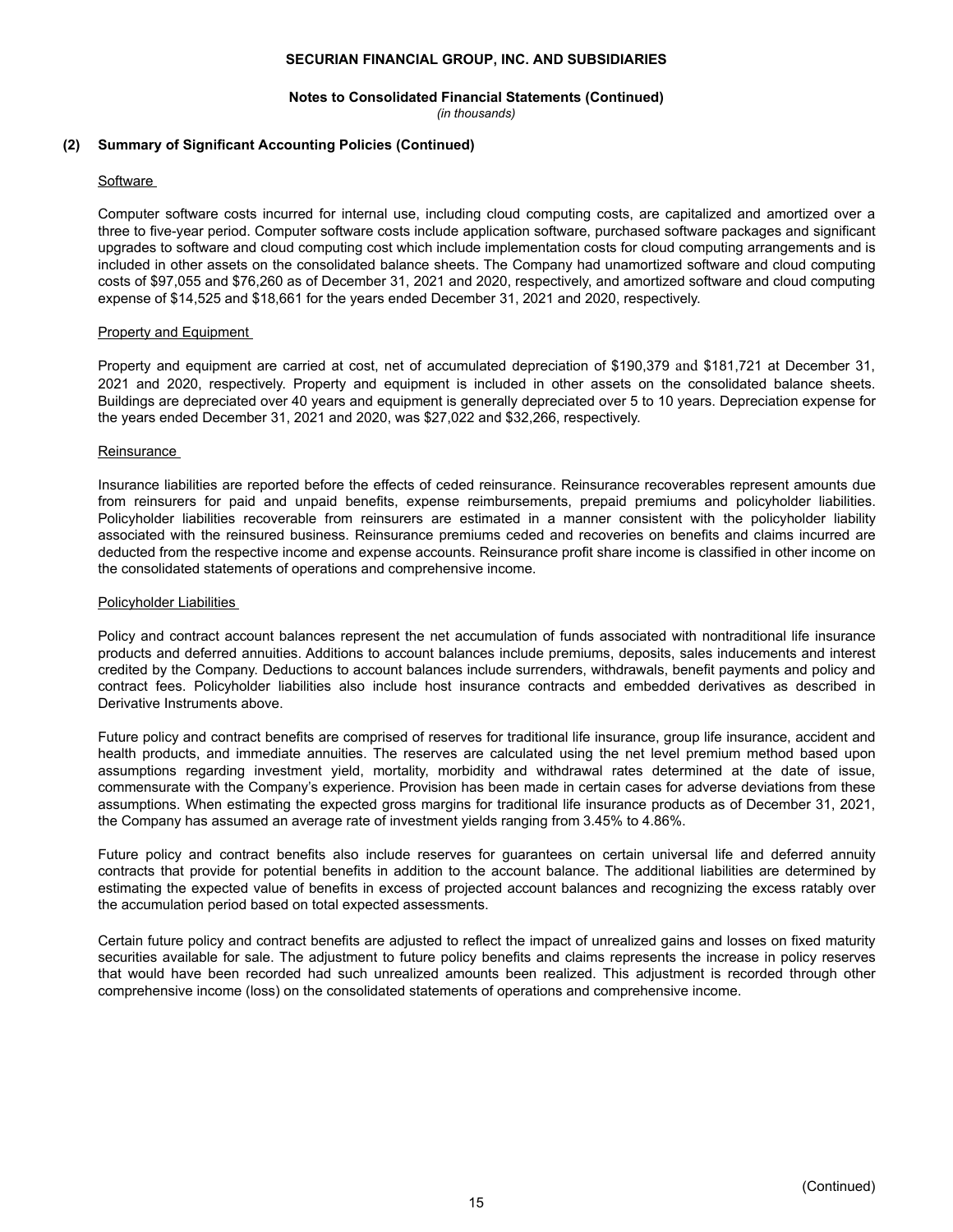## (2) Summary of Significant Accounting Policies (Continued)

### Software

Computer software costs incurred for internal use, including cloud computing costs, are capitalized and amortized over a three to five-year period. Computer software costs include application software, purchased software packages and significant upgrades to software and cloud computing cost which include implementation costs for cloud computing arrangements and is included in other assets on the consolidated balance sheets. The Company had unamortized software and cloud computing costs of $97,055 and $76,260 as of December 31, 2021 and 2020, respectively, and amortized software and cloud computing expense of $14,525 and $18,661 for the years ended December 31, 2021 and 2020, respectively.

### Property and Equipment

Property and equipment are carried at cost, net of accumulated depreciation of $190,379 and $181,721 at December 31, 2021 and 2020, respectively. Property and equipment is included in other assets on the consolidated balance sheets. Buildings are depreciated over 40 years and equipment is generally depreciated over 5 to 10 years. Depreciation expense for the years ended December 31, 2021 and 2020, was $27,022 and $32,266, respectively.

### Reinsurance

Insurance liabilities are reported before the effects of ceded reinsurance. Reinsurance recoverables represent amounts due from reinsurers for paid and unpaid benefits, expense reimbursements, prepaid premiums and policyholder liabilities. Policyholder liabilities recoverable from reinsurers are estimated in a manner consistent with the policyholder liability associated with the reinsured business. Reinsurance premiums ceded and recoveries on benefits and claims incurred are deducted from the respective income and expense accounts. Reinsurance profit share income is classified in other income on the consolidated statements of operations and comprehensive income.

### Policyholder Liabilities

Policy and contract account balances represent the net accumulation of funds associated with nontraditional life insurance products and deferred annuities. Additions to account balances include premiums, deposits, sales inducements and interest credited by the Company. Deductions to account balances include surrenders, withdrawals, benefit payments and policy and contract fees. Policyholder liabilities also include host insurance contracts and embedded derivatives as described in Derivative Instruments above.

Future policy and contract benefits are comprised of reserves for traditional life insurance, group life insurance, accident and health products, and immediate annuities. The reserves are calculated using the net level premium method based upon assumptions regarding investment yield, mortality, morbidity and withdrawal rates determined at the date of issue, commensurate with the Company's experience. Provision has been made in certain cases for adverse deviations from these assumptions. When estimating the expected gross margins for traditional life insurance products as of December 31, 2021, the Company has assumed an average rate of investment yields ranging from 3.45% to 4.86%.

Future policy and contract benefits also include reserves for guarantees on certain universal life and deferred annuity contracts that provide for potential benefits in addition to the account balance. The additional liabilities are determined by estimating the expected value of benefits in excess of projected account balances and recognizing the excess ratably over the accumulation period based on total expected assessments.

Certain future policy and contract benefits are adjusted to reflect the impact of unrealized gains and losses on fixed maturity securities available for sale. The adjustment to future policy benefits and claims represents the increase in policy reserves that would have been recorded had such unrealized amounts been realized. This adjustment is recorded through other comprehensive income (loss) on the consolidated statements of operations and comprehensive income.

(Continued)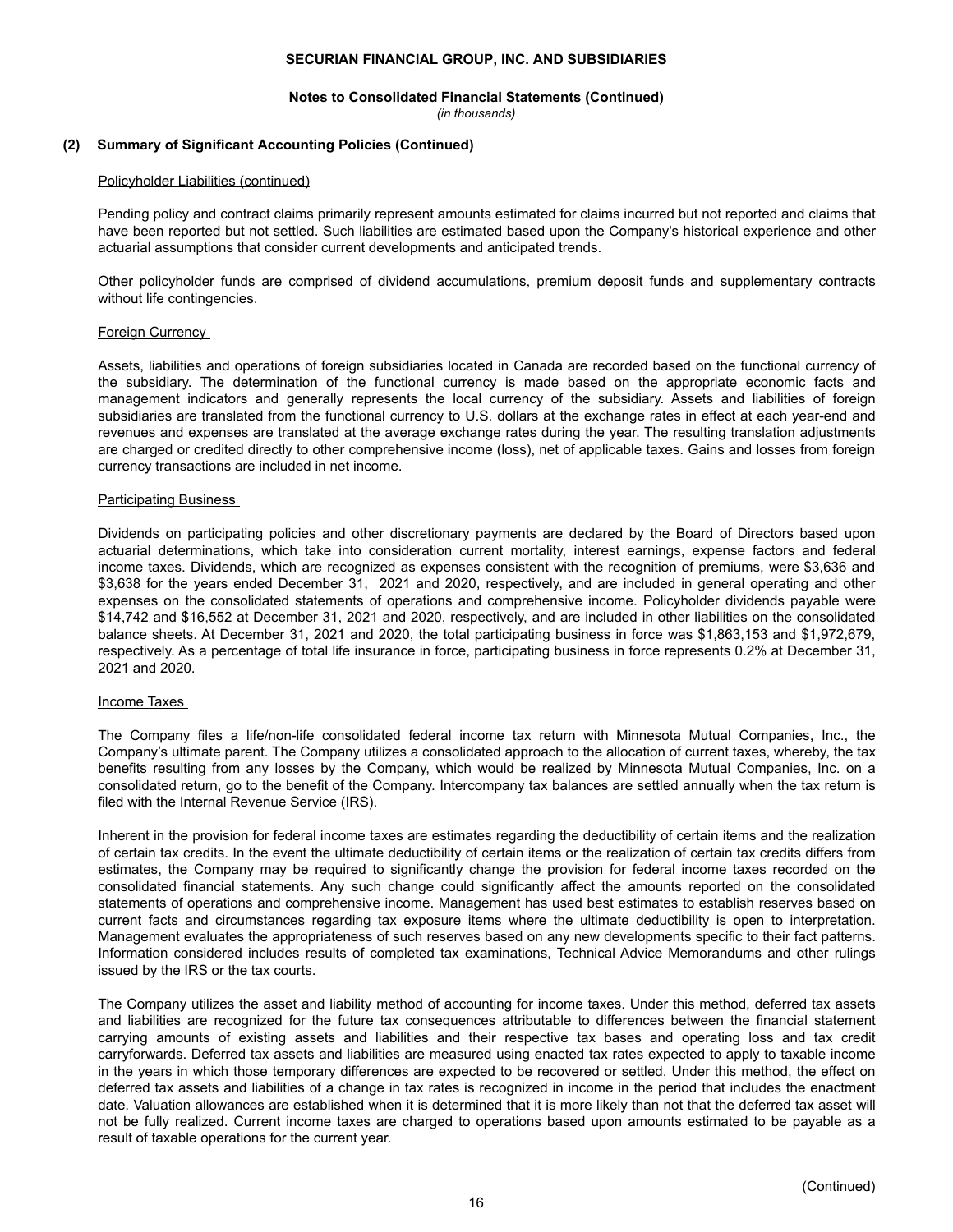## (2) Summary of Significant Accounting Policies (Continued)

Policyholder Liabilities (continued)

Pending policy and contract claims primarily represent amounts estimated for claims incurred but not reported and claims that have been reported but not settled. Such liabilities are estimated based upon the Company's historical experience and other actuarial assumptions that consider current developments and anticipated trends.

Other policyholder funds are comprised of dividend accumulations, premium deposit funds and supplementary contracts without life contingencies.

Foreign Currency

Assets, liabilities and operations of foreign subsidiaries located in Canada are recorded based on the functional currency of the subsidiary. The determination of the functional currency is made based on the appropriate economic facts and management indicators and generally represents the local currency of the subsidiary. Assets and liabilities of foreign subsidiaries are translated from the functional currency to U.S. dollars at the exchange rates in effect at each year-end and revenues and expenses are translated at the average exchange rates during the year. The resulting translation adjustments are charged or credited directly to other comprehensive income (loss), net of applicable taxes. Gains and losses from foreign currency transactions are included in net income.

Participating Business

Dividends on participating policies and other discretionary payments are declared by the Board of Directors based upon actuarial determinations, which take into consideration current mortality, interest earnings, expense factors and federal income taxes. Dividends, which are recognized as expenses consistent with the recognition of premiums, were $3,636 and $3,638 for the years ended December 31, 2021 and 2020, respectively, and are included in general operating and other expenses on the consolidated statements of operations and comprehensive income. Policyholder dividends payable were $14,742 and $16,552 at December 31, 2021 and 2020, respectively, and are included in other liabilities on the consolidated balance sheets. At December 31, 2021 and 2020, the total participating business in force was $1,863,153 and $1,972,679, respectively. As a percentage of total life insurance in force, participating business in force represents 0.2% at December 31, 2021 and 2020.

Income Taxes

The Company files a life/non-life consolidated federal income tax return with Minnesota Mutual Companies, Inc., the Company's ultimate parent. The Company utilizes a consolidated approach to the allocation of current taxes, whereby, the tax benefits resulting from any losses by the Company, which would be realized by Minnesota Mutual Companies, Inc. on a consolidated return, go to the benefit of the Company. Intercompany tax balances are settled annually when the tax return is filed with the Internal Revenue Service (IRS).

Inherent in the provision for federal income taxes are estimates regarding the deductibility of certain items and the realization of certain tax credits. In the event the ultimate deductibility of certain items or the realization of certain tax credits differs from estimates, the Company may be required to significantly change the provision for federal income taxes recorded on the consolidated financial statements. Any such change could significantly affect the amounts reported on the consolidated statements of operations and comprehensive income. Management has used best estimates to establish reserves based on current facts and circumstances regarding tax exposure items where the ultimate deductibility is open to interpretation. Management evaluates the appropriateness of such reserves based on any new developments specific to their fact patterns. Information considered includes results of completed tax examinations, Technical Advice Memorandums and other rulings issued by the IRS or the tax courts.

The Company utilizes the asset and liability method of accounting for income taxes. Under this method, deferred tax assets and liabilities are recognized for the future tax consequences attributable to differences between the financial statement carrying amounts of existing assets and liabilities and their respective tax bases and operating loss and tax credit carryforwards. Deferred tax assets and liabilities are measured using enacted tax rates expected to apply to taxable income in the years in which those temporary differences are expected to be recovered or settled. Under this method, the effect on deferred tax assets and liabilities of a change in tax rates is recognized in income in the period that includes the enactment date. Valuation allowances are established when it is determined that it is more likely than not that the deferred tax asset will not be fully realized. Current income taxes are charged to operations based upon amounts estimated to be payable as a result of taxable operations for the current year.

(Continued)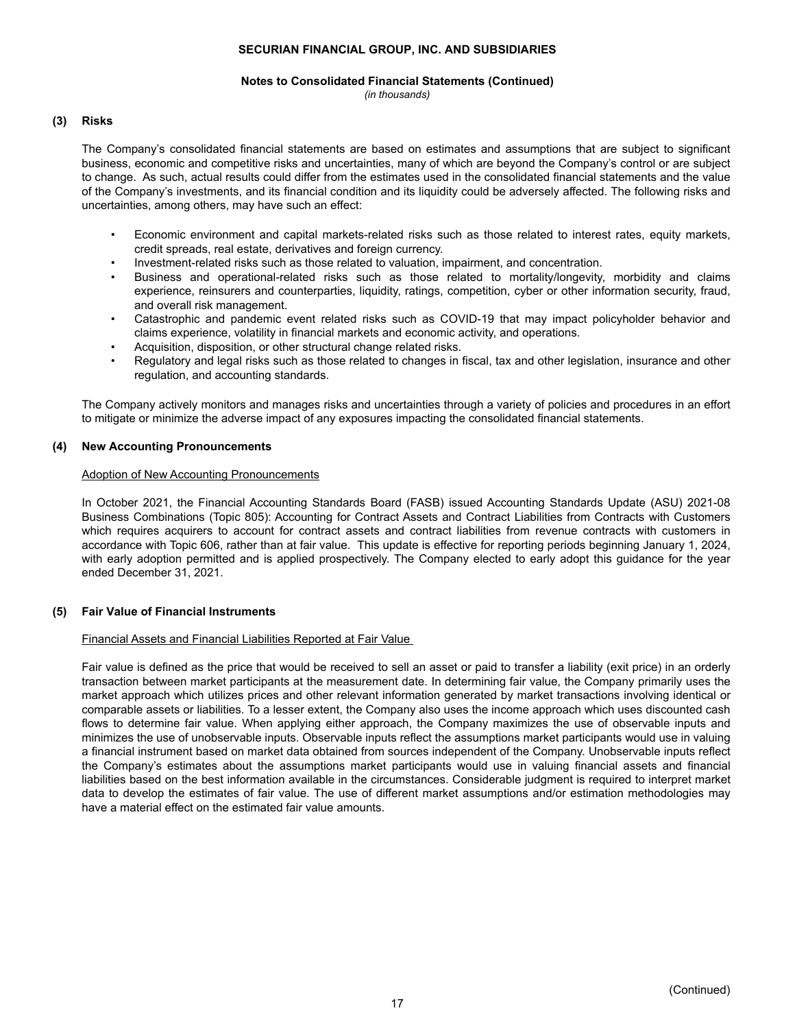## (3) Risks

The Company's consolidated financial statements are based on estimates and assumptions that are subject to significant business, economic and competitive risks and uncertainties, many of which are beyond the Company's control or are subject to change. As such, actual results could differ from the estimates used in the consolidated financial statements and the value of the Company's investments, and its financial condition and its liquidity could be adversely affected. The following risks and uncertainties, among others, may have such an effect:

- Economic environment and capital markets-related risks such as those related to interest rates, equity markets, credit spreads, real estate, derivatives and foreign currency.
- Investment-related risks such as those related to valuation, impairment, and concentration.
- Business and operational-related risks such as those related to mortality/longevity, morbidity and claims experience, reinsurers and counterparties, liquidity, ratings, competition, cyber or other information security, fraud, and overall risk management.
- Catastrophic and pandemic event related risks such as COVID-19 that may impact policyholder behavior and claims experience, volatility in financial markets and economic activity, and operations.
- Acquisition, disposition, or other structural change related risks.
- Regulatory and legal risks such as those related to changes in fiscal, tax and other legislation, insurance and other regulation, and accounting standards.

The Company actively monitors and manages risks and uncertainties through a variety of policies and procedures in an effort to mitigate or minimize the adverse impact of any exposures impacting the consolidated financial statements.

## (4) New Accounting Pronouncements

Adoption of New Accounting Pronouncements

In October 2021, the Financial Accounting Standards Board (FASB) issued Accounting Standards Update (ASU) 2021-08 Business Combinations (Topic 805): Accounting for Contract Assets and Contract Liabilities from Contracts with Customers which requires acquirers to account for contract assets and contract liabilities from revenue contracts with customers in accordance with Topic 606, rather than at fair value. This update is effective for reporting periods beginning January 1, 2024, with early adoption permitted and is applied prospectively. The Company elected to early adopt this guidance for the year ended December 31, 2021.

## (5) Fair Value of Financial Instruments

Financial Assets and Financial Liabilities Reported at Fair Value

Fair value is defined as the price that would be received to sell an asset or paid to transfer a liability (exit price) in an orderly transaction between market participants at the measurement date. In determining fair value, the Company primarily uses the market approach which utilizes prices and other relevant information generated by market transactions involving identical or comparable assets or liabilities. To a lesser extent, the Company also uses the income approach which uses discounted cash flows to determine fair value. When applying either approach, the Company maximizes the use of observable inputs and minimizes the use of unobservable inputs. Observable inputs reflect the assumptions market participants would use in valuing a financial instrument based on market data obtained from sources independent of the Company. Unobservable inputs reflect the Company's estimates about the assumptions market participants would use in valuing financial assets and financial liabilities based on the best information available in the circumstances. Considerable judgment is required to interpret market data to develop the estimates of fair value. The use of different market assumptions and/or estimation methodologies may have a material effect on the estimated fair value amounts.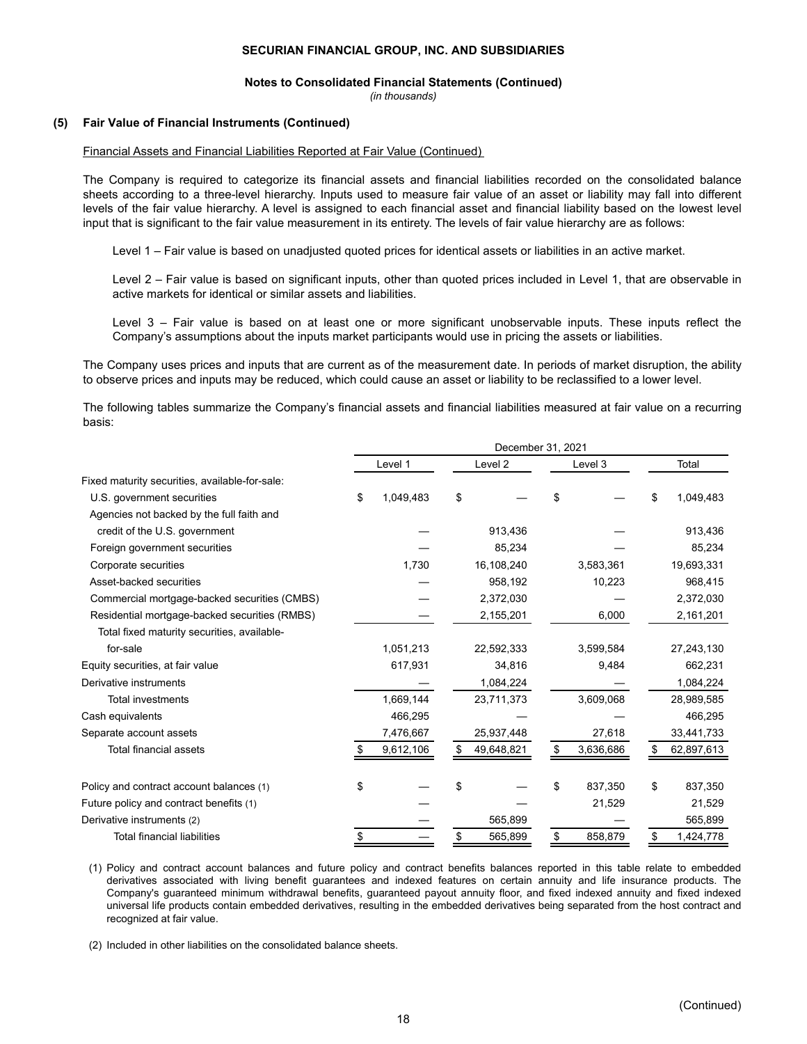### (5) Fair Value of Financial Instruments (Continued)

Financial Assets and Financial Liabilities Reported at Fair Value (Continued)

The Company is required to categorize its financial assets and financial liabilities recorded on the consolidated balance sheets according to a three-level hierarchy. Inputs used to measure fair value of an asset or liability may fall into different levels of the fair value hierarchy. A level is assigned to each financial asset and financial liability based on the lowest level input that is significant to the fair value measurement in its entirety. The levels of fair value hierarchy are as follows:

Level 1 – Fair value is based on unadjusted quoted prices for identical assets or liabilities in an active market.

Level 2 – Fair value is based on significant inputs, other than quoted prices included in Level 1, that are observable in active markets for identical or similar assets and liabilities.

Level 3 – Fair value is based on at least one or more significant unobservable inputs. These inputs reflect the Company's assumptions about the inputs market participants would use in pricing the assets or liabilities.

The Company uses prices and inputs that are current as of the measurement date. In periods of market disruption, the ability to observe prices and inputs may be reduced, which could cause an asset or liability to be reclassified to a lower level.

The following tables summarize the Company's financial assets and financial liabilities measured at fair value on a recurring basis:

| | December 31, 2021 | | | |
|---|---|---|---|---|
| | Level 1 | Level 2 | Level 3 | Total |
| Fixed maturity securities, available-for-sale: | | | | |
| U.S. government securities | $ 1,049,483 | $ — | $ — | $ 1,049,483 |
| Agencies not backed by the full faith and credit of the U.S. government | — | 913,436 | — | 913,436 |
| Foreign government securities | — | 85,234 | — | 85,234 |
| Corporate securities | 1,730 | 16,108,240 | 3,583,361 | 19,693,331 |
| Asset-backed securities | — | 958,192 | 10,223 | 968,415 |
| Commercial mortgage-backed securities (CMBS) | — | 2,372,030 | — | 2,372,030 |
| Residential mortgage-backed securities (RMBS) | — | 2,155,201 | 6,000 | 2,161,201 |
| Total fixed maturity securities, available-for-sale | 1,051,213 | 22,592,333 | 3,599,584 | 27,243,130 |
| Equity securities, at fair value | 617,931 | 34,816 | 9,484 | 662,231 |
| Derivative instruments | — | 1,084,224 | — | 1,084,224 |
| Total investments | 1,669,144 | 23,711,373 | 3,609,068 | 28,989,585 |
| Cash equivalents | 466,295 | — | — | 466,295 |
| Separate account assets | 7,476,667 | 25,937,448 | 27,618 | 33,441,733 |
| Total financial assets | $ 9,612,106 | $ 49,648,821 | $ 3,636,686 | $ 62,897,613 |
| | | | | |
| Policy and contract account balances (1) | $ — | $ — | $ 837,350 | $ 837,350 |
| Future policy and contract benefits (1) | — | — | 21,529 | 21,529 |
| Derivative instruments (2) | — | 565,899 | — | 565,899 |
| Total financial liabilities | $ — | $ 565,899 | $ 858,879 | $ 1,424,778 |

(1) Policy and contract account balances and future policy and contract benefits balances reported in this table relate to embedded derivatives associated with living benefit guarantees and indexed features on certain annuity and life insurance products. The Company's guaranteed minimum withdrawal benefits, guaranteed payout annuity floor, and fixed indexed annuity and fixed indexed universal life products contain embedded derivatives, resulting in the embedded derivatives being separated from the host contract and recognized at fair value.

(2) Included in other liabilities on the consolidated balance sheets.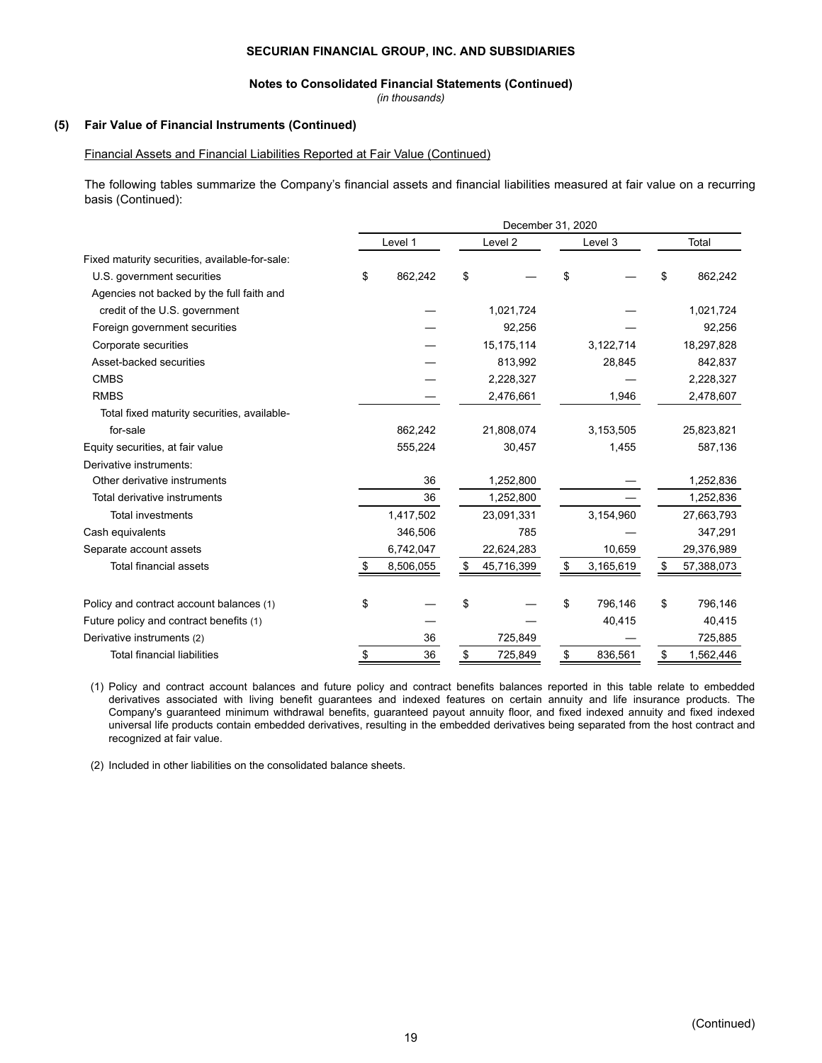## (5) Fair Value of Financial Instruments (Continued)

Financial Assets and Financial Liabilities Reported at Fair Value (Continued)

The following tables summarize the Company's financial assets and financial liabilities measured at fair value on a recurring basis (Continued):

| | December 31, 2020 | | | |
|---|---|---|---|---|
| | Level 1 | Level 2 | Level 3 | Total |
| Fixed maturity securities, available-for-sale: | | | | |
| U.S. government securities | $ 862,242 | $ — | $ — | $ 862,242 |
| Agencies not backed by the full faith and credit of the U.S. government | — | 1,021,724 | — | 1,021,724 |
| Foreign government securities | — | 92,256 | — | 92,256 |
| Corporate securities | — | 15,175,114 | 3,122,714 | 18,297,828 |
| Asset-backed securities | — | 813,992 | 28,845 | 842,837 |
| CMBS | — | 2,228,327 | — | 2,228,327 |
| RMBS | — | 2,476,661 | 1,946 | 2,478,607 |
| Total fixed maturity securities, available-for-sale | 862,242 | 21,808,074 | 3,153,505 | 25,823,821 |
| Equity securities, at fair value | 555,224 | 30,457 | 1,455 | 587,136 |
| Derivative instruments: | | | | |
| Other derivative instruments | 36 | 1,252,800 | — | 1,252,836 |
| Total derivative instruments | 36 | 1,252,800 | — | 1,252,836 |
| Total investments | 1,417,502 | 23,091,331 | 3,154,960 | 27,663,793 |
| Cash equivalents | 346,506 | 785 | — | 347,291 |
| Separate account assets | 6,742,047 | 22,624,283 | 10,659 | 29,376,989 |
| Total financial assets | $ 8,506,055 | $ 45,716,399 | $ 3,165,619 | $ 57,388,073 |
| | | | | |
| Policy and contract account balances (1) | $ — | $ — | $ 796,146 | $ 796,146 |
| Future policy and contract benefits (1) | — | — | 40,415 | 40,415 |
| Derivative instruments (2) | 36 | 725,849 | — | 725,885 |
| Total financial liabilities | $ 36 | $ 725,849 | $ 836,561 | $ 1,562,446 |

(1) Policy and contract account balances and future policy and contract benefits balances reported in this table relate to embedded derivatives associated with living benefit guarantees and indexed features on certain annuity and life insurance products. The Company's guaranteed minimum withdrawal benefits, guaranteed payout annuity floor, and fixed indexed annuity and fixed indexed universal life products contain embedded derivatives, resulting in the embedded derivatives being separated from the host contract and recognized at fair value.

(2) Included in other liabilities on the consolidated balance sheets.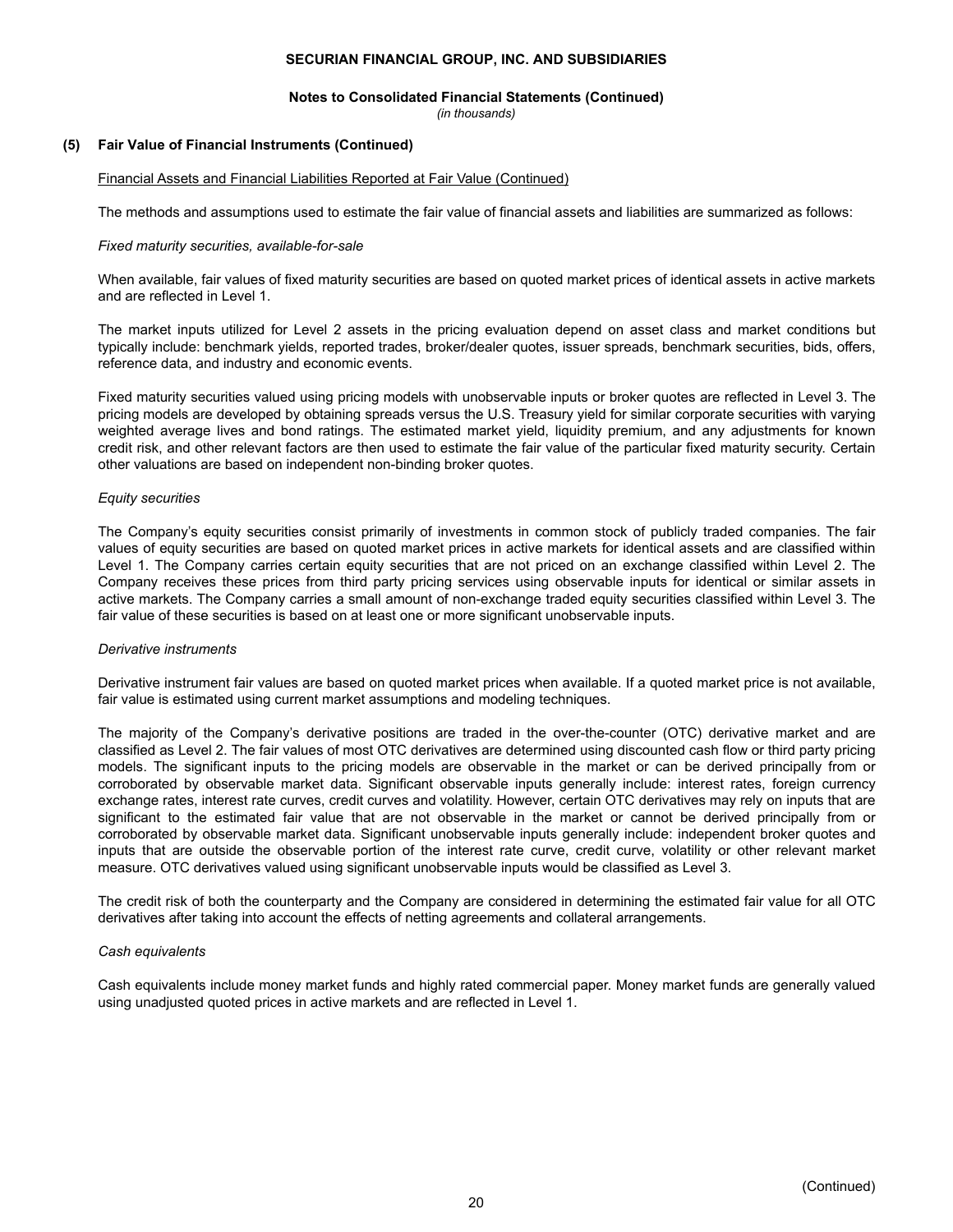## (5) Fair Value of Financial Instruments (Continued)

Financial Assets and Financial Liabilities Reported at Fair Value (Continued)

The methods and assumptions used to estimate the fair value of financial assets and liabilities are summarized as follows:

*Fixed maturity securities, available-for-sale*

When available, fair values of fixed maturity securities are based on quoted market prices of identical assets in active markets and are reflected in Level 1.

The market inputs utilized for Level 2 assets in the pricing evaluation depend on asset class and market conditions but typically include: benchmark yields, reported trades, broker/dealer quotes, issuer spreads, benchmark securities, bids, offers, reference data, and industry and economic events.

Fixed maturity securities valued using pricing models with unobservable inputs or broker quotes are reflected in Level 3. The pricing models are developed by obtaining spreads versus the U.S. Treasury yield for similar corporate securities with varying weighted average lives and bond ratings. The estimated market yield, liquidity premium, and any adjustments for known credit risk, and other relevant factors are then used to estimate the fair value of the particular fixed maturity security. Certain other valuations are based on independent non-binding broker quotes.

*Equity securities*

The Company's equity securities consist primarily of investments in common stock of publicly traded companies. The fair values of equity securities are based on quoted market prices in active markets for identical assets and are classified within Level 1. The Company carries certain equity securities that are not priced on an exchange classified within Level 2. The Company receives these prices from third party pricing services using observable inputs for identical or similar assets in active markets. The Company carries a small amount of non-exchange traded equity securities classified within Level 3. The fair value of these securities is based on at least one or more significant unobservable inputs.

*Derivative instruments*

Derivative instrument fair values are based on quoted market prices when available. If a quoted market price is not available, fair value is estimated using current market assumptions and modeling techniques.

The majority of the Company's derivative positions are traded in the over-the-counter (OTC) derivative market and are classified as Level 2. The fair values of most OTC derivatives are determined using discounted cash flow or third party pricing models. The significant inputs to the pricing models are observable in the market or can be derived principally from or corroborated by observable market data. Significant observable inputs generally include: interest rates, foreign currency exchange rates, interest rate curves, credit curves and volatility. However, certain OTC derivatives may rely on inputs that are significant to the estimated fair value that are not observable in the market or cannot be derived principally from or corroborated by observable market data. Significant unobservable inputs generally include: independent broker quotes and inputs that are outside the observable portion of the interest rate curve, credit curve, volatility or other relevant market measure. OTC derivatives valued using significant unobservable inputs would be classified as Level 3.

The credit risk of both the counterparty and the Company are considered in determining the estimated fair value for all OTC derivatives after taking into account the effects of netting agreements and collateral arrangements.

*Cash equivalents*

Cash equivalents include money market funds and highly rated commercial paper. Money market funds are generally valued using unadjusted quoted prices in active markets and are reflected in Level 1.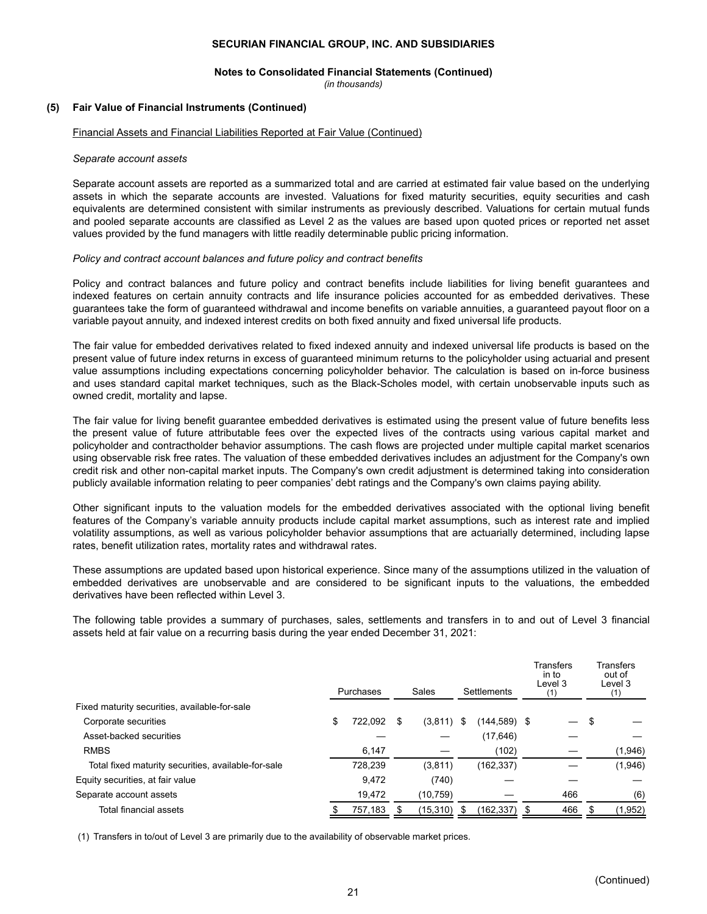**SECURIAN FINANCIAL GROUP, INC. AND SUBSIDIARIES**

**Notes to Consolidated Financial Statements (Continued)**
*(in thousands)*

**(5) Fair Value of Financial Instruments (Continued)**

Financial Assets and Financial Liabilities Reported at Fair Value (Continued)

*Separate account assets*

Separate account assets are reported as a summarized total and are carried at estimated fair value based on the underlying assets in which the separate accounts are invested. Valuations for fixed maturity securities, equity securities and cash equivalents are determined consistent with similar instruments as previously described. Valuations for certain mutual funds and pooled separate accounts are classified as Level 2 as the values are based upon quoted prices or reported net asset values provided by the fund managers with little readily determinable public pricing information.

*Policy and contract account balances and future policy and contract benefits*

Policy and contract balances and future policy and contract benefits include liabilities for living benefit guarantees and indexed features on certain annuity contracts and life insurance policies accounted for as embedded derivatives. These guarantees take the form of guaranteed withdrawal and income benefits on variable annuities, a guaranteed payout floor on a variable payout annuity, and indexed interest credits on both fixed annuity and fixed universal life products.

The fair value for embedded derivatives related to fixed indexed annuity and indexed universal life products is based on the present value of future index returns in excess of guaranteed minimum returns to the policyholder using actuarial and present value assumptions including expectations concerning policyholder behavior. The calculation is based on in-force business and uses standard capital market techniques, such as the Black-Scholes model, with certain unobservable inputs such as owned credit, mortality and lapse.

The fair value for living benefit guarantee embedded derivatives is estimated using the present value of future benefits less the present value of future attributable fees over the expected lives of the contracts using various capital market and policyholder and contractholder behavior assumptions. The cash flows are projected under multiple capital market scenarios using observable risk free rates. The valuation of these embedded derivatives includes an adjustment for the Company's own credit risk and other non-capital market inputs. The Company's own credit adjustment is determined taking into consideration publicly available information relating to peer companies' debt ratings and the Company's own claims paying ability.

Other significant inputs to the valuation models for the embedded derivatives associated with the optional living benefit features of the Company's variable annuity products include capital market assumptions, such as interest rate and implied volatility assumptions, as well as various policyholder behavior assumptions that are actuarially determined, including lapse rates, benefit utilization rates, mortality rates and withdrawal rates.

These assumptions are updated based upon historical experience. Since many of the assumptions utilized in the valuation of embedded derivatives are unobservable and are considered to be significant inputs to the valuations, the embedded derivatives have been reflected within Level 3.

The following table provides a summary of purchases, sales, settlements and transfers in to and out of Level 3 financial assets held at fair value on a recurring basis during the year ended December 31, 2021:

| | Purchases | Sales | Settlements | Transfers in to Level 3 (1) | Transfers out of Level 3 (1) |
|---|---|---|---|---|---|
| Fixed maturity securities, available-for-sale | | | | | |
| Corporate securities | $ 722,092 | $ (3,811) | $ (144,589) | $ — | $ — |
| Asset-backed securities | — | — | (17,646) | — | — |
| RMBS | 6,147 | — | (102) | — | (1,946) |
| Total fixed maturity securities, available-for-sale | 728,239 | (3,811) | (162,337) | — | (1,946) |
| Equity securities, at fair value | 9,472 | (740) | — | — | — |
| Separate account assets | 19,472 | (10,759) | — | 466 | (6) |
| Total financial assets | $ 757,183 | $ (15,310) | $ (162,337) | $ 466 | $ (1,952) |

(1) Transfers in to/out of Level 3 are primarily due to the availability of observable market prices.

(Continued)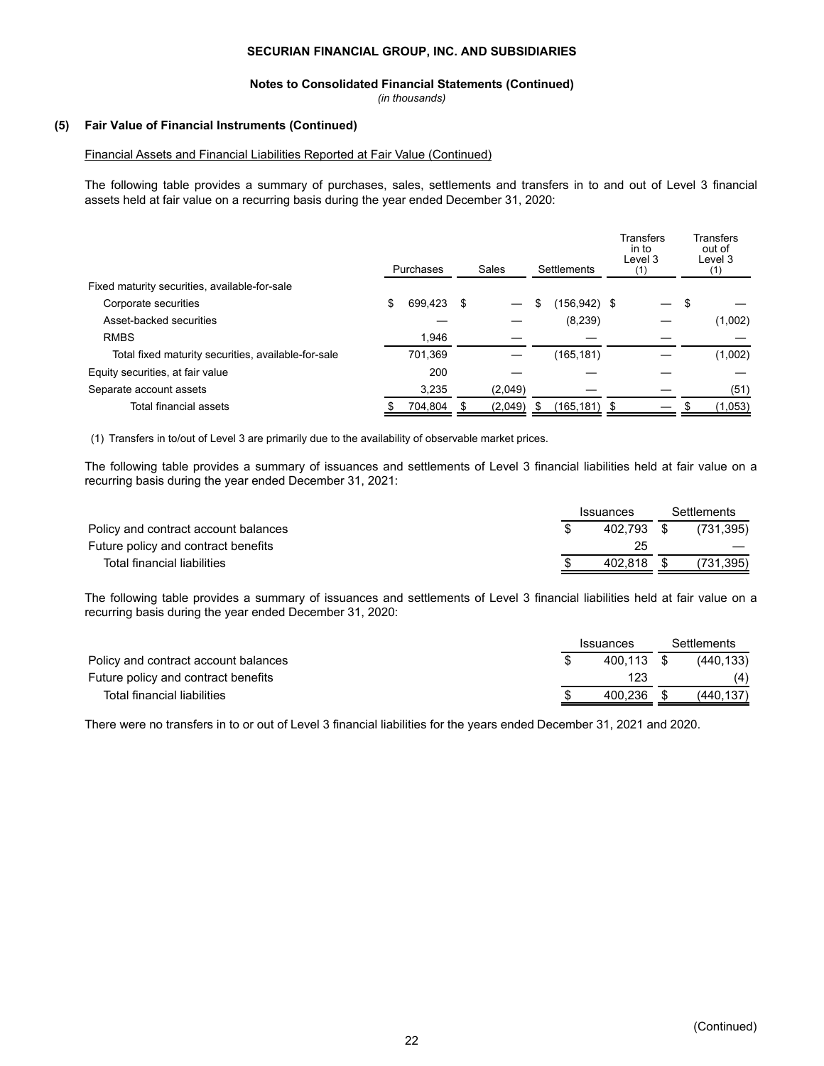**SECURIAN FINANCIAL GROUP, INC. AND SUBSIDIARIES**

**Notes to Consolidated Financial Statements (Continued)**
*(in thousands)*

**(5) Fair Value of Financial Instruments (Continued)**

Financial Assets and Financial Liabilities Reported at Fair Value (Continued)

The following table provides a summary of purchases, sales, settlements and transfers in to and out of Level 3 financial assets held at fair value on a recurring basis during the year ended December 31, 2020:

| | Purchases | Sales | Settlements | Transfers in to Level 3 (1) | Transfers out of Level 3 (1) |
|---|---|---|---|---|---|
| Fixed maturity securities, available-for-sale | | | | | |
| Corporate securities | $ 699,423 | $ — | $ (156,942) | $ — | $ — |
| Asset-backed securities | — | — | (8,239) | — | (1,002) |
| RMBS | 1,946 | — | — | — | — |
| Total fixed maturity securities, available-for-sale | 701,369 | — | (165,181) | — | (1,002) |
| Equity securities, at fair value | 200 | — | — | — | — |
| Separate account assets | 3,235 | (2,049) | — | — | (51) |
| Total financial assets | $ 704,804 | $ (2,049) | $ (165,181) | $ — | $ (1,053) |

(1) Transfers in to/out of Level 3 are primarily due to the availability of observable market prices.

The following table provides a summary of issuances and settlements of Level 3 financial liabilities held at fair value on a recurring basis during the year ended December 31, 2021:

| | Issuances | Settlements |
|---|---|---|
| Policy and contract account balances | $ 402,793 | $ (731,395) |
| Future policy and contract benefits | 25 | — |
| Total financial liabilities | $ 402,818 | $ (731,395) |

The following table provides a summary of issuances and settlements of Level 3 financial liabilities held at fair value on a recurring basis during the year ended December 31, 2020:

| | Issuances | Settlements |
|---|---|---|
| Policy and contract account balances | $ 400,113 | $ (440,133) |
| Future policy and contract benefits | 123 | (4) |
| Total financial liabilities | $ 400,236 | $ (440,137) |

There were no transfers in to or out of Level 3 financial liabilities for the years ended December 31, 2021 and 2020.

(Continued)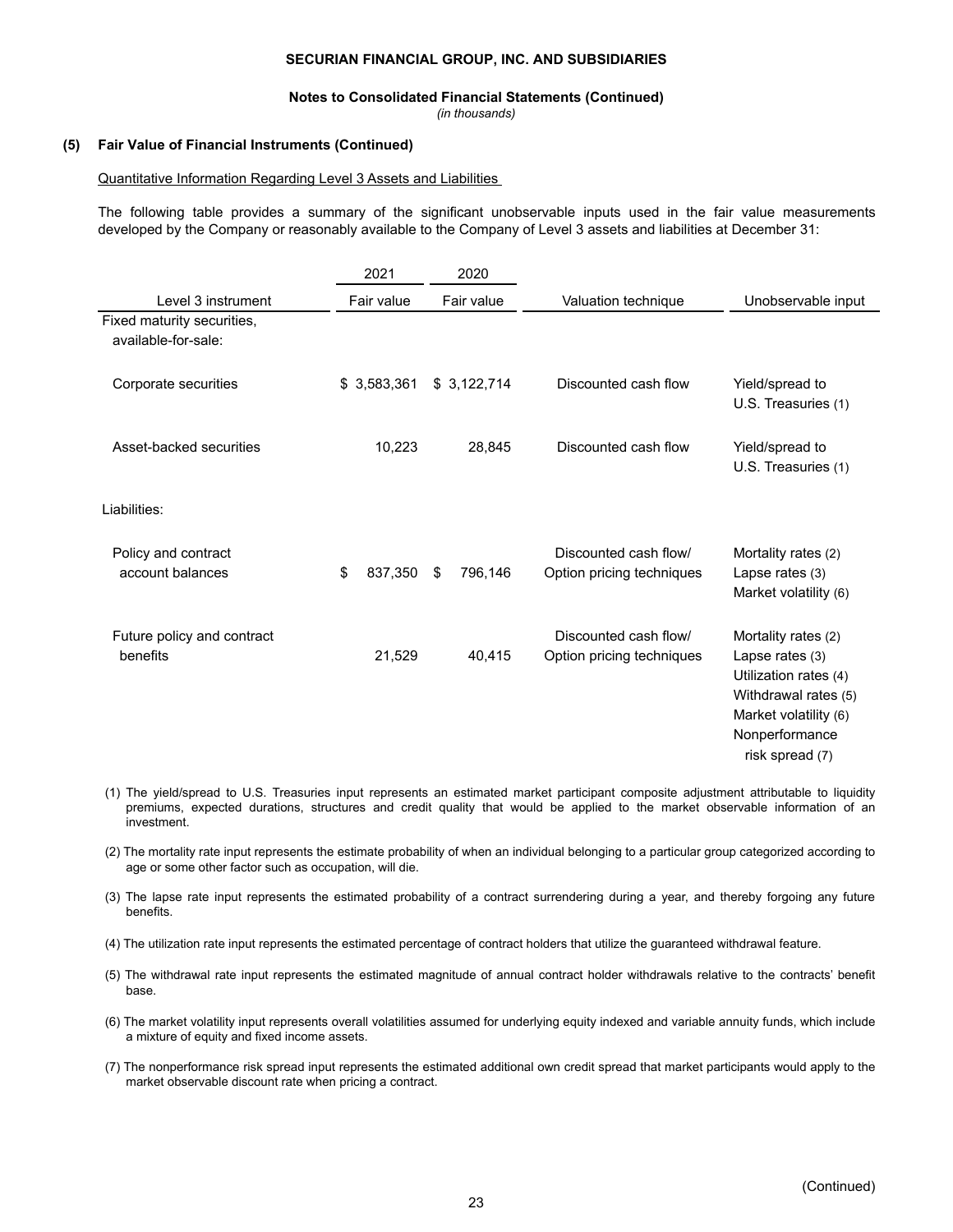### (5) Fair Value of Financial Instruments (Continued)

Quantitative Information Regarding Level 3 Assets and Liabilities

The following table provides a summary of the significant unobservable inputs used in the fair value measurements developed by the Company or reasonably available to the Company of Level 3 assets and liabilities at December 31:

| Level 3 instrument | 2021 Fair value | 2020 Fair value | Valuation technique | Unobservable input |
|---|---|---|---|---|
| Fixed maturity securities, available-for-sale: | | | | |
| Corporate securities | $ 3,583,361 | $ 3,122,714 | Discounted cash flow | Yield/spread to U.S. Treasuries (1) |
| Asset-backed securities | 10,223 | 28,845 | Discounted cash flow | Yield/spread to U.S. Treasuries (1) |
| Liabilities: | | | | |
| Policy and contract account balances | $ 837,350 | $ 796,146 | Discounted cash flow/ Option pricing techniques | Mortality rates (2)<br>Lapse rates (3)<br>Market volatility (6) |
| Future policy and contract benefits | 21,529 | 40,415 | Discounted cash flow/ Option pricing techniques | Mortality rates (2)<br>Lapse rates (3)<br>Utilization rates (4)<br>Withdrawal rates (5)<br>Market volatility (6)<br>Nonperformance risk spread (7) |

(1) The yield/spread to U.S. Treasuries input represents an estimated market participant composite adjustment attributable to liquidity premiums, expected durations, structures and credit quality that would be applied to the market observable information of an investment.

(2) The mortality rate input represents the estimate probability of when an individual belonging to a particular group categorized according to age or some other factor such as occupation, will die.

(3) The lapse rate input represents the estimated probability of a contract surrendering during a year, and thereby forgoing any future benefits.

(4) The utilization rate input represents the estimated percentage of contract holders that utilize the guaranteed withdrawal feature.

(5) The withdrawal rate input represents the estimated magnitude of annual contract holder withdrawals relative to the contracts' benefit base.

(6) The market volatility input represents overall volatilities assumed for underlying equity indexed and variable annuity funds, which include a mixture of equity and fixed income assets.

(7) The nonperformance risk spread input represents the estimated additional own credit spread that market participants would apply to the market observable discount rate when pricing a contract.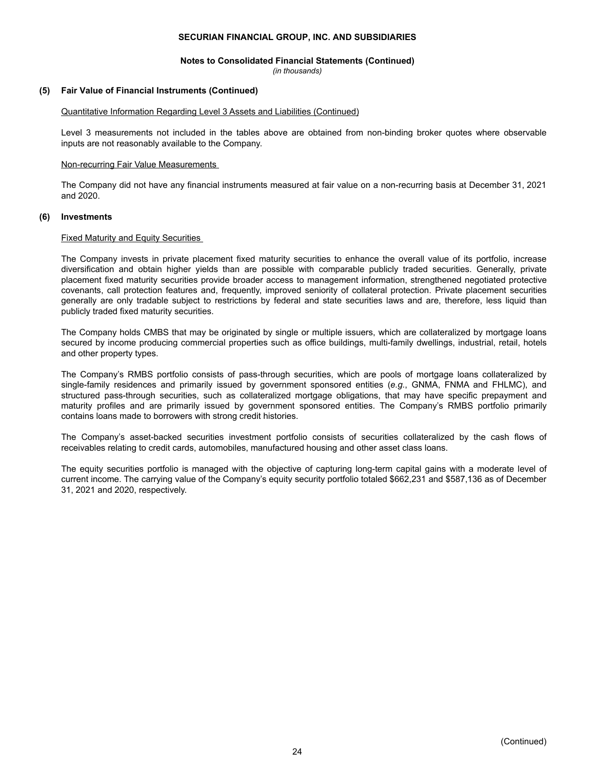### (5) Fair Value of Financial Instruments (Continued)

Quantitative Information Regarding Level 3 Assets and Liabilities (Continued)

Level 3 measurements not included in the tables above are obtained from non-binding broker quotes where observable inputs are not reasonably available to the Company.

Non-recurring Fair Value Measurements

The Company did not have any financial instruments measured at fair value on a non-recurring basis at December 31, 2021 and 2020.

### (6) Investments

Fixed Maturity and Equity Securities

The Company invests in private placement fixed maturity securities to enhance the overall value of its portfolio, increase diversification and obtain higher yields than are possible with comparable publicly traded securities. Generally, private placement fixed maturity securities provide broader access to management information, strengthened negotiated protective covenants, call protection features and, frequently, improved seniority of collateral protection. Private placement securities generally are only tradable subject to restrictions by federal and state securities laws and are, therefore, less liquid than publicly traded fixed maturity securities.

The Company holds CMBS that may be originated by single or multiple issuers, which are collateralized by mortgage loans secured by income producing commercial properties such as office buildings, multi-family dwellings, industrial, retail, hotels and other property types.

The Company's RMBS portfolio consists of pass-through securities, which are pools of mortgage loans collateralized by single-family residences and primarily issued by government sponsored entities (*e.g.*, GNMA, FNMA and FHLMC), and structured pass-through securities, such as collateralized mortgage obligations, that may have specific prepayment and maturity profiles and are primarily issued by government sponsored entities. The Company's RMBS portfolio primarily contains loans made to borrowers with strong credit histories.

The Company's asset-backed securities investment portfolio consists of securities collateralized by the cash flows of receivables relating to credit cards, automobiles, manufactured housing and other asset class loans.

The equity securities portfolio is managed with the objective of capturing long-term capital gains with a moderate level of current income. The carrying value of the Company's equity security portfolio totaled $662,231 and $587,136 as of December 31, 2021 and 2020, respectively.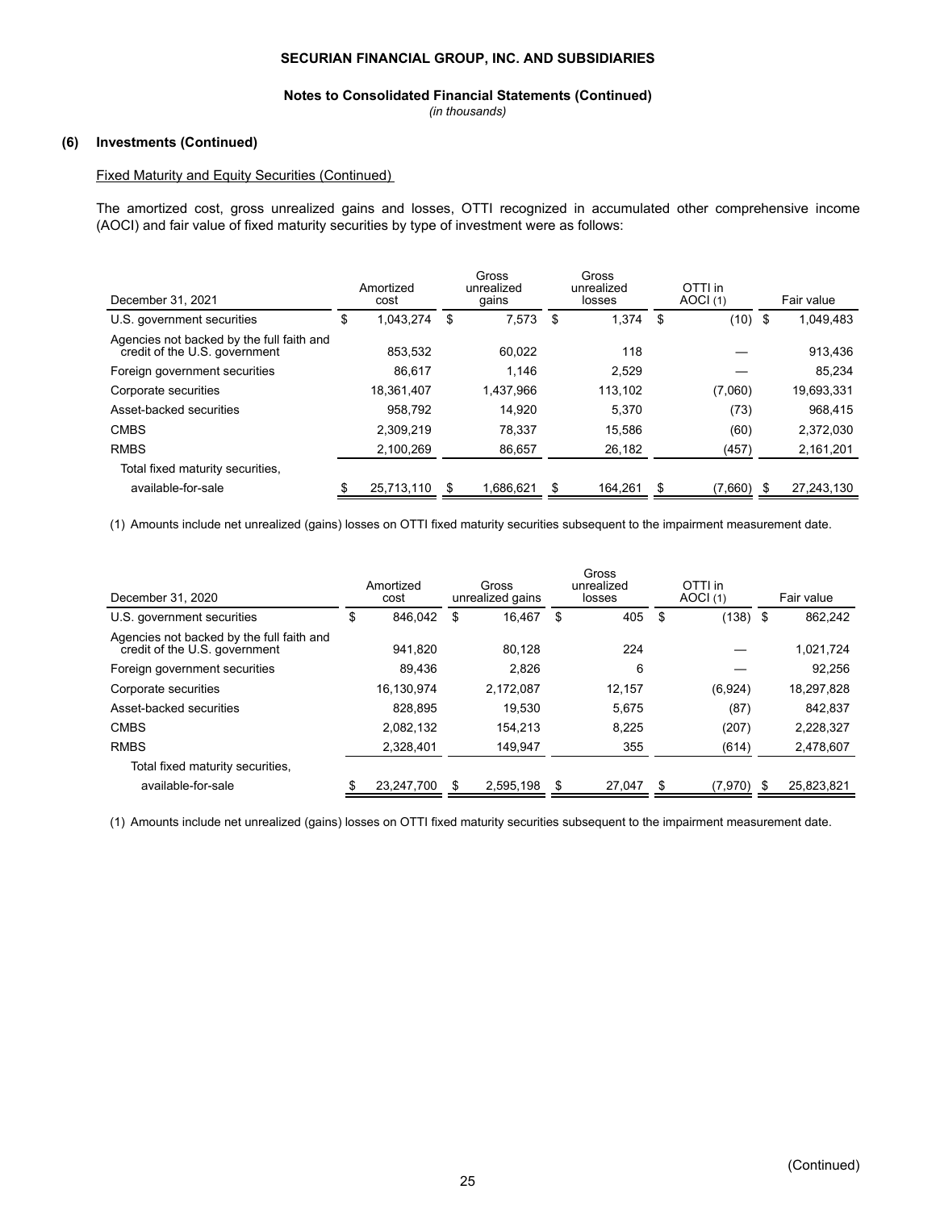SECURIAN FINANCIAL GROUP, INC. AND SUBSIDIARIES

**Notes to Consolidated Financial Statements (Continued)**
*(in thousands)*

**(6) Investments (Continued)**

Fixed Maturity and Equity Securities (Continued)

The amortized cost, gross unrealized gains and losses, OTTI recognized in accumulated other comprehensive income (AOCI) and fair value of fixed maturity securities by type of investment were as follows:

| December 31, 2021 | Amortized cost | Gross unrealized gains | Gross unrealized losses | OTTI in AOCI (1) | Fair value |
|---|---|---|---|---|---|
| U.S. government securities | $ 1,043,274 | $ 7,573 | $ 1,374 | $ (10) | $ 1,049,483 |
| Agencies not backed by the full faith and credit of the U.S. government | 853,532 | 60,022 | 118 | — | 913,436 |
| Foreign government securities | 86,617 | 1,146 | 2,529 | — | 85,234 |
| Corporate securities | 18,361,407 | 1,437,966 | 113,102 | (7,060) | 19,693,331 |
| Asset-backed securities | 958,792 | 14,920 | 5,370 | (73) | 968,415 |
| CMBS | 2,309,219 | 78,337 | 15,586 | (60) | 2,372,030 |
| RMBS | 2,100,269 | 86,657 | 26,182 | (457) | 2,161,201 |
| Total fixed maturity securities, available-for-sale | $ 25,713,110 | $ 1,686,621 | $ 164,261 | $ (7,660) | $ 27,243,130 |

(1) Amounts include net unrealized (gains) losses on OTTI fixed maturity securities subsequent to the impairment measurement date.

| December 31, 2020 | Amortized cost | Gross unrealized gains | Gross unrealized losses | OTTI in AOCI (1) | Fair value |
|---|---|---|---|---|---|
| U.S. government securities | $ 846,042 | $ 16,467 | $ 405 | $ (138) | $ 862,242 |
| Agencies not backed by the full faith and credit of the U.S. government | 941,820 | 80,128 | 224 | — | 1,021,724 |
| Foreign government securities | 89,436 | 2,826 | 6 | — | 92,256 |
| Corporate securities | 16,130,974 | 2,172,087 | 12,157 | (6,924) | 18,297,828 |
| Asset-backed securities | 828,895 | 19,530 | 5,675 | (87) | 842,837 |
| CMBS | 2,082,132 | 154,213 | 8,225 | (207) | 2,228,327 |
| RMBS | 2,328,401 | 149,947 | 355 | (614) | 2,478,607 |
| Total fixed maturity securities, available-for-sale | $ 23,247,700 | $ 2,595,198 | $ 27,047 | $ (7,970) | $ 25,823,821 |

(1) Amounts include net unrealized (gains) losses on OTTI fixed maturity securities subsequent to the impairment measurement date.

(Continued)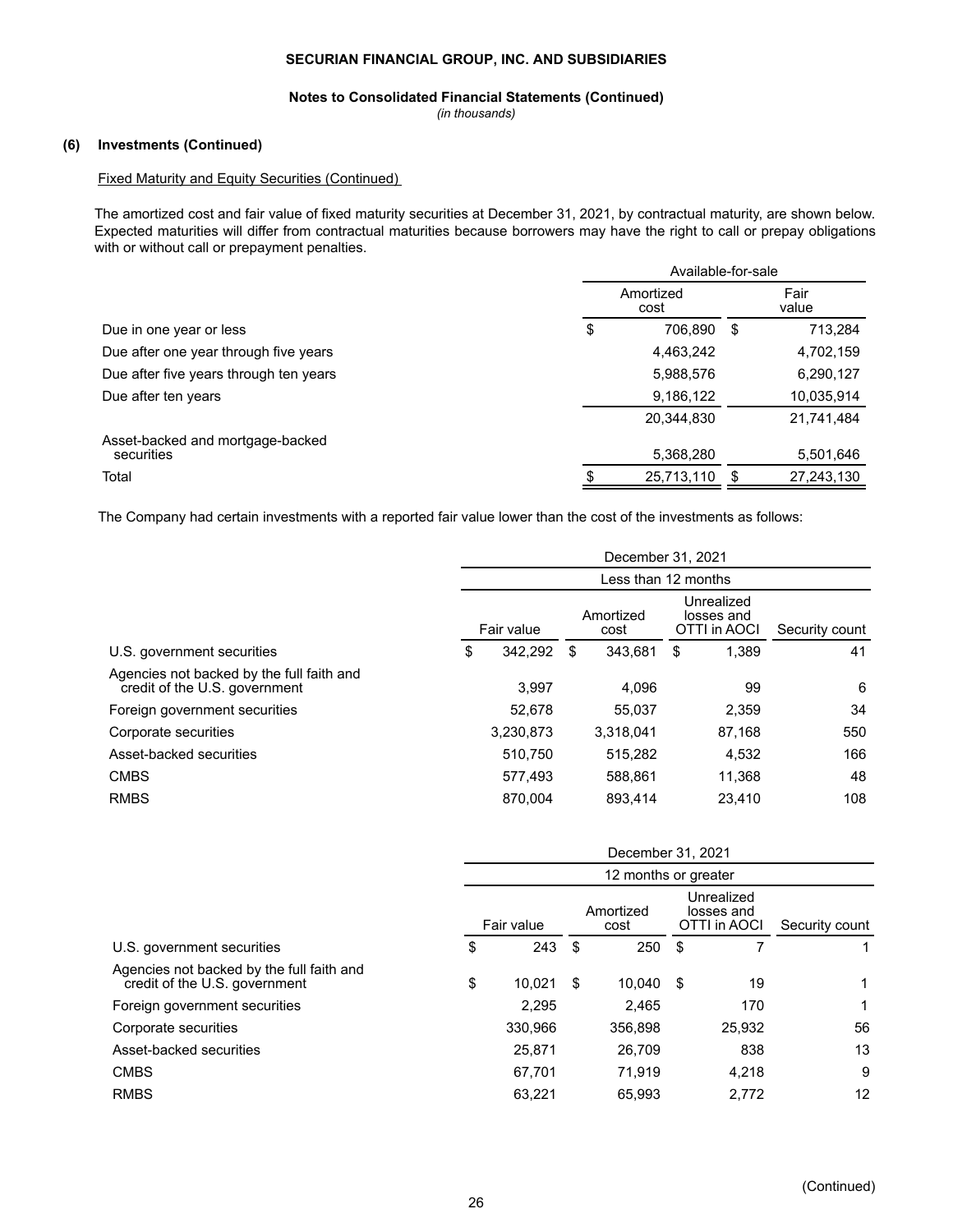## (6) Investments (Continued)

Fixed Maturity and Equity Securities (Continued)

The amortized cost and fair value of fixed maturity securities at December 31, 2021, by contractual maturity, are shown below. Expected maturities will differ from contractual maturities because borrowers may have the right to call or prepay obligations with or without call or prepayment penalties.

| | Available-for-sale | |
|---|---|---|
| | Amortized cost | Fair value |
| Due in one year or less | $ 706,890 | $ 713,284 |
| Due after one year through five years | 4,463,242 | 4,702,159 |
| Due after five years through ten years | 5,988,576 | 6,290,127 |
| Due after ten years | 9,186,122 | 10,035,914 |
| | 20,344,830 | 21,741,484 |
| Asset-backed and mortgage-backed securities | 5,368,280 | 5,501,646 |
| Total | $ 25,713,110 | $ 27,243,130 |

The Company had certain investments with a reported fair value lower than the cost of the investments as follows:

| | December 31, 2021 | | | |
|---|---|---|---|---|
| | Less than 12 months | | | |
| | Fair value | Amortized cost | Unrealized losses and OTTI in AOCI | Security count |
| U.S. government securities | $ 342,292 | $ 343,681 | $ 1,389 | 41 |
| Agencies not backed by the full faith and credit of the U.S. government | 3,997 | 4,096 | 99 | 6 |
| Foreign government securities | 52,678 | 55,037 | 2,359 | 34 |
| Corporate securities | 3,230,873 | 3,318,041 | 87,168 | 550 |
| Asset-backed securities | 510,750 | 515,282 | 4,532 | 166 |
| CMBS | 577,493 | 588,861 | 11,368 | 48 |
| RMBS | 870,004 | 893,414 | 23,410 | 108 |

| | December 31, 2021 | | | |
|---|---|---|---|---|
| | 12 months or greater | | | |
| | Fair value | Amortized cost | Unrealized losses and OTTI in AOCI | Security count |
| U.S. government securities | $ 243 | $ 250 | $ 7 | 1 |
| Agencies not backed by the full faith and credit of the U.S. government | $ 10,021 | $ 10,040 | $ 19 | 1 |
| Foreign government securities | 2,295 | 2,465 | 170 | 1 |
| Corporate securities | 330,966 | 356,898 | 25,932 | 56 |
| Asset-backed securities | 25,871 | 26,709 | 838 | 13 |
| CMBS | 67,701 | 71,919 | 4,218 | 9 |
| RMBS | 63,221 | 65,993 | 2,772 | 12 |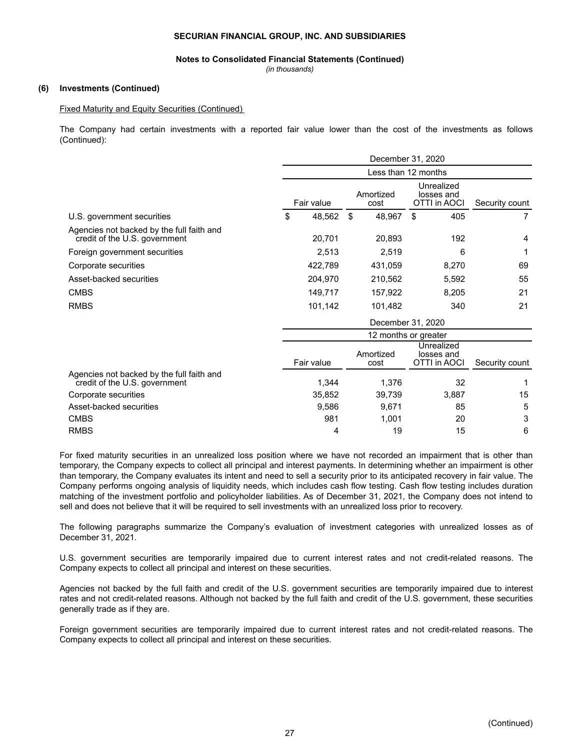**(6) Investments (Continued)**

Fixed Maturity and Equity Securities (Continued)

The Company had certain investments with a reported fair value lower than the cost of the investments as follows (Continued):

| | December 31, 2020 | | | |
|---|---|---|---|---|
| | Less than 12 months | | | |
| | Fair value | Amortized cost | Unrealized losses and OTTI in AOCI | Security count |
| U.S. government securities | $ 48,562 | $ 48,967 | $ 405 | 7 |
| Agencies not backed by the full faith and credit of the U.S. government | 20,701 | 20,893 | 192 | 4 |
| Foreign government securities | 2,513 | 2,519 | 6 | 1 |
| Corporate securities | 422,789 | 431,059 | 8,270 | 69 |
| Asset-backed securities | 204,970 | 210,562 | 5,592 | 55 |
| CMBS | 149,717 | 157,922 | 8,205 | 21 |
| RMBS | 101,142 | 101,482 | 340 | 21 |

| | December 31, 2020 | | | |
|---|---|---|---|---|
| | 12 months or greater | | | |
| | Fair value | Amortized cost | Unrealized losses and OTTI in AOCI | Security count |
| Agencies not backed by the full faith and credit of the U.S. government | 1,344 | 1,376 | 32 | 1 |
| Corporate securities | 35,852 | 39,739 | 3,887 | 15 |
| Asset-backed securities | 9,586 | 9,671 | 85 | 5 |
| CMBS | 981 | 1,001 | 20 | 3 |
| RMBS | 4 | 19 | 15 | 6 |

For fixed maturity securities in an unrealized loss position where we have not recorded an impairment that is other than temporary, the Company expects to collect all principal and interest payments. In determining whether an impairment is other than temporary, the Company evaluates its intent and need to sell a security prior to its anticipated recovery in fair value. The Company performs ongoing analysis of liquidity needs, which includes cash flow testing. Cash flow testing includes duration matching of the investment portfolio and policyholder liabilities. As of December 31, 2021, the Company does not intend to sell and does not believe that it will be required to sell investments with an unrealized loss prior to recovery.

The following paragraphs summarize the Company's evaluation of investment categories with unrealized losses as of December 31, 2021.

U.S. government securities are temporarily impaired due to current interest rates and not credit-related reasons. The Company expects to collect all principal and interest on these securities.

Agencies not backed by the full faith and credit of the U.S. government securities are temporarily impaired due to interest rates and not credit-related reasons. Although not backed by the full faith and credit of the U.S. government, these securities generally trade as if they are.

Foreign government securities are temporarily impaired due to current interest rates and not credit-related reasons. The Company expects to collect all principal and interest on these securities.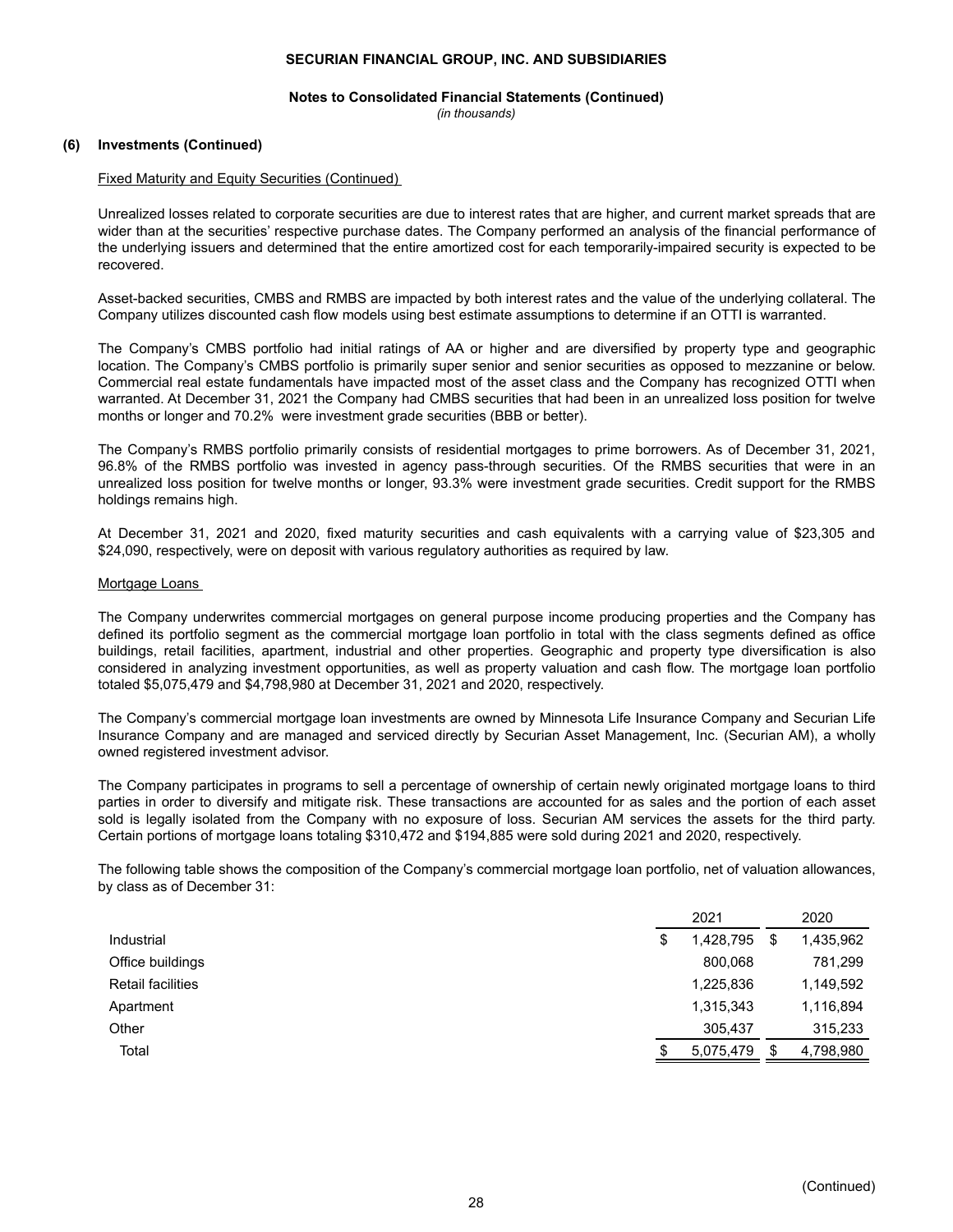### (6) Investments (Continued)

Fixed Maturity and Equity Securities (Continued)

Unrealized losses related to corporate securities are due to interest rates that are higher, and current market spreads that are wider than at the securities' respective purchase dates. The Company performed an analysis of the financial performance of the underlying issuers and determined that the entire amortized cost for each temporarily-impaired security is expected to be recovered.

Asset-backed securities, CMBS and RMBS are impacted by both interest rates and the value of the underlying collateral. The Company utilizes discounted cash flow models using best estimate assumptions to determine if an OTTI is warranted.

The Company's CMBS portfolio had initial ratings of AA or higher and are diversified by property type and geographic location. The Company's CMBS portfolio is primarily super senior and senior securities as opposed to mezzanine or below. Commercial real estate fundamentals have impacted most of the asset class and the Company has recognized OTTI when warranted. At December 31, 2021 the Company had CMBS securities that had been in an unrealized loss position for twelve months or longer and 70.2% were investment grade securities (BBB or better).

The Company's RMBS portfolio primarily consists of residential mortgages to prime borrowers. As of December 31, 2021, 96.8% of the RMBS portfolio was invested in agency pass-through securities. Of the RMBS securities that were in an unrealized loss position for twelve months or longer, 93.3% were investment grade securities. Credit support for the RMBS holdings remains high.

At December 31, 2021 and 2020, fixed maturity securities and cash equivalents with a carrying value of $23,305 and $24,090, respectively, were on deposit with various regulatory authorities as required by law.

Mortgage Loans

The Company underwrites commercial mortgages on general purpose income producing properties and the Company has defined its portfolio segment as the commercial mortgage loan portfolio in total with the class segments defined as office buildings, retail facilities, apartment, industrial and other properties. Geographic and property type diversification is also considered in analyzing investment opportunities, as well as property valuation and cash flow. The mortgage loan portfolio totaled $5,075,479 and $4,798,980 at December 31, 2021 and 2020, respectively.

The Company's commercial mortgage loan investments are owned by Minnesota Life Insurance Company and Securian Life Insurance Company and are managed and serviced directly by Securian Asset Management, Inc. (Securian AM), a wholly owned registered investment advisor.

The Company participates in programs to sell a percentage of ownership of certain newly originated mortgage loans to third parties in order to diversify and mitigate risk. These transactions are accounted for as sales and the portion of each asset sold is legally isolated from the Company with no exposure of loss. Securian AM services the assets for the third party. Certain portions of mortgage loans totaling $310,472 and $194,885 were sold during 2021 and 2020, respectively.

The following table shows the composition of the Company's commercial mortgage loan portfolio, net of valuation allowances, by class as of December 31:

| | 2021 | 2020 |
|---|---|---|
| Industrial | $ 1,428,795 | $ 1,435,962 |
| Office buildings | 800,068 | 781,299 |
| Retail facilities | 1,225,836 | 1,149,592 |
| Apartment | 1,315,343 | 1,116,894 |
| Other | 305,437 | 315,233 |
| Total | $ 5,075,479 | $ 4,798,980 |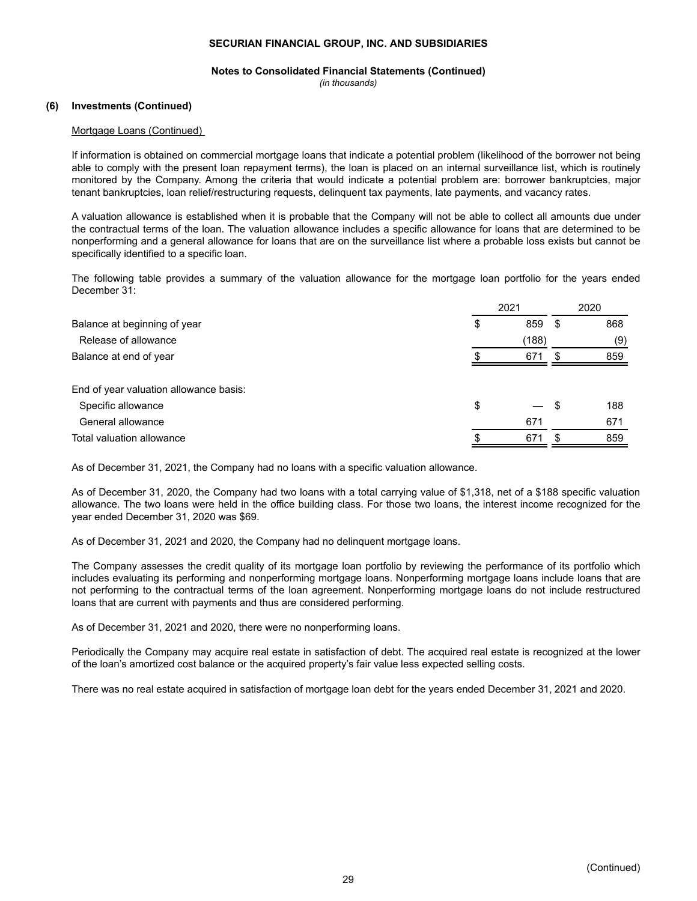### (6) Investments (Continued)

Mortgage Loans (Continued)

If information is obtained on commercial mortgage loans that indicate a potential problem (likelihood of the borrower not being able to comply with the present loan repayment terms), the loan is placed on an internal surveillance list, which is routinely monitored by the Company. Among the criteria that would indicate a potential problem are: borrower bankruptcies, major tenant bankruptcies, loan relief/restructuring requests, delinquent tax payments, late payments, and vacancy rates.

A valuation allowance is established when it is probable that the Company will not be able to collect all amounts due under the contractual terms of the loan. The valuation allowance includes a specific allowance for loans that are determined to be nonperforming and a general allowance for loans that are on the surveillance list where a probable loss exists but cannot be specifically identified to a specific loan.

The following table provides a summary of the valuation allowance for the mortgage loan portfolio for the years ended December 31:

| | 2021 | 2020 |
|---|---|---|
| Balance at beginning of year | $ 859 | $ 868 |
| Release of allowance | (188) | (9) |
| Balance at end of year | $ 671 | $ 859 |
| | | |
| End of year valuation allowance basis: | | |
| Specific allowance | $ — | $ 188 |
| General allowance | 671 | 671 |
| Total valuation allowance | $ 671 | $ 859 |

As of December 31, 2021, the Company had no loans with a specific valuation allowance.

As of December 31, 2020, the Company had two loans with a total carrying value of $1,318, net of a $188 specific valuation allowance. The two loans were held in the office building class. For those two loans, the interest income recognized for the year ended December 31, 2020 was $69.

As of December 31, 2021 and 2020, the Company had no delinquent mortgage loans.

The Company assesses the credit quality of its mortgage loan portfolio by reviewing the performance of its portfolio which includes evaluating its performing and nonperforming mortgage loans. Nonperforming mortgage loans include loans that are not performing to the contractual terms of the loan agreement. Nonperforming mortgage loans do not include restructured loans that are current with payments and thus are considered performing.

As of December 31, 2021 and 2020, there were no nonperforming loans.

Periodically the Company may acquire real estate in satisfaction of debt. The acquired real estate is recognized at the lower of the loan's amortized cost balance or the acquired property's fair value less expected selling costs.

There was no real estate acquired in satisfaction of mortgage loan debt for the years ended December 31, 2021 and 2020.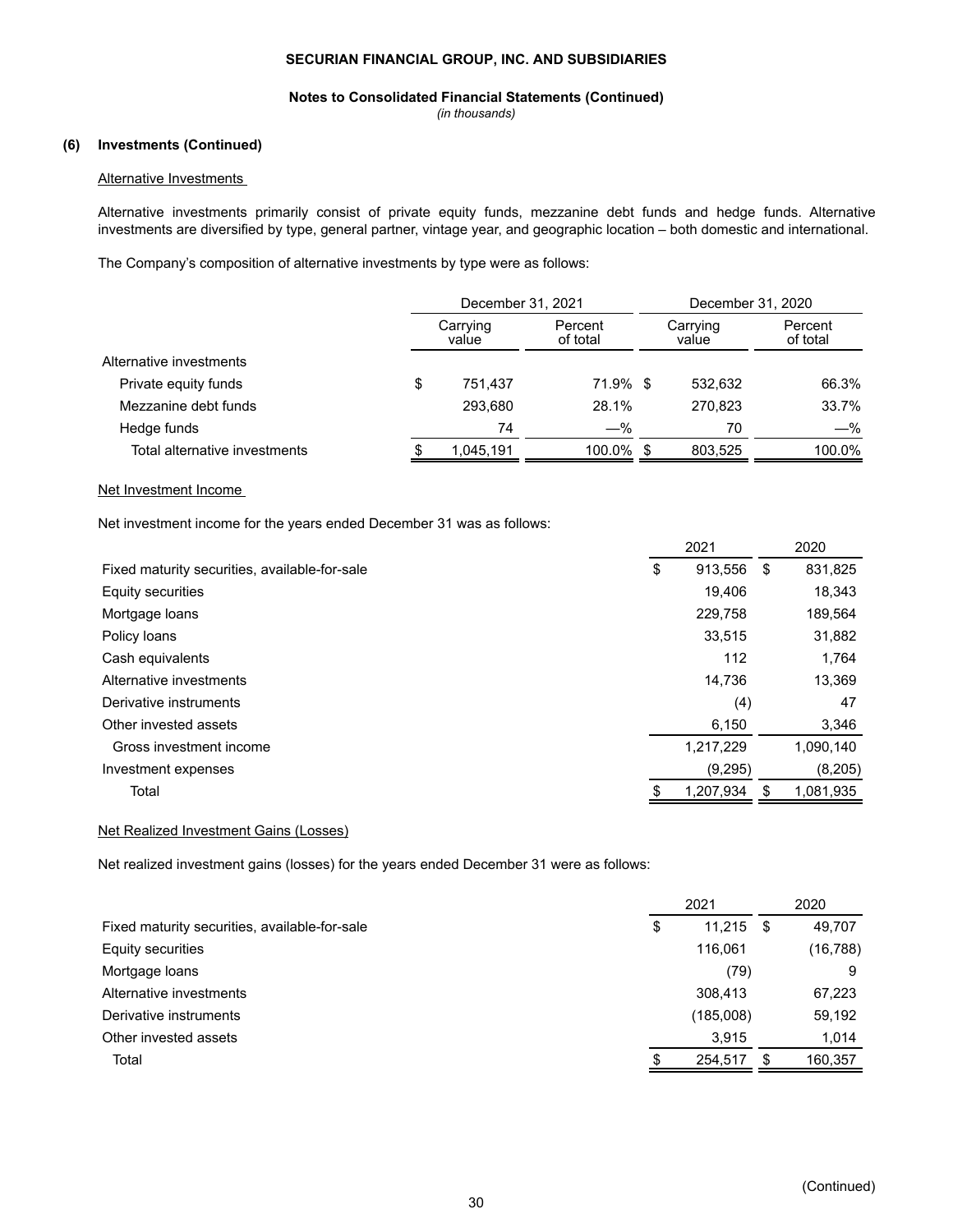**SECURIAN FINANCIAL GROUP, INC. AND SUBSIDIARIES**

**Notes to Consolidated Financial Statements (Continued)**
*(in thousands)*

### (6) Investments (Continued)

Alternative Investments

Alternative investments primarily consist of private equity funds, mezzanine debt funds and hedge funds. Alternative investments are diversified by type, general partner, vintage year, and geographic location – both domestic and international.

The Company's composition of alternative investments by type were as follows:

| | December 31, 2021 | | December 31, 2020 | |
|---|---|---|---|---|
| | Carrying value | Percent of total | Carrying value | Percent of total |
| Alternative investments | | | | |
| Private equity funds | $ 751,437 | 71.9 % | $ 532,632 | 66.3 % |
| Mezzanine debt funds | 293,680 | 28.1 % | 270,823 | 33.7 % |
| Hedge funds | 74 | — % | 70 | — % |
| Total alternative investments | $ 1,045,191 | 100.0 % | $ 803,525 | 100.0 % |

Net Investment Income

Net investment income for the years ended December 31 was as follows:

| | 2021 | 2020 |
|---|---|---|
| Fixed maturity securities, available-for-sale | $ 913,556 | $ 831,825 |
| Equity securities | 19,406 | 18,343 |
| Mortgage loans | 229,758 | 189,564 |
| Policy loans | 33,515 | 31,882 |
| Cash equivalents | 112 | 1,764 |
| Alternative investments | 14,736 | 13,369 |
| Derivative instruments | (4) | 47 |
| Other invested assets | 6,150 | 3,346 |
| Gross investment income | 1,217,229 | 1,090,140 |
| Investment expenses | (9,295) | (8,205) |
| Total | $ 1,207,934 | $ 1,081,935 |

Net Realized Investment Gains (Losses)

Net realized investment gains (losses) for the years ended December 31 were as follows:

| | 2021 | 2020 |
|---|---|---|
| Fixed maturity securities, available-for-sale | $ 11,215 | $ 49,707 |
| Equity securities | 116,061 | (16,788) |
| Mortgage loans | (79) | 9 |
| Alternative investments | 308,413 | 67,223 |
| Derivative instruments | (185,008) | 59,192 |
| Other invested assets | 3,915 | 1,014 |
| Total | $ 254,517 | $ 160,357 |

(Continued)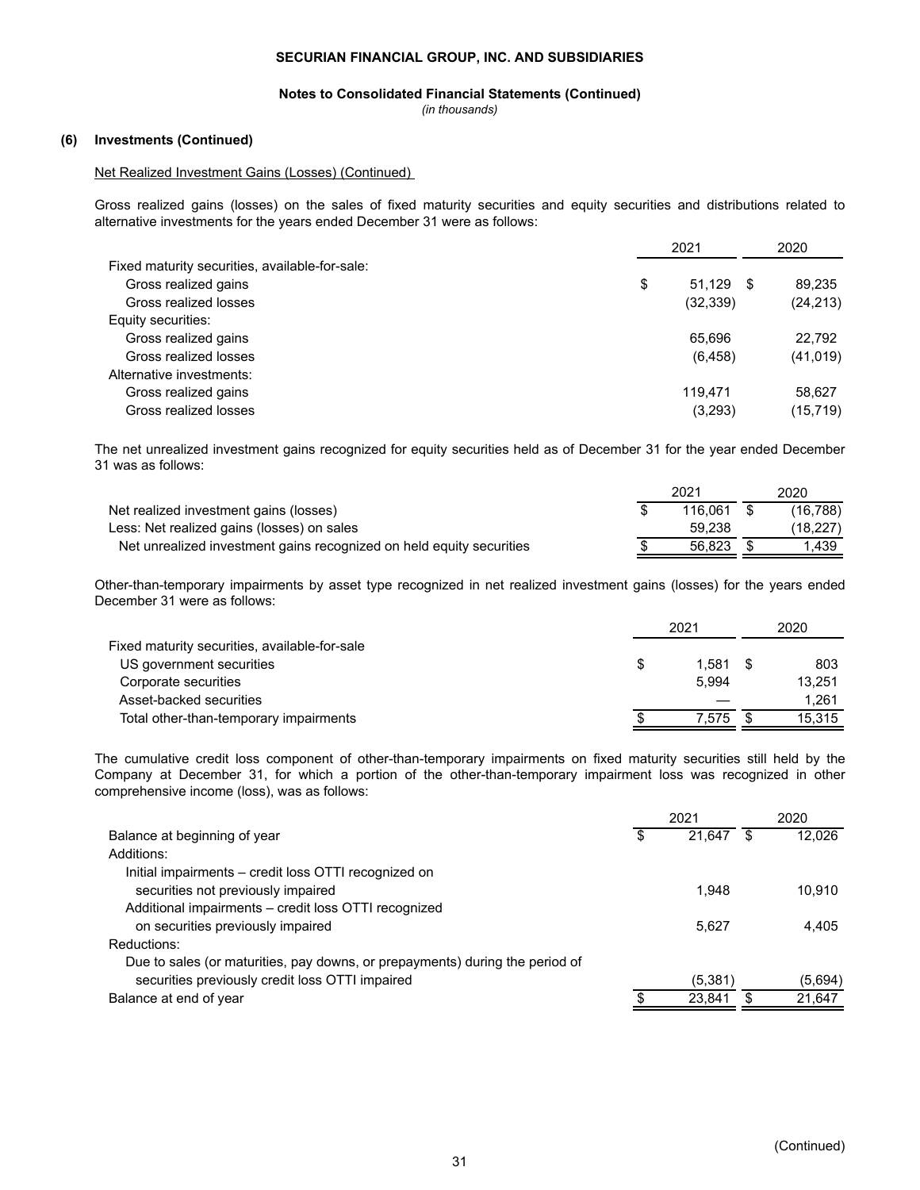# SECURIAN FINANCIAL GROUP, INC. AND SUBSIDIARIES

## Notes to Consolidated Financial Statements (Continued)

*(in thousands)*

### (6) Investments (Continued)

Net Realized Investment Gains (Losses) (Continued)

Gross realized gains (losses) on the sales of fixed maturity securities and equity securities and distributions related to alternative investments for the years ended December 31 were as follows:

| | 2021 | 2020 |
|---|---|---|
| Fixed maturity securities, available-for-sale: | | |
| Gross realized gains | $ 51,129 | $ 89,235 |
| Gross realized losses | (32,339) | (24,213) |
| Equity securities: | | |
| Gross realized gains | 65,696 | 22,792 |
| Gross realized losses | (6,458) | (41,019) |
| Alternative investments: | | |
| Gross realized gains | 119,471 | 58,627 |
| Gross realized losses | (3,293) | (15,719) |

The net unrealized investment gains recognized for equity securities held as of December 31 for the year ended December 31 was as follows:

| | 2021 | 2020 |
|---|---|---|
| Net realized investment gains (losses) | $ 116,061 | $ (16,788) |
| Less: Net realized gains (losses) on sales | 59,238 | (18,227) |
| Net unrealized investment gains recognized on held equity securities | $ 56,823 | $ 1,439 |

Other-than-temporary impairments by asset type recognized in net realized investment gains (losses) for the years ended December 31 were as follows:

| | 2021 | 2020 |
|---|---|---|
| Fixed maturity securities, available-for-sale | | |
| US government securities | $ 1,581 | $ 803 |
| Corporate securities | 5,994 | 13,251 |
| Asset-backed securities | — | 1,261 |
| Total other-than-temporary impairments | $ 7,575 | $ 15,315 |

The cumulative credit loss component of other-than-temporary impairments on fixed maturity securities still held by the Company at December 31, for which a portion of the other-than-temporary impairment loss was recognized in other comprehensive income (loss), was as follows:

| | 2021 | 2020 |
|---|---|---|
| Balance at beginning of year | $ 21,647 | $ 12,026 |
| Additions: | | |
| Initial impairments – credit loss OTTI recognized on securities not previously impaired | 1,948 | 10,910 |
| Additional impairments – credit loss OTTI recognized on securities previously impaired | 5,627 | 4,405 |
| Reductions: | | |
| Due to sales (or maturities, pay downs, or prepayments) during the period of securities previously credit loss OTTI impaired | (5,381) | (5,694) |
| Balance at end of year | $ 23,841 | $ 21,647 |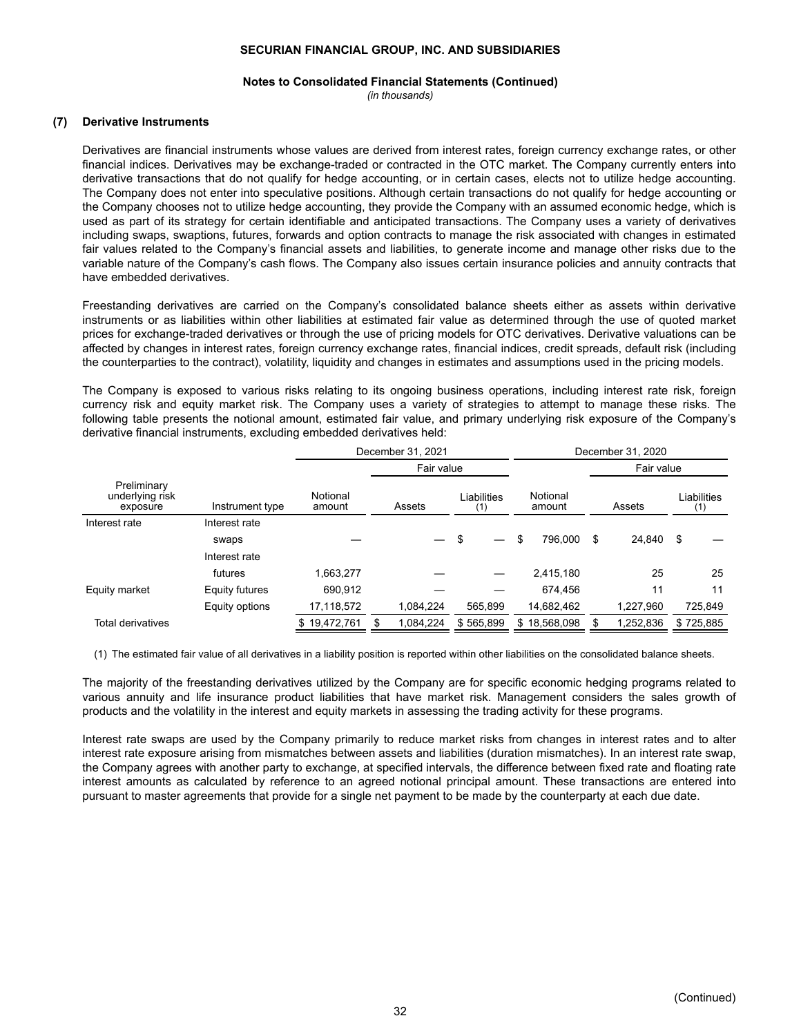# SECURIAN FINANCIAL GROUP, INC. AND SUBSIDIARIES

**Notes to Consolidated Financial Statements (Continued)**

*(in thousands)*

## (7) Derivative Instruments

Derivatives are financial instruments whose values are derived from interest rates, foreign currency exchange rates, or other financial indices. Derivatives may be exchange-traded or contracted in the OTC market. The Company currently enters into derivative transactions that do not qualify for hedge accounting, or in certain cases, elects not to utilize hedge accounting. The Company does not enter into speculative positions. Although certain transactions do not qualify for hedge accounting or the Company chooses not to utilize hedge accounting, they provide the Company with an assumed economic hedge, which is used as part of its strategy for certain identifiable and anticipated transactions. The Company uses a variety of derivatives including swaps, swaptions, futures, forwards and option contracts to manage the risk associated with changes in estimated fair values related to the Company's financial assets and liabilities, to generate income and manage other risks due to the variable nature of the Company's cash flows. The Company also issues certain insurance policies and annuity contracts that have embedded derivatives.

Freestanding derivatives are carried on the Company's consolidated balance sheets either as assets within derivative instruments or as liabilities within other liabilities at estimated fair value as determined through the use of quoted market prices for exchange-traded derivatives or through the use of pricing models for OTC derivatives. Derivative valuations can be affected by changes in interest rates, foreign currency exchange rates, financial indices, credit spreads, default risk (including the counterparties to the contract), volatility, liquidity and changes in estimates and assumptions used in the pricing models.

The Company is exposed to various risks relating to its ongoing business operations, including interest rate risk, foreign currency risk and equity market risk. The Company uses a variety of strategies to attempt to manage these risks. The following table presents the notional amount, estimated fair value, and primary underlying risk exposure of the Company's derivative financial instruments, excluding embedded derivatives held:

| | | December 31, 2021 | | | December 31, 2020 | | |
|---|---|---|---|---|---|---|---|
| | | | Fair value | | | Fair value | |
| Preliminary underlying risk exposure | Instrument type | Notional amount | Assets | Liabilities (1) | Notional amount | Assets | Liabilities (1) |
| Interest rate | Interest rate swaps | — | — | $ — | $ 796,000 | $ 24,840 | $ — |
| | Interest rate futures | 1,663,277 | — | — | 2,415,180 | 25 | 25 |
| Equity market | Equity futures | 690,912 | — | — | 674,456 | 11 | 11 |
| | Equity options | 17,118,572 | 1,084,224 | 565,899 | 14,682,462 | 1,227,960 | 725,849 |
| Total derivatives | | $ 19,472,761 | $ 1,084,224 | $ 565,899 | $ 18,568,098 | $ 1,252,836 | $ 725,885 |

(1) The estimated fair value of all derivatives in a liability position is reported within other liabilities on the consolidated balance sheets.

The majority of the freestanding derivatives utilized by the Company are for specific economic hedging programs related to various annuity and life insurance product liabilities that have market risk. Management considers the sales growth of products and the volatility in the interest and equity markets in assessing the trading activity for these programs.

Interest rate swaps are used by the Company primarily to reduce market risks from changes in interest rates and to alter interest rate exposure arising from mismatches between assets and liabilities (duration mismatches). In an interest rate swap, the Company agrees with another party to exchange, at specified intervals, the difference between fixed rate and floating rate interest amounts as calculated by reference to an agreed notional principal amount. These transactions are entered into pursuant to master agreements that provide for a single net payment to be made by the counterparty at each due date.

(Continued)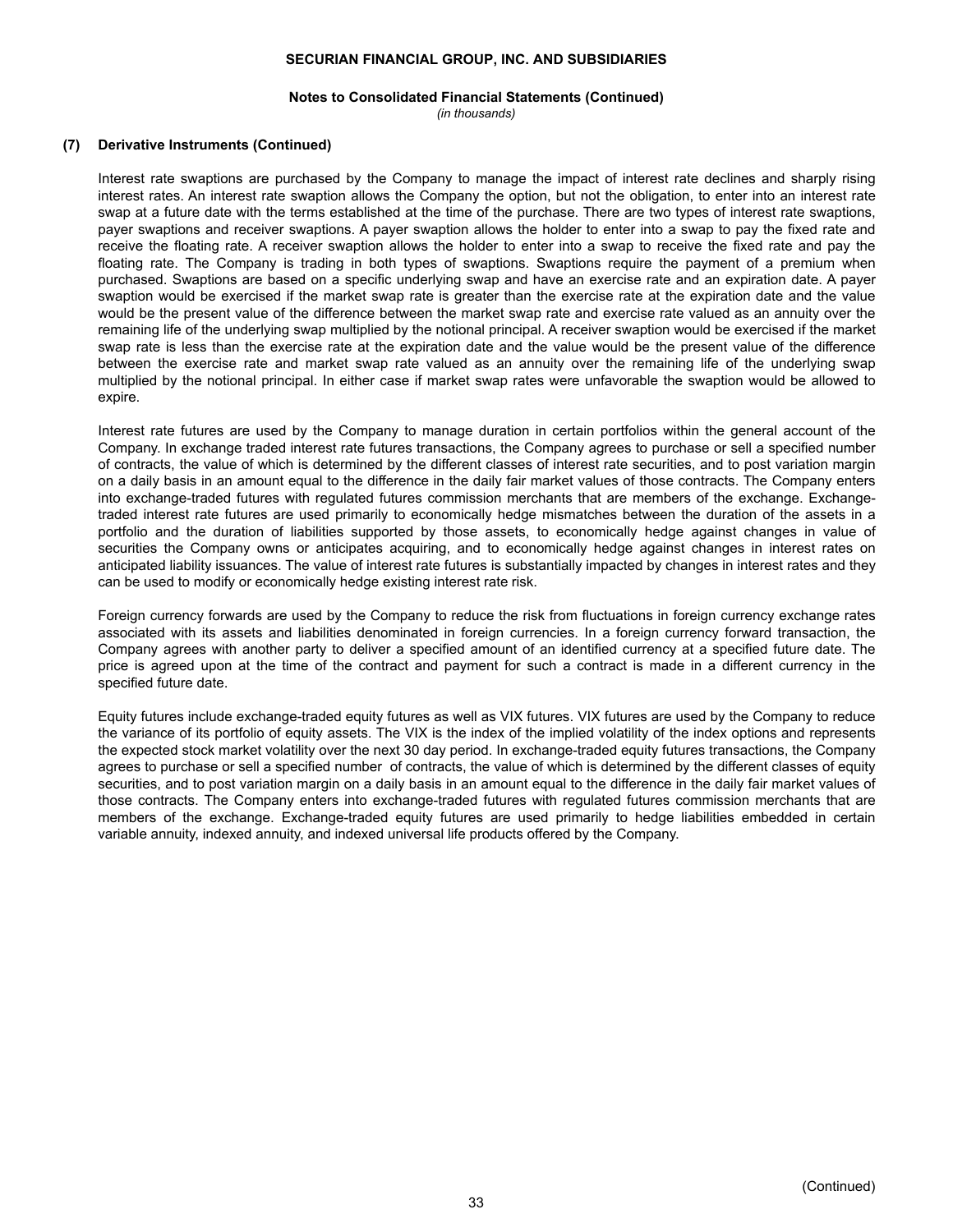### (7) Derivative Instruments (Continued)

Interest rate swaptions are purchased by the Company to manage the impact of interest rate declines and sharply rising interest rates. An interest rate swaption allows the Company the option, but not the obligation, to enter into an interest rate swap at a future date with the terms established at the time of the purchase. There are two types of interest rate swaptions, payer swaptions and receiver swaptions. A payer swaption allows the holder to enter into a swap to pay the fixed rate and receive the floating rate. A receiver swaption allows the holder to enter into a swap to receive the fixed rate and pay the floating rate. The Company is trading in both types of swaptions. Swaptions require the payment of a premium when purchased. Swaptions are based on a specific underlying swap and have an exercise rate and an expiration date. A payer swaption would be exercised if the market swap rate is greater than the exercise rate at the expiration date and the value would be the present value of the difference between the market swap rate and exercise rate valued as an annuity over the remaining life of the underlying swap multiplied by the notional principal. A receiver swaption would be exercised if the market swap rate is less than the exercise rate at the expiration date and the value would be the present value of the difference between the exercise rate and market swap rate valued as an annuity over the remaining life of the underlying swap multiplied by the notional principal. In either case if market swap rates were unfavorable the swaption would be allowed to expire.

Interest rate futures are used by the Company to manage duration in certain portfolios within the general account of the Company. In exchange traded interest rate futures transactions, the Company agrees to purchase or sell a specified number of contracts, the value of which is determined by the different classes of interest rate securities, and to post variation margin on a daily basis in an amount equal to the difference in the daily fair market values of those contracts. The Company enters into exchange-traded futures with regulated futures commission merchants that are members of the exchange. Exchange-traded interest rate futures are used primarily to economically hedge mismatches between the duration of the assets in a portfolio and the duration of liabilities supported by those assets, to economically hedge against changes in value of securities the Company owns or anticipates acquiring, and to economically hedge against changes in interest rates on anticipated liability issuances. The value of interest rate futures is substantially impacted by changes in interest rates and they can be used to modify or economically hedge existing interest rate risk.

Foreign currency forwards are used by the Company to reduce the risk from fluctuations in foreign currency exchange rates associated with its assets and liabilities denominated in foreign currencies. In a foreign currency forward transaction, the Company agrees with another party to deliver a specified amount of an identified currency at a specified future date. The price is agreed upon at the time of the contract and payment for such a contract is made in a different currency in the specified future date.

Equity futures include exchange-traded equity futures as well as VIX futures. VIX futures are used by the Company to reduce the variance of its portfolio of equity assets. The VIX is the index of the implied volatility of the index options and represents the expected stock market volatility over the next 30 day period. In exchange-traded equity futures transactions, the Company agrees to purchase or sell a specified number of contracts, the value of which is determined by the different classes of equity securities, and to post variation margin on a daily basis in an amount equal to the difference in the daily fair market values of those contracts. The Company enters into exchange-traded futures with regulated futures commission merchants that are members of the exchange. Exchange-traded equity futures are used primarily to hedge liabilities embedded in certain variable annuity, indexed annuity, and indexed universal life products offered by the Company.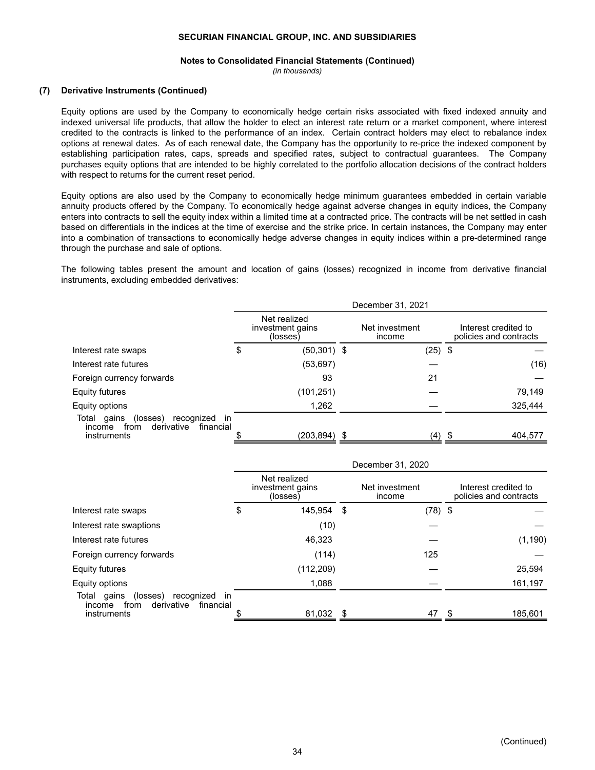**SECURIAN FINANCIAL GROUP, INC. AND SUBSIDIARIES**

**Notes to Consolidated Financial Statements (Continued)**

*(in thousands)*

### (7) Derivative Instruments (Continued)

Equity options are used by the Company to economically hedge certain risks associated with fixed indexed annuity and indexed universal life products, that allow the holder to elect an interest rate return or a market component, where interest credited to the contracts is linked to the performance of an index. Certain contract holders may elect to rebalance index options at renewal dates. As of each renewal date, the Company has the opportunity to re-price the indexed component by establishing participation rates, caps, spreads and specified rates, subject to contractual guarantees. The Company purchases equity options that are intended to be highly correlated to the portfolio allocation decisions of the contract holders with respect to returns for the current reset period.

Equity options are also used by the Company to economically hedge minimum guarantees embedded in certain variable annuity products offered by the Company. To economically hedge against adverse changes in equity indices, the Company enters into contracts to sell the equity index within a limited time at a contracted price. The contracts will be net settled in cash based on differentials in the indices at the time of exercise and the strike price. In certain instances, the Company may enter into a combination of transactions to economically hedge adverse changes in equity indices within a pre-determined range through the purchase and sale of options.

The following tables present the amount and location of gains (losses) recognized in income from derivative financial instruments, excluding embedded derivatives:

| | December 31, 2021 | | |
|---|---|---|---|
| | Net realized investment gains (losses) | Net investment income | Interest credited to policies and contracts |
| Interest rate swaps | $ (50,301) | $ (25) | $ — |
| Interest rate futures | (53,697) | — | (16) |
| Foreign currency forwards | 93 | 21 | — |
| Equity futures | (101,251) | — | 79,149 |
| Equity options | 1,262 | — | 325,444 |
| Total gains (losses) recognized in income from derivative financial instruments | $ (203,894) | $ (4) | $ 404,577 |

| | December 31, 2020 | | |
|---|---|---|---|
| | Net realized investment gains (losses) | Net investment income | Interest credited to policies and contracts |
| Interest rate swaps | $ 145,954 | $ (78) | $ — |
| Interest rate swaptions | (10) | — | — |
| Interest rate futures | 46,323 | — | (1,190) |
| Foreign currency forwards | (114) | 125 | — |
| Equity futures | (112,209) | — | 25,594 |
| Equity options | 1,088 | — | 161,197 |
| Total gains (losses) recognized in income from derivative financial instruments | $ 81,032 | $ 47 | $ 185,601 |

(Continued)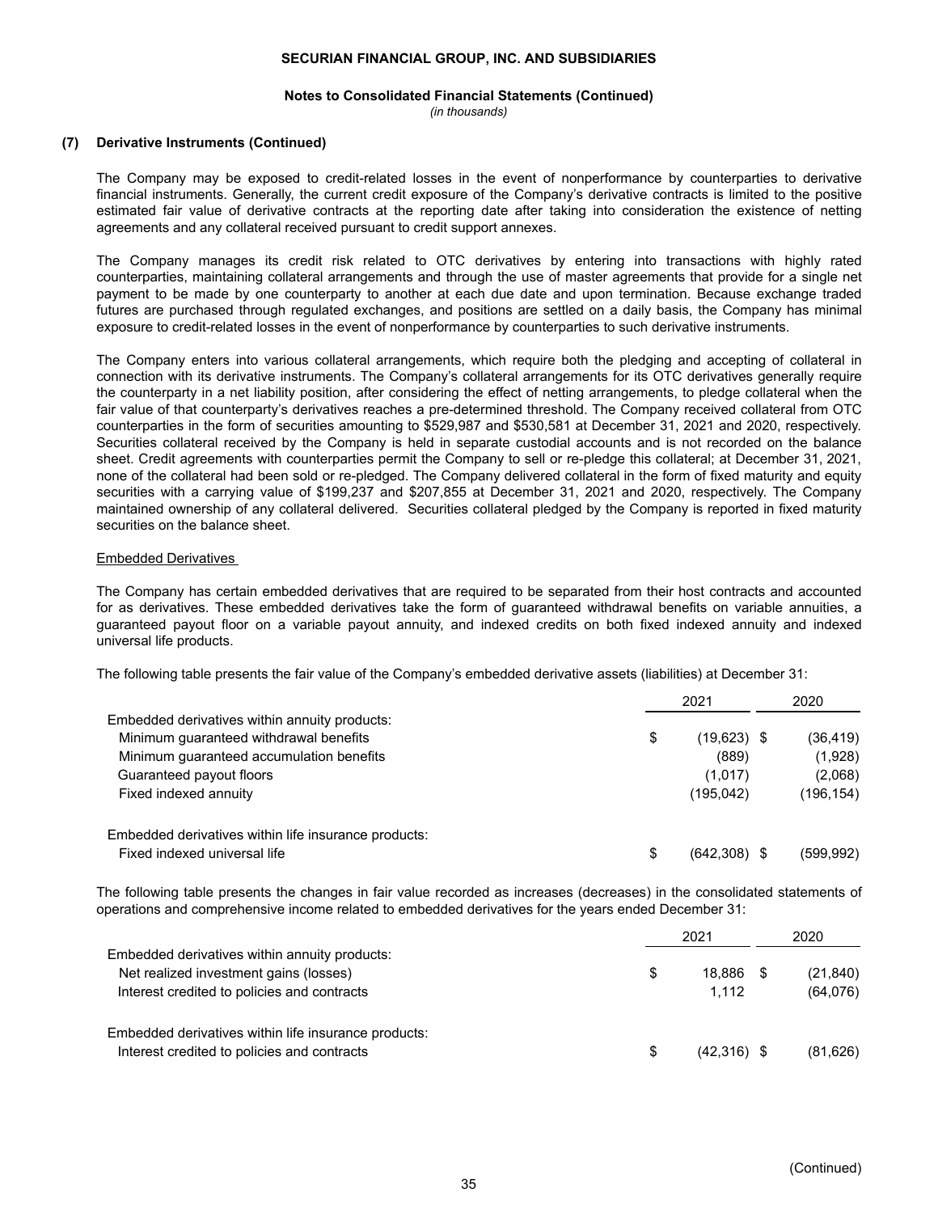SECURIAN FINANCIAL GROUP, INC. AND SUBSIDIARIES

Notes to Consolidated Financial Statements (Continued)

*(in thousands)*

## (7) Derivative Instruments (Continued)

The Company may be exposed to credit-related losses in the event of nonperformance by counterparties to derivative financial instruments. Generally, the current credit exposure of the Company's derivative contracts is limited to the positive estimated fair value of derivative contracts at the reporting date after taking into consideration the existence of netting agreements and any collateral received pursuant to credit support annexes.

The Company manages its credit risk related to OTC derivatives by entering into transactions with highly rated counterparties, maintaining collateral arrangements and through the use of master agreements that provide for a single net payment to be made by one counterparty to another at each due date and upon termination. Because exchange traded futures are purchased through regulated exchanges, and positions are settled on a daily basis, the Company has minimal exposure to credit-related losses in the event of nonperformance by counterparties to such derivative instruments.

The Company enters into various collateral arrangements, which require both the pledging and accepting of collateral in connection with its derivative instruments. The Company's collateral arrangements for its OTC derivatives generally require the counterparty in a net liability position, after considering the effect of netting arrangements, to pledge collateral when the fair value of that counterparty's derivatives reaches a pre-determined threshold. The Company received collateral from OTC counterparties in the form of securities amounting to $529,987 and $530,581 at December 31, 2021 and 2020, respectively. Securities collateral received by the Company is held in separate custodial accounts and is not recorded on the balance sheet. Credit agreements with counterparties permit the Company to sell or re-pledge this collateral; at December 31, 2021, none of the collateral had been sold or re-pledged. The Company delivered collateral in the form of fixed maturity and equity securities with a carrying value of $199,237 and $207,855 at December 31, 2021 and 2020, respectively. The Company maintained ownership of any collateral delivered. Securities collateral pledged by the Company is reported in fixed maturity securities on the balance sheet.

### Embedded Derivatives

The Company has certain embedded derivatives that are required to be separated from their host contracts and accounted for as derivatives. These embedded derivatives take the form of guaranteed withdrawal benefits on variable annuities, a guaranteed payout floor on a variable payout annuity, and indexed credits on both fixed indexed annuity and indexed universal life products.

The following table presents the fair value of the Company's embedded derivative assets (liabilities) at December 31:

| | 2021 | 2020 |
|---|---|---|
| Embedded derivatives within annuity products: | | |
| Minimum guaranteed withdrawal benefits | $ (19,623) | $ (36,419) |
| Minimum guaranteed accumulation benefits | (889) | (1,928) |
| Guaranteed payout floors | (1,017) | (2,068) |
| Fixed indexed annuity | (195,042) | (196,154) |
| Embedded derivatives within life insurance products: | | |
| Fixed indexed universal life | $ (642,308) | $ (599,992) |

The following table presents the changes in fair value recorded as increases (decreases) in the consolidated statements of operations and comprehensive income related to embedded derivatives for the years ended December 31:

| | 2021 | 2020 |
|---|---|---|
| Embedded derivatives within annuity products: | | |
| Net realized investment gains (losses) | $ 18,886 | $ (21,840) |
| Interest credited to policies and contracts | 1,112 | (64,076) |
| Embedded derivatives within life insurance products: | | |
| Interest credited to policies and contracts | $ (42,316) | $ (81,626) |

(Continued)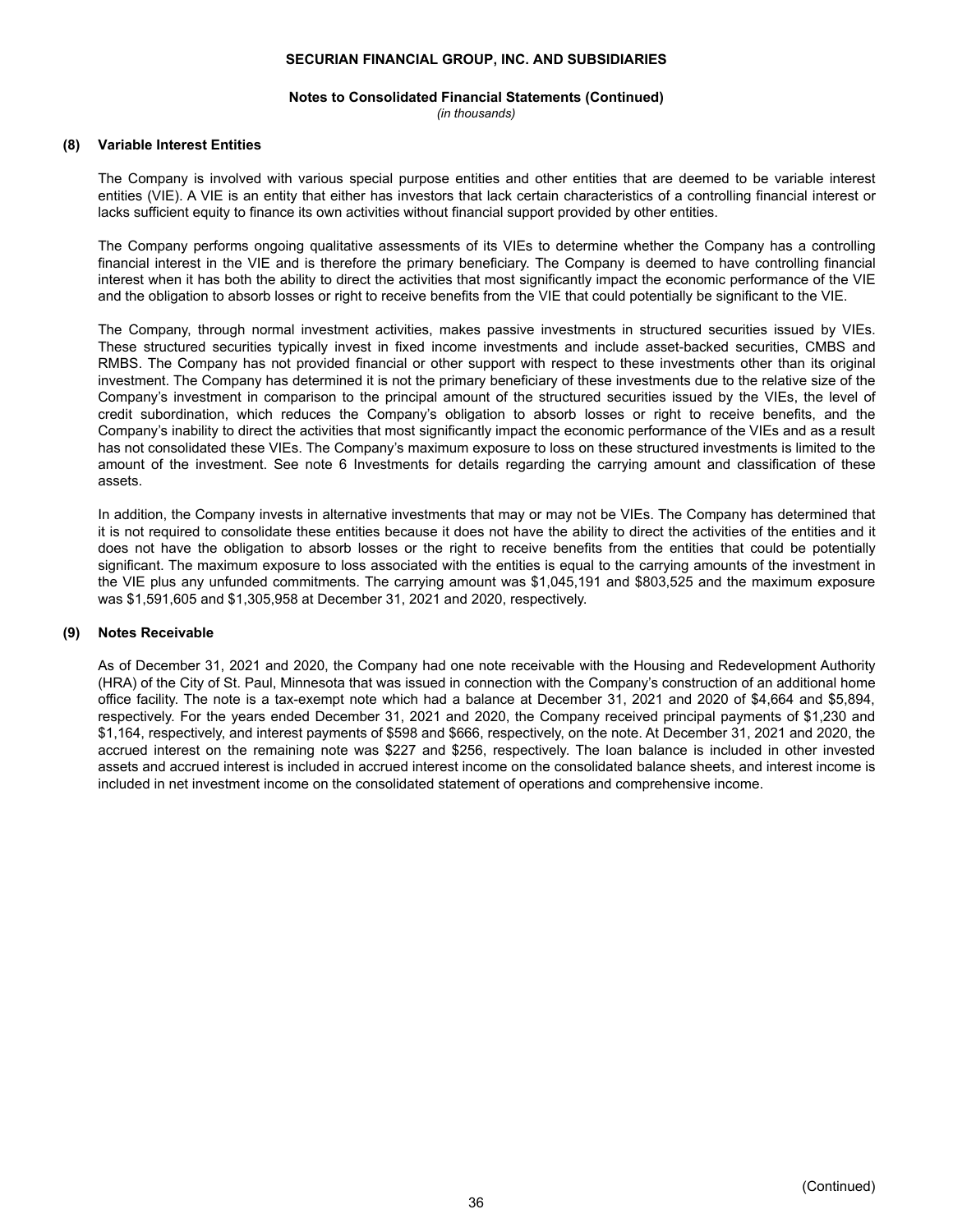## (8) Variable Interest Entities

The Company is involved with various special purpose entities and other entities that are deemed to be variable interest entities (VIE). A VIE is an entity that either has investors that lack certain characteristics of a controlling financial interest or lacks sufficient equity to finance its own activities without financial support provided by other entities.

The Company performs ongoing qualitative assessments of its VIEs to determine whether the Company has a controlling financial interest in the VIE and is therefore the primary beneficiary. The Company is deemed to have controlling financial interest when it has both the ability to direct the activities that most significantly impact the economic performance of the VIE and the obligation to absorb losses or right to receive benefits from the VIE that could potentially be significant to the VIE.

The Company, through normal investment activities, makes passive investments in structured securities issued by VIEs. These structured securities typically invest in fixed income investments and include asset-backed securities, CMBS and RMBS. The Company has not provided financial or other support with respect to these investments other than its original investment. The Company has determined it is not the primary beneficiary of these investments due to the relative size of the Company's investment in comparison to the principal amount of the structured securities issued by the VIEs, the level of credit subordination, which reduces the Company's obligation to absorb losses or right to receive benefits, and the Company's inability to direct the activities that most significantly impact the economic performance of the VIEs and as a result has not consolidated these VIEs. The Company's maximum exposure to loss on these structured investments is limited to the amount of the investment. See note 6 Investments for details regarding the carrying amount and classification of these assets.

In addition, the Company invests in alternative investments that may or may not be VIEs. The Company has determined that it is not required to consolidate these entities because it does not have the ability to direct the activities of the entities and it does not have the obligation to absorb losses or the right to receive benefits from the entities that could be potentially significant. The maximum exposure to loss associated with the entities is equal to the carrying amounts of the investment in the VIE plus any unfunded commitments. The carrying amount was $1,045,191 and $803,525 and the maximum exposure was $1,591,605 and $1,305,958 at December 31, 2021 and 2020, respectively.

## (9) Notes Receivable

As of December 31, 2021 and 2020, the Company had one note receivable with the Housing and Redevelopment Authority (HRA) of the City of St. Paul, Minnesota that was issued in connection with the Company's construction of an additional home office facility. The note is a tax-exempt note which had a balance at December 31, 2021 and 2020 of $4,664 and $5,894, respectively. For the years ended December 31, 2021 and 2020, the Company received principal payments of $1,230 and $1,164, respectively, and interest payments of $598 and $666, respectively, on the note. At December 31, 2021 and 2020, the accrued interest on the remaining note was $227 and $256, respectively. The loan balance is included in other invested assets and accrued interest is included in accrued interest income on the consolidated balance sheets, and interest income is included in net investment income on the consolidated statement of operations and comprehensive income.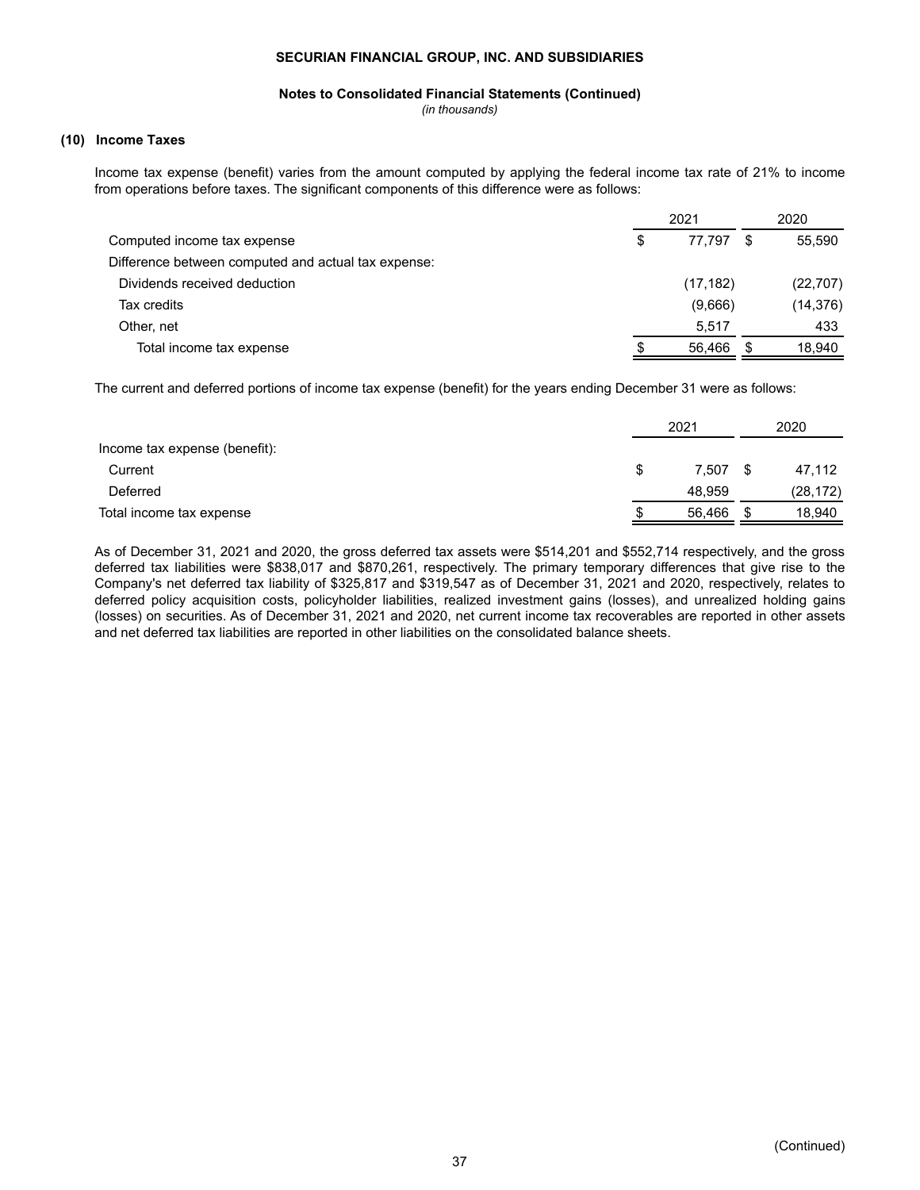**SECURIAN FINANCIAL GROUP, INC. AND SUBSIDIARIES**

**Notes to Consolidated Financial Statements (Continued)**
*(in thousands)*

## (10) Income Taxes

Income tax expense (benefit) varies from the amount computed by applying the federal income tax rate of 21% to income from operations before taxes. The significant components of this difference were as follows:

| | 2021 | 2020 |
|---|---|---|
| Computed income tax expense | $ 77,797 | $ 55,590 |
| Difference between computed and actual tax expense: | | |
| Dividends received deduction | (17,182) | (22,707) |
| Tax credits | (9,666) | (14,376) |
| Other, net | 5,517 | 433 |
| Total income tax expense | $ 56,466 | $ 18,940 |

The current and deferred portions of income tax expense (benefit) for the years ending December 31 were as follows:

| | 2021 | 2020 |
|---|---|---|
| Income tax expense (benefit): | | |
| Current | $ 7,507 | $ 47,112 |
| Deferred | 48,959 | (28,172) |
| Total income tax expense | $ 56,466 | $ 18,940 |

As of December 31, 2021 and 2020, the gross deferred tax assets were $514,201 and $552,714 respectively, and the gross deferred tax liabilities were $838,017 and $870,261, respectively. The primary temporary differences that give rise to the Company's net deferred tax liability of $325,817 and $319,547 as of December 31, 2021 and 2020, respectively, relates to deferred policy acquisition costs, policyholder liabilities, realized investment gains (losses), and unrealized holding gains (losses) on securities. As of December 31, 2021 and 2020, net current income tax recoverables are reported in other assets and net deferred tax liabilities are reported in other liabilities on the consolidated balance sheets.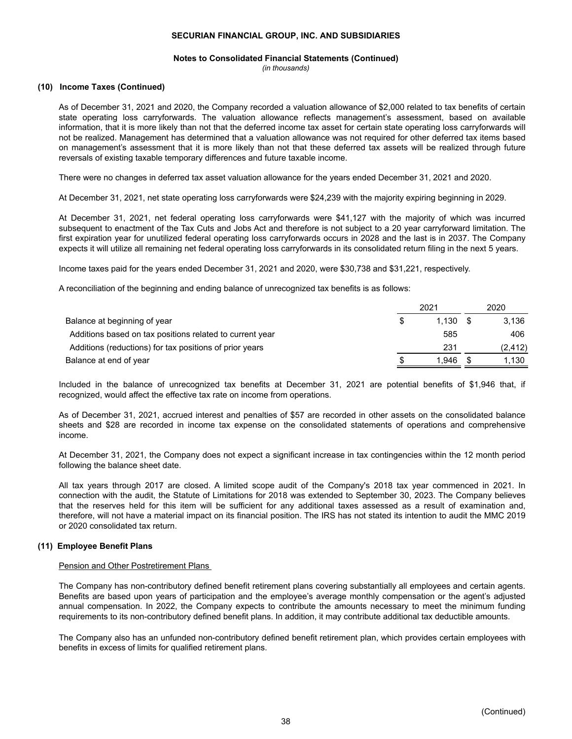**SECURIAN FINANCIAL GROUP, INC. AND SUBSIDIARIES**

**Notes to Consolidated Financial Statements (Continued)**

*(in thousands)*

### (10) Income Taxes (Continued)

As of December 31, 2021 and 2020, the Company recorded a valuation allowance of $2,000 related to tax benefits of certain state operating loss carryforwards. The valuation allowance reflects management's assessment, based on available information, that it is more likely than not that the deferred income tax asset for certain state operating loss carryforwards will not be realized. Management has determined that a valuation allowance was not required for other deferred tax items based on management's assessment that it is more likely than not that these deferred tax assets will be realized through future reversals of existing taxable temporary differences and future taxable income.

There were no changes in deferred tax asset valuation allowance for the years ended December 31, 2021 and 2020.

At December 31, 2021, net state operating loss carryforwards were $24,239 with the majority expiring beginning in 2029.

At December 31, 2021, net federal operating loss carryforwards were $41,127 with the majority of which was incurred subsequent to enactment of the Tax Cuts and Jobs Act and therefore is not subject to a 20 year carryforward limitation. The first expiration year for unutilized federal operating loss carryforwards occurs in 2028 and the last is in 2037. The Company expects it will utilize all remaining net federal operating loss carryforwards in its consolidated return filing in the next 5 years.

Income taxes paid for the years ended December 31, 2021 and 2020, were $30,738 and $31,221, respectively.

A reconciliation of the beginning and ending balance of unrecognized tax benefits is as follows:

| | 2021 | 2020 |
|---|---|---|
| Balance at beginning of year | $ 1,130 | $ 3,136 |
| Additions based on tax positions related to current year | 585 | 406 |
| Additions (reductions) for tax positions of prior years | 231 | (2,412) |
| Balance at end of year | $ 1,946 | $ 1,130 |

Included in the balance of unrecognized tax benefits at December 31, 2021 are potential benefits of $1,946 that, if recognized, would affect the effective tax rate on income from operations.

As of December 31, 2021, accrued interest and penalties of $57 are recorded in other assets on the consolidated balance sheets and $28 are recorded in income tax expense on the consolidated statements of operations and comprehensive income.

At December 31, 2021, the Company does not expect a significant increase in tax contingencies within the 12 month period following the balance sheet date.

All tax years through 2017 are closed. A limited scope audit of the Company's 2018 tax year commenced in 2021. In connection with the audit, the Statute of Limitations for 2018 was extended to September 30, 2023. The Company believes that the reserves held for this item will be sufficient for any additional taxes assessed as a result of examination and, therefore, will not have a material impact on its financial position. The IRS has not stated its intention to audit the MMC 2019 or 2020 consolidated tax return.

### (11) Employee Benefit Plans

Pension and Other Postretirement Plans

The Company has non-contributory defined benefit retirement plans covering substantially all employees and certain agents. Benefits are based upon years of participation and the employee's average monthly compensation or the agent's adjusted annual compensation. In 2022, the Company expects to contribute the amounts necessary to meet the minimum funding requirements to its non-contributory defined benefit plans. In addition, it may contribute additional tax deductible amounts.

The Company also has an unfunded non-contributory defined benefit retirement plan, which provides certain employees with benefits in excess of limits for qualified retirement plans.

(Continued)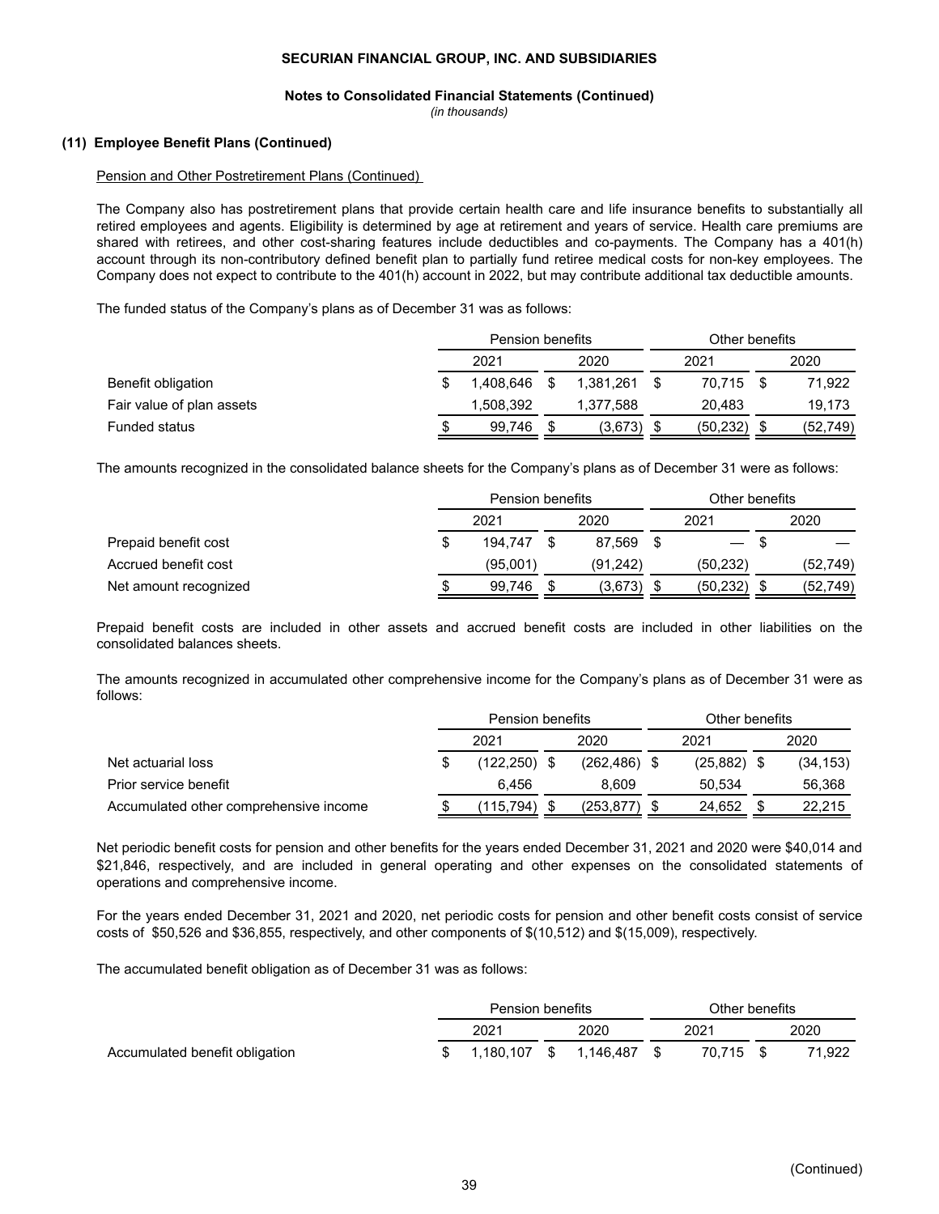**SECURIAN FINANCIAL GROUP, INC. AND SUBSIDIARIES**

**Notes to Consolidated Financial Statements (Continued)**
*(in thousands)*

### (11) Employee Benefit Plans (Continued)

Pension and Other Postretirement Plans (Continued)

The Company also has postretirement plans that provide certain health care and life insurance benefits to substantially all retired employees and agents. Eligibility is determined by age at retirement and years of service. Health care premiums are shared with retirees, and other cost-sharing features include deductibles and co-payments. The Company has a 401(h) account through its non-contributory defined benefit plan to partially fund retiree medical costs for non-key employees. The Company does not expect to contribute to the 401(h) account in 2022, but may contribute additional tax deductible amounts.

The funded status of the Company's plans as of December 31 was as follows:

| | Pension benefits | | Other benefits | |
|---|---|---|---|---|
| | 2021 | 2020 | 2021 | 2020 |
| Benefit obligation | $ 1,408,646 | $ 1,381,261 | $ 70,715 | $ 71,922 |
| Fair value of plan assets | 1,508,392 | 1,377,588 | 20,483 | 19,173 |
| Funded status | $ 99,746 | $ (3,673) | $ (50,232) | $ (52,749) |

The amounts recognized in the consolidated balance sheets for the Company's plans as of December 31 were as follows:

| | Pension benefits | | Other benefits | |
|---|---|---|---|---|
| | 2021 | 2020 | 2021 | 2020 |
| Prepaid benefit cost | $ 194,747 | $ 87,569 | $ — | $ — |
| Accrued benefit cost | (95,001) | (91,242) | (50,232) | (52,749) |
| Net amount recognized | $ 99,746 | $ (3,673) | $ (50,232) | $ (52,749) |

Prepaid benefit costs are included in other assets and accrued benefit costs are included in other liabilities on the consolidated balances sheets.

The amounts recognized in accumulated other comprehensive income for the Company's plans as of December 31 were as follows:

| | Pension benefits | | Other benefits | |
|---|---|---|---|---|
| | 2021 | 2020 | 2021 | 2020 |
| Net actuarial loss | $ (122,250) | $ (262,486) | $ (25,882) | $ (34,153) |
| Prior service benefit | 6,456 | 8,609 | 50,534 | 56,368 |
| Accumulated other comprehensive income | $ (115,794) | $ (253,877) | $ 24,652 | $ 22,215 |

Net periodic benefit costs for pension and other benefits for the years ended December 31, 2021 and 2020 were $40,014 and $21,846, respectively, and are included in general operating and other expenses on the consolidated statements of operations and comprehensive income.

For the years ended December 31, 2021 and 2020, net periodic costs for pension and other benefit costs consist of service costs of $50,526 and $36,855, respectively, and other components of $(10,512) and $(15,009), respectively.

The accumulated benefit obligation as of December 31 was as follows:

| | Pension benefits | | Other benefits | |
|---|---|---|---|---|
| | 2021 | 2020 | 2021 | 2020 |
| Accumulated benefit obligation | $ 1,180,107 | $ 1,146,487 | $ 70,715 | $ 71,922 |

(Continued)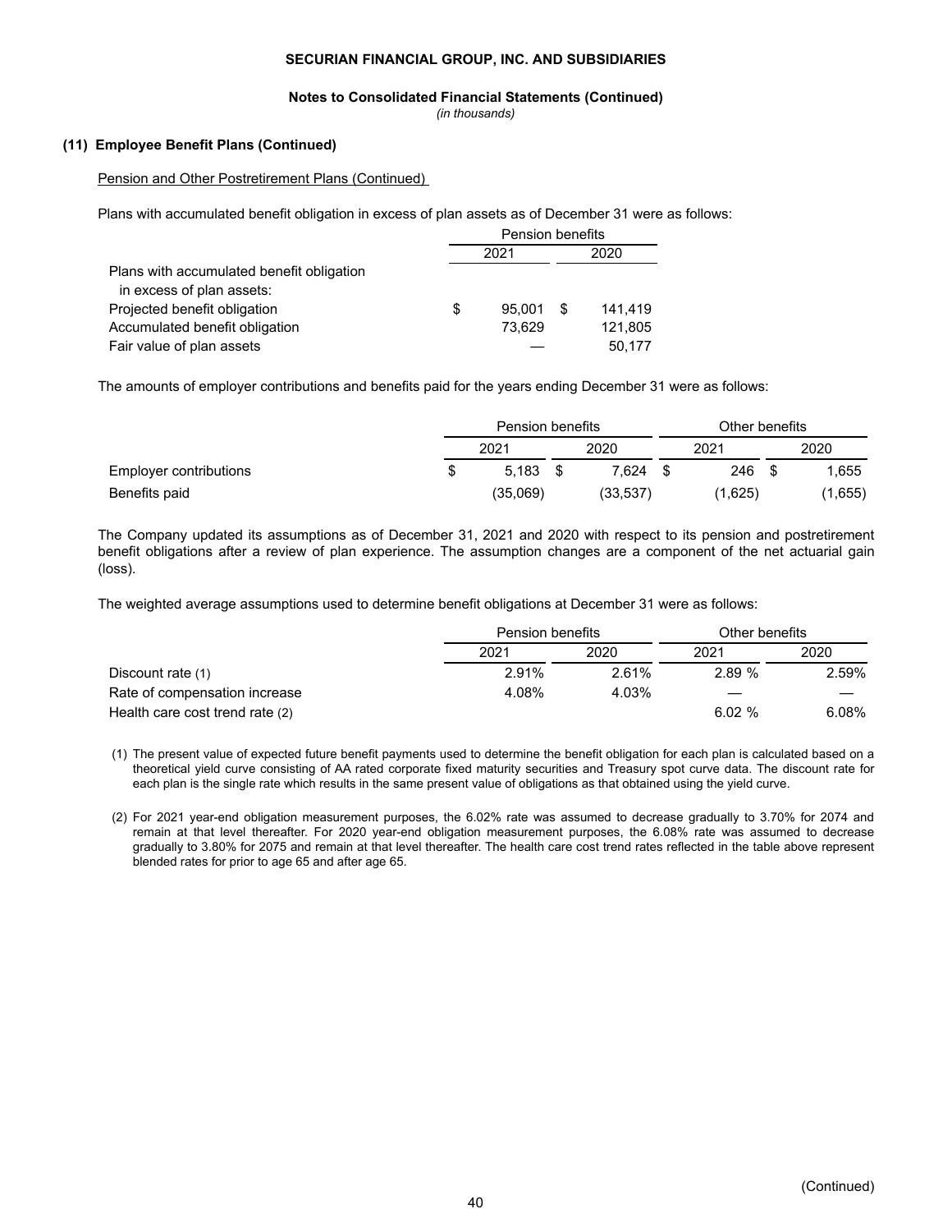**SECURIAN FINANCIAL GROUP, INC. AND SUBSIDIARIES**

**Notes to Consolidated Financial Statements (Continued)**
*(in thousands)*

**(11) Employee Benefit Plans (Continued)**

Pension and Other Postretirement Plans (Continued)

Plans with accumulated benefit obligation in excess of plan assets as of December 31 were as follows:

| | Pension benefits | |
|---|---|---|
| | 2021 | 2020 |
| Plans with accumulated benefit obligation in excess of plan assets: | | |
| Projected benefit obligation | $ 95,001 | $ 141,419 |
| Accumulated benefit obligation | 73,629 | 121,805 |
| Fair value of plan assets | — | 50,177 |

The amounts of employer contributions and benefits paid for the years ending December 31 were as follows:

| | Pension benefits | | Other benefits | |
|---|---|---|---|---|
| | 2021 | 2020 | 2021 | 2020 |
| Employer contributions | $ 5,183 | $ 7,624 | $ 246 | $ 1,655 |
| Benefits paid | (35,069) | (33,537) | (1,625) | (1,655) |

The Company updated its assumptions as of December 31, 2021 and 2020 with respect to its pension and postretirement benefit obligations after a review of plan experience. The assumption changes are a component of the net actuarial gain (loss).

The weighted average assumptions used to determine benefit obligations at December 31 were as follows:

| | Pension benefits | | Other benefits | |
|---|---|---|---|---|
| | 2021 | 2020 | 2021 | 2020 |
| Discount rate (1) | 2.91% | 2.61% | 2.89 % | 2.59% |
| Rate of compensation increase | 4.08% | 4.03% | — | — |
| Health care cost trend rate (2) | | | 6.02 % | 6.08% |

(1) The present value of expected future benefit payments used to determine the benefit obligation for each plan is calculated based on a theoretical yield curve consisting of AA rated corporate fixed maturity securities and Treasury spot curve data. The discount rate for each plan is the single rate which results in the same present value of obligations as that obtained using the yield curve.

(2) For 2021 year-end obligation measurement purposes, the 6.02% rate was assumed to decrease gradually to 3.70% for 2074 and remain at that level thereafter. For 2020 year-end obligation measurement purposes, the 6.08% rate was assumed to decrease gradually to 3.80% for 2075 and remain at that level thereafter. The health care cost trend rates reflected in the table above represent blended rates for prior to age 65 and after age 65.

(Continued)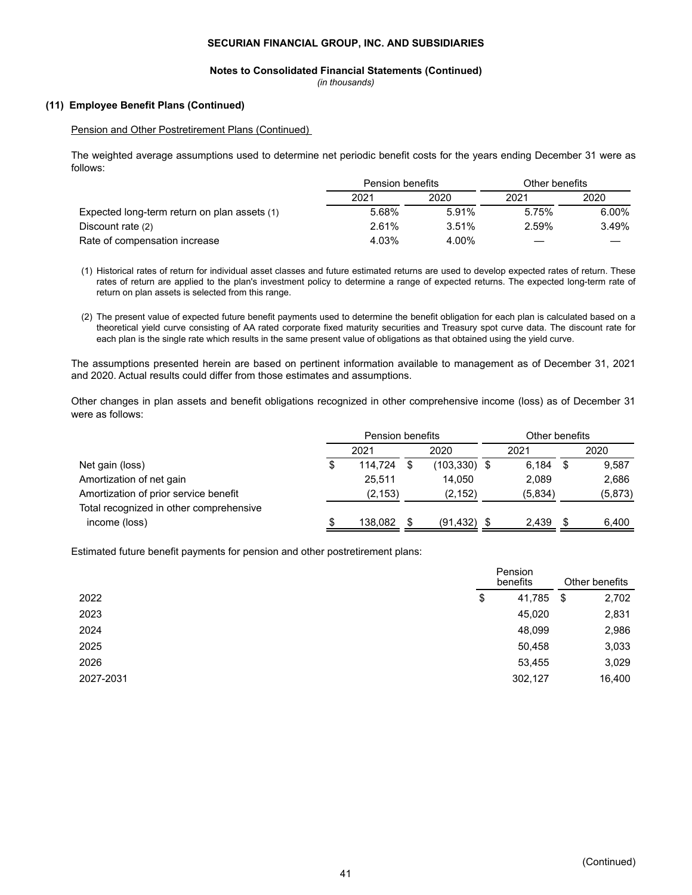**SECURIAN FINANCIAL GROUP, INC. AND SUBSIDIARIES**

**Notes to Consolidated Financial Statements (Continued)**
*(in thousands)*

### (11) Employee Benefit Plans (Continued)

Pension and Other Postretirement Plans (Continued)

The weighted average assumptions used to determine net periodic benefit costs for the years ending December 31 were as follows:

| | Pension benefits | | Other benefits | |
|---|---|---|---|---|
| | 2021 | 2020 | 2021 | 2020 |
| Expected long-term return on plan assets (1) | 5.68% | 5.91% | 5.75% | 6.00% |
| Discount rate (2) | 2.61% | 3.51% | 2.59% | 3.49% |
| Rate of compensation increase | 4.03% | 4.00% | — | — |

(1) Historical rates of return for individual asset classes and future estimated returns are used to develop expected rates of return. These rates of return are applied to the plan's investment policy to determine a range of expected returns. The expected long-term rate of return on plan assets is selected from this range.

(2) The present value of expected future benefit payments used to determine the benefit obligation for each plan is calculated based on a theoretical yield curve consisting of AA rated corporate fixed maturity securities and Treasury spot curve data. The discount rate for each plan is the single rate which results in the same present value of obligations as that obtained using the yield curve.

The assumptions presented herein are based on pertinent information available to management as of December 31, 2021 and 2020. Actual results could differ from those estimates and assumptions.

Other changes in plan assets and benefit obligations recognized in other comprehensive income (loss) as of December 31 were as follows:

| | Pension benefits | | Other benefits | |
|---|---|---|---|---|
| | 2021 | 2020 | 2021 | 2020 |
| Net gain (loss) | $ 114,724 | $ (103,330) | $ 6,184 | $ 9,587 |
| Amortization of net gain | 25,511 | 14,050 | 2,089 | 2,686 |
| Amortization of prior service benefit | (2,153) | (2,152) | (5,834) | (5,873) |
| Total recognized in other comprehensive income (loss) | $ 138,082 | $ (91,432) | $ 2,439 | $ 6,400 |

Estimated future benefit payments for pension and other postretirement plans:

| | Pension benefits | Other benefits |
|---|---|---|
| 2022 | $ 41,785 | $ 2,702 |
| 2023 | 45,020 | 2,831 |
| 2024 | 48,099 | 2,986 |
| 2025 | 50,458 | 3,033 |
| 2026 | 53,455 | 3,029 |
| 2027-2031 | 302,127 | 16,400 |

(Continued)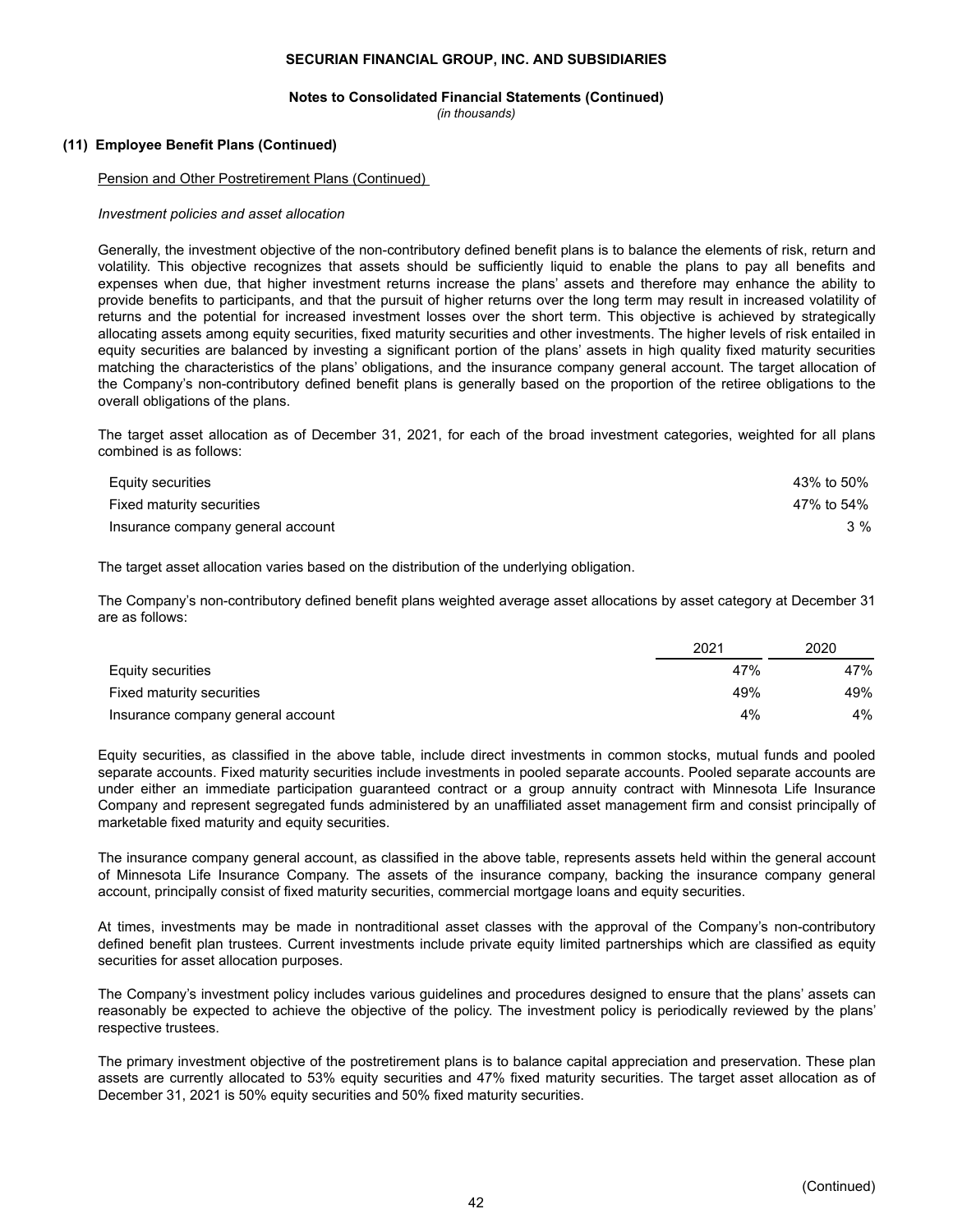# SECURIAN FINANCIAL GROUP, INC. AND SUBSIDIARIES

**Notes to Consolidated Financial Statements (Continued)**
*(in thousands)*

## (11) Employee Benefit Plans (Continued)

Pension and Other Postretirement Plans (Continued)

*Investment policies and asset allocation*

Generally, the investment objective of the non-contributory defined benefit plans is to balance the elements of risk, return and volatility. This objective recognizes that assets should be sufficiently liquid to enable the plans to pay all benefits and expenses when due, that higher investment returns increase the plans' assets and therefore may enhance the ability to provide benefits to participants, and that the pursuit of higher returns over the long term may result in increased volatility of returns and the potential for increased investment losses over the short term. This objective is achieved by strategically allocating assets among equity securities, fixed maturity securities and other investments. The higher levels of risk entailed in equity securities are balanced by investing a significant portion of the plans' assets in high quality fixed maturity securities matching the characteristics of the plans' obligations, and the insurance company general account. The target allocation of the Company's non-contributory defined benefit plans is generally based on the proportion of the retiree obligations to the overall obligations of the plans.

The target asset allocation as of December 31, 2021, for each of the broad investment categories, weighted for all plans combined is as follows:

| | |
|---|---|
| Equity securities | 43% to 50% |
| Fixed maturity securities | 47% to 54% |
| Insurance company general account | 3 % |

The target asset allocation varies based on the distribution of the underlying obligation.

The Company's non-contributory defined benefit plans weighted average asset allocations by asset category at December 31 are as follows:

| | 2021 | 2020 |
|---|---|---|
| Equity securities | 47% | 47% |
| Fixed maturity securities | 49% | 49% |
| Insurance company general account | 4% | 4% |

Equity securities, as classified in the above table, include direct investments in common stocks, mutual funds and pooled separate accounts. Fixed maturity securities include investments in pooled separate accounts. Pooled separate accounts are under either an immediate participation guaranteed contract or a group annuity contract with Minnesota Life Insurance Company and represent segregated funds administered by an unaffiliated asset management firm and consist principally of marketable fixed maturity and equity securities.

The insurance company general account, as classified in the above table, represents assets held within the general account of Minnesota Life Insurance Company. The assets of the insurance company, backing the insurance company general account, principally consist of fixed maturity securities, commercial mortgage loans and equity securities.

At times, investments may be made in nontraditional asset classes with the approval of the Company's non-contributory defined benefit plan trustees. Current investments include private equity limited partnerships which are classified as equity securities for asset allocation purposes.

The Company's investment policy includes various guidelines and procedures designed to ensure that the plans' assets can reasonably be expected to achieve the objective of the policy. The investment policy is periodically reviewed by the plans' respective trustees.

The primary investment objective of the postretirement plans is to balance capital appreciation and preservation. These plan assets are currently allocated to 53% equity securities and 47% fixed maturity securities. The target asset allocation as of December 31, 2021 is 50% equity securities and 50% fixed maturity securities.

(Continued)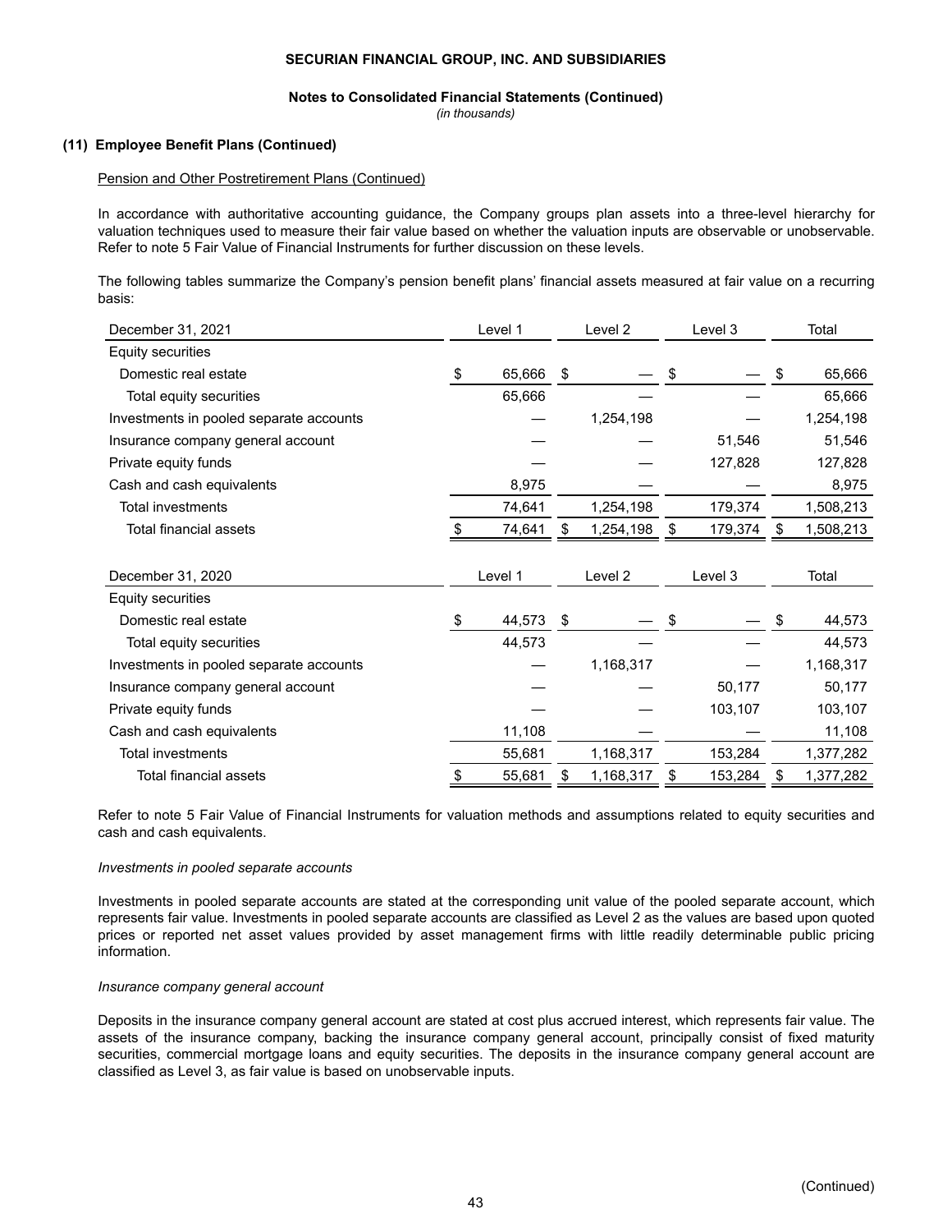**SECURIAN FINANCIAL GROUP, INC. AND SUBSIDIARIES**

**Notes to Consolidated Financial Statements (Continued)**
*(in thousands)*

**(11) Employee Benefit Plans (Continued)**

Pension and Other Postretirement Plans (Continued)

In accordance with authoritative accounting guidance, the Company groups plan assets into a three-level hierarchy for valuation techniques used to measure their fair value based on whether the valuation inputs are observable or unobservable. Refer to note 5 Fair Value of Financial Instruments for further discussion on these levels.

The following tables summarize the Company's pension benefit plans' financial assets measured at fair value on a recurring basis:

| December 31, 2021 | Level 1 | Level 2 | Level 3 | Total |
|---|---|---|---|---|
| Equity securities | | | | |
| Domestic real estate | $ 65,666 | $ — | $ — | $ 65,666 |
| Total equity securities | 65,666 | — | — | 65,666 |
| Investments in pooled separate accounts | — | 1,254,198 | — | 1,254,198 |
| Insurance company general account | — | — | 51,546 | 51,546 |
| Private equity funds | — | — | 127,828 | 127,828 |
| Cash and cash equivalents | 8,975 | — | — | 8,975 |
| Total investments | 74,641 | 1,254,198 | 179,374 | 1,508,213 |
| Total financial assets | $ 74,641 | $ 1,254,198 | $ 179,374 | $ 1,508,213 |

| December 31, 2020 | Level 1 | Level 2 | Level 3 | Total |
|---|---|---|---|---|
| Equity securities | | | | |
| Domestic real estate | $ 44,573 | $ — | $ — | $ 44,573 |
| Total equity securities | 44,573 | — | — | 44,573 |
| Investments in pooled separate accounts | — | 1,168,317 | — | 1,168,317 |
| Insurance company general account | — | — | 50,177 | 50,177 |
| Private equity funds | — | — | 103,107 | 103,107 |
| Cash and cash equivalents | 11,108 | — | — | 11,108 |
| Total investments | 55,681 | 1,168,317 | 153,284 | 1,377,282 |
| Total financial assets | $ 55,681 | $ 1,168,317 | $ 153,284 | $ 1,377,282 |

Refer to note 5 Fair Value of Financial Instruments for valuation methods and assumptions related to equity securities and cash and cash equivalents.

*Investments in pooled separate accounts*

Investments in pooled separate accounts are stated at the corresponding unit value of the pooled separate account, which represents fair value. Investments in pooled separate accounts are classified as Level 2 as the values are based upon quoted prices or reported net asset values provided by asset management firms with little readily determinable public pricing information.

*Insurance company general account*

Deposits in the insurance company general account are stated at cost plus accrued interest, which represents fair value. The assets of the insurance company, backing the insurance company general account, principally consist of fixed maturity securities, commercial mortgage loans and equity securities. The deposits in the insurance company general account are classified as Level 3, as fair value is based on unobservable inputs.

(Continued)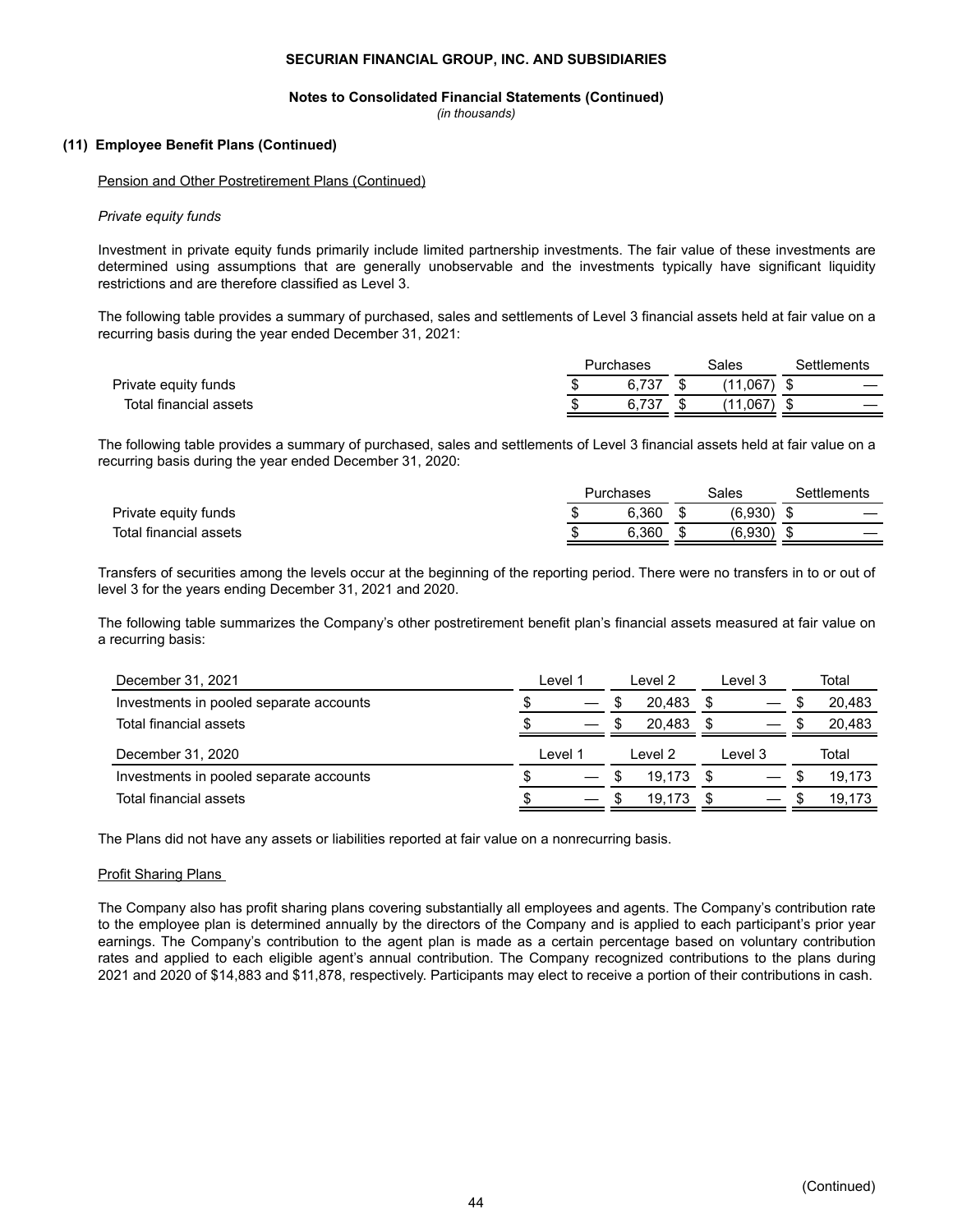**SECURIAN FINANCIAL GROUP, INC. AND SUBSIDIARIES**

**Notes to Consolidated Financial Statements (Continued)**
*(in thousands)*

**(11) Employee Benefit Plans (Continued)**

Pension and Other Postretirement Plans (Continued)

*Private equity funds*

Investment in private equity funds primarily include limited partnership investments. The fair value of these investments are determined using assumptions that are generally unobservable and the investments typically have significant liquidity restrictions and are therefore classified as Level 3.

The following table provides a summary of purchased, sales and settlements of Level 3 financial assets held at fair value on a recurring basis during the year ended December 31, 2021:

| | Purchases | Sales | Settlements |
|---|---|---|---|
| Private equity funds | $ 6,737 | $ (11,067) | $ — |
| Total financial assets | $ 6,737 | $ (11,067) | $ — |

The following table provides a summary of purchased, sales and settlements of Level 3 financial assets held at fair value on a recurring basis during the year ended December 31, 2020:

| | Purchases | Sales | Settlements |
|---|---|---|---|
| Private equity funds | $ 6,360 | $ (6,930) | $ — |
| Total financial assets | $ 6,360 | $ (6,930) | $ — |

Transfers of securities among the levels occur at the beginning of the reporting period. There were no transfers in to or out of level 3 for the years ending December 31, 2021 and 2020.

The following table summarizes the Company's other postretirement benefit plan's financial assets measured at fair value on a recurring basis:

| December 31, 2021 | Level 1 | Level 2 | Level 3 | Total |
|---|---|---|---|---|
| Investments in pooled separate accounts | $ — | $ 20,483 | $ — | $ 20,483 |
| Total financial assets | $ — | $ 20,483 | $ — | $ 20,483 |
| **December 31, 2020** | **Level 1** | **Level 2** | **Level 3** | **Total** |
| Investments in pooled separate accounts | $ — | $ 19,173 | $ — | $ 19,173 |
| Total financial assets | $ — | $ 19,173 | $ — | $ 19,173 |

The Plans did not have any assets or liabilities reported at fair value on a nonrecurring basis.

Profit Sharing Plans

The Company also has profit sharing plans covering substantially all employees and agents. The Company's contribution rate to the employee plan is determined annually by the directors of the Company and is applied to each participant's prior year earnings. The Company's contribution to the agent plan is made as a certain percentage based on voluntary contribution rates and applied to each eligible agent's annual contribution. The Company recognized contributions to the plans during 2021 and 2020 of $14,883 and $11,878, respectively. Participants may elect to receive a portion of their contributions in cash.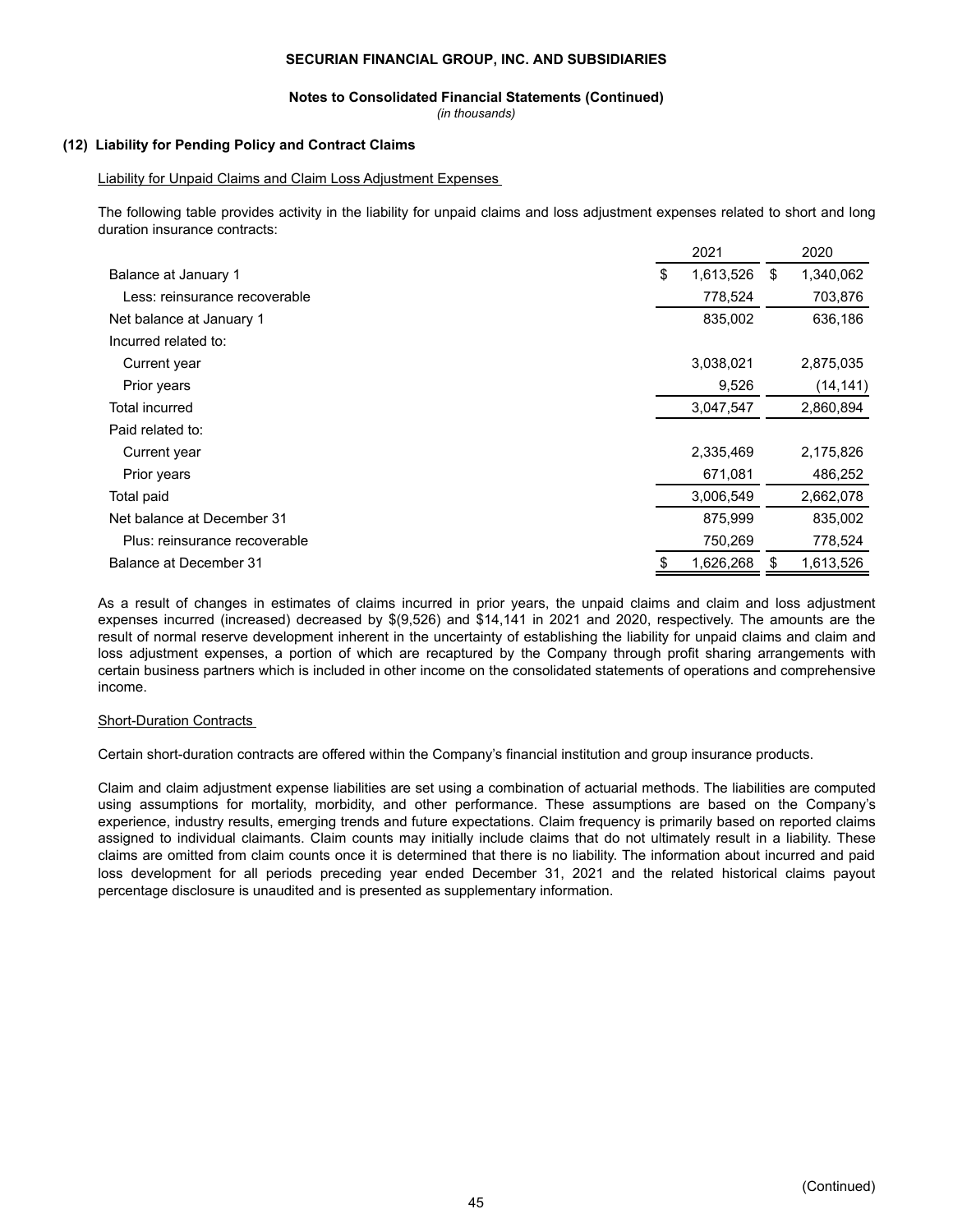**SECURIAN FINANCIAL GROUP, INC. AND SUBSIDIARIES**

**Notes to Consolidated Financial Statements (Continued)**
*(in thousands)*

## (12) Liability for Pending Policy and Contract Claims

Liability for Unpaid Claims and Claim Loss Adjustment Expenses

The following table provides activity in the liability for unpaid claims and loss adjustment expenses related to short and long duration insurance contracts:

| | 2021 | 2020 |
|---|---|---|
| Balance at January 1 | $ 1,613,526 | $ 1,340,062 |
| Less: reinsurance recoverable | 778,524 | 703,876 |
| Net balance at January 1 | 835,002 | 636,186 |
| Incurred related to: | | |
| Current year | 3,038,021 | 2,875,035 |
| Prior years | 9,526 | (14,141) |
| Total incurred | 3,047,547 | 2,860,894 |
| Paid related to: | | |
| Current year | 2,335,469 | 2,175,826 |
| Prior years | 671,081 | 486,252 |
| Total paid | 3,006,549 | 2,662,078 |
| Net balance at December 31 | 875,999 | 835,002 |
| Plus: reinsurance recoverable | 750,269 | 778,524 |
| Balance at December 31 | $ 1,626,268 | $ 1,613,526 |

As a result of changes in estimates of claims incurred in prior years, the unpaid claims and claim and loss adjustment expenses incurred (increased) decreased by $(9,526) and $14,141 in 2021 and 2020, respectively. The amounts are the result of normal reserve development inherent in the uncertainty of establishing the liability for unpaid claims and claim and loss adjustment expenses, a portion of which are recaptured by the Company through profit sharing arrangements with certain business partners which is included in other income on the consolidated statements of operations and comprehensive income.

Short-Duration Contracts

Certain short-duration contracts are offered within the Company's financial institution and group insurance products.

Claim and claim adjustment expense liabilities are set using a combination of actuarial methods. The liabilities are computed using assumptions for mortality, morbidity, and other performance. These assumptions are based on the Company's experience, industry results, emerging trends and future expectations. Claim frequency is primarily based on reported claims assigned to individual claimants. Claim counts may initially include claims that do not ultimately result in a liability. These claims are omitted from claim counts once it is determined that there is no liability. The information about incurred and paid loss development for all periods preceding year ended December 31, 2021 and the related historical claims payout percentage disclosure is unaudited and is presented as supplementary information.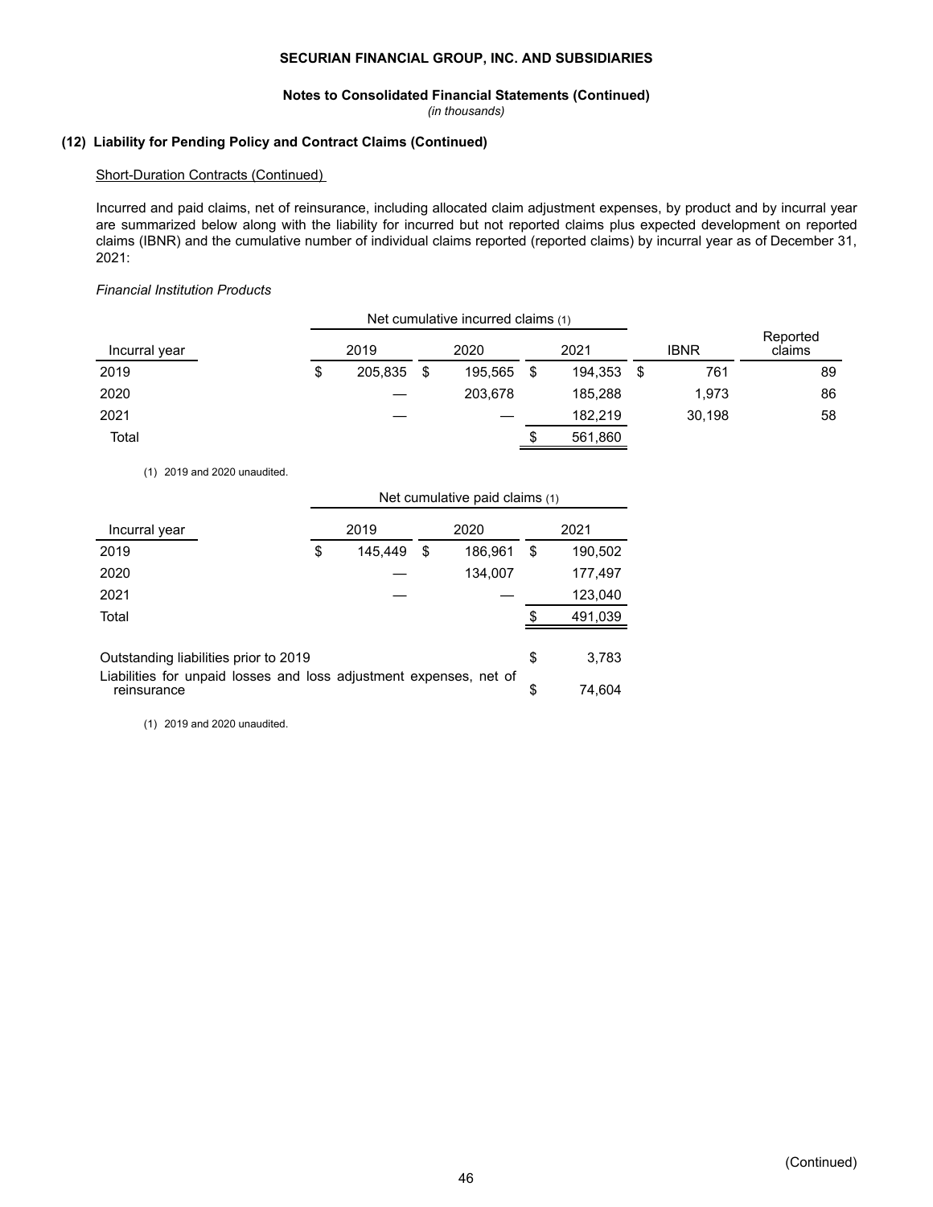**SECURIAN FINANCIAL GROUP, INC. AND SUBSIDIARIES**

**Notes to Consolidated Financial Statements (Continued)**
*(in thousands)*

### (12) Liability for Pending Policy and Contract Claims (Continued)

Short-Duration Contracts (Continued)

Incurred and paid claims, net of reinsurance, including allocated claim adjustment expenses, by product and by incurral year are summarized below along with the liability for incurred but not reported claims plus expected development on reported claims (IBNR) and the cumulative number of individual claims reported (reported claims) by incurral year as of December 31, 2021:

*Financial Institution Products*

| | Net cumulative incurred claims (1) | | | | |
|---|---|---|---|---|---|
| Incurral year | 2019 | 2020 | 2021 | IBNR | Reported claims |
| 2019 | $ 205,835 | $ 195,565 | $ 194,353 | $ 761 | 89 |
| 2020 | — | 203,678 | 185,288 | 1,973 | 86 |
| 2021 | — | — | 182,219 | 30,198 | 58 |
| Total | | | $ 561,860 | | |

(1) 2019 and 2020 unaudited.

| | Net cumulative paid claims (1) | | |
|---|---|---|---|
| Incurral year | 2019 | 2020 | 2021 |
| 2019 | $ 145,449 | $ 186,961 | $ 190,502 |
| 2020 | — | 134,007 | 177,497 |
| 2021 | — | — | 123,040 |
| Total | | | $ 491,039 |
| Outstanding liabilities prior to 2019 | | | $ 3,783 |
| Liabilities for unpaid losses and loss adjustment expenses, net of reinsurance | | | $ 74,604 |

(1) 2019 and 2020 unaudited.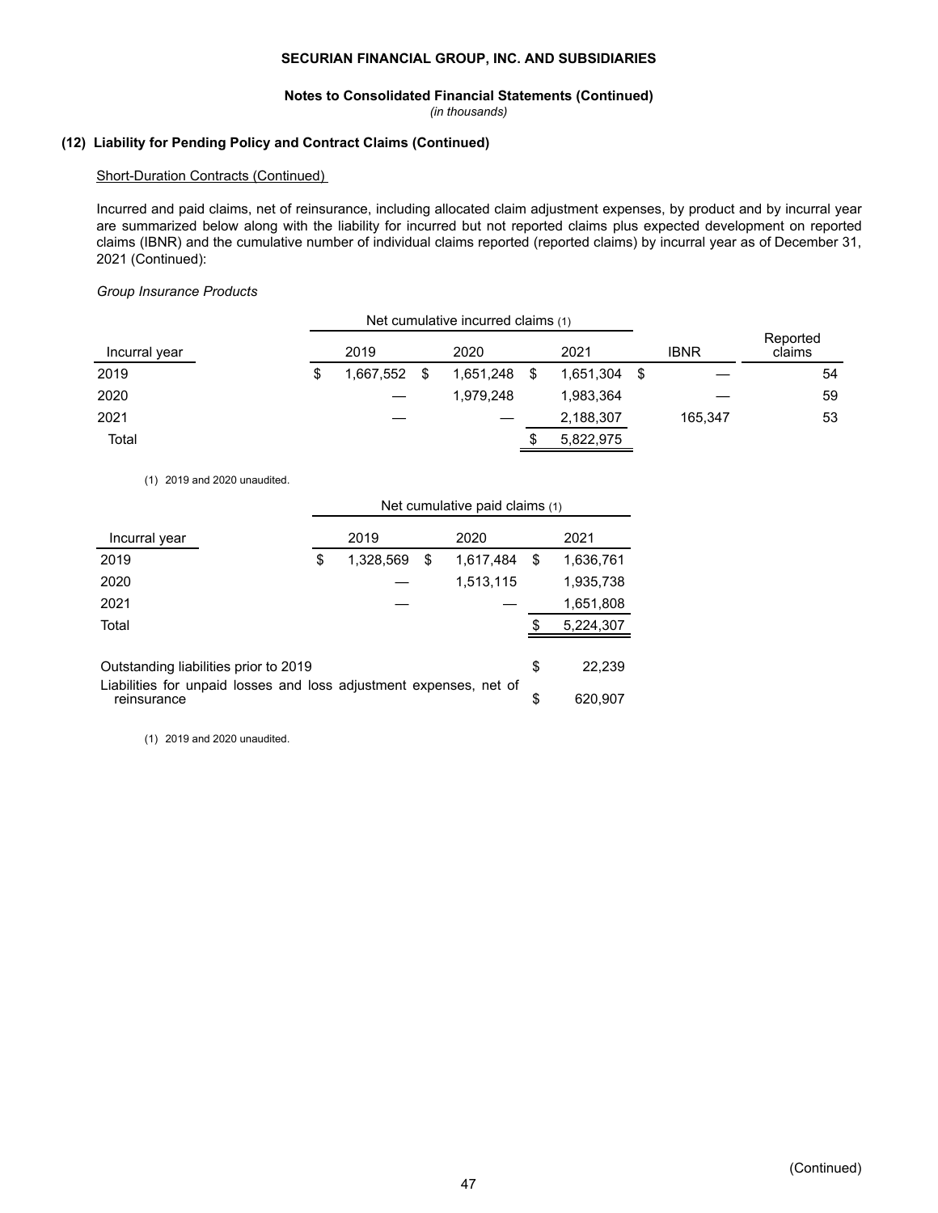**SECURIAN FINANCIAL GROUP, INC. AND SUBSIDIARIES**

**Notes to Consolidated Financial Statements (Continued)**
*(in thousands)*

**(12) Liability for Pending Policy and Contract Claims (Continued)**

Short-Duration Contracts (Continued)

Incurred and paid claims, net of reinsurance, including allocated claim adjustment expenses, by product and by incurral year are summarized below along with the liability for incurred but not reported claims plus expected development on reported claims (IBNR) and the cumulative number of individual claims reported (reported claims) by incurral year as of December 31, 2021 (Continued):

*Group Insurance Products*

| | Net cumulative incurred claims (1) | | | | |
|---|---|---|---|---|---|
| Incurral year | 2019 | 2020 | 2021 | IBNR | Reported claims |
| 2019 | $ 1,667,552 | $ 1,651,248 | $ 1,651,304 | $ — | 54 |
| 2020 | — | 1,979,248 | 1,983,364 | — | 59 |
| 2021 | — | — | 2,188,307 | 165,347 | 53 |
| Total | | | $ 5,822,975 | | |

(1) 2019 and 2020 unaudited.

| | Net cumulative paid claims (1) | | |
|---|---|---|---|
| Incurral year | 2019 | 2020 | 2021 |
| 2019 | $ 1,328,569 | $ 1,617,484 | $ 1,636,761 |
| 2020 | — | 1,513,115 | 1,935,738 |
| 2021 | — | — | 1,651,808 |
| Total | | | $ 5,224,307 |
| | | | |
| Outstanding liabilities prior to 2019 | | | $ 22,239 |
| Liabilities for unpaid losses and loss adjustment expenses, net of reinsurance | | | $ 620,907 |

(1) 2019 and 2020 unaudited.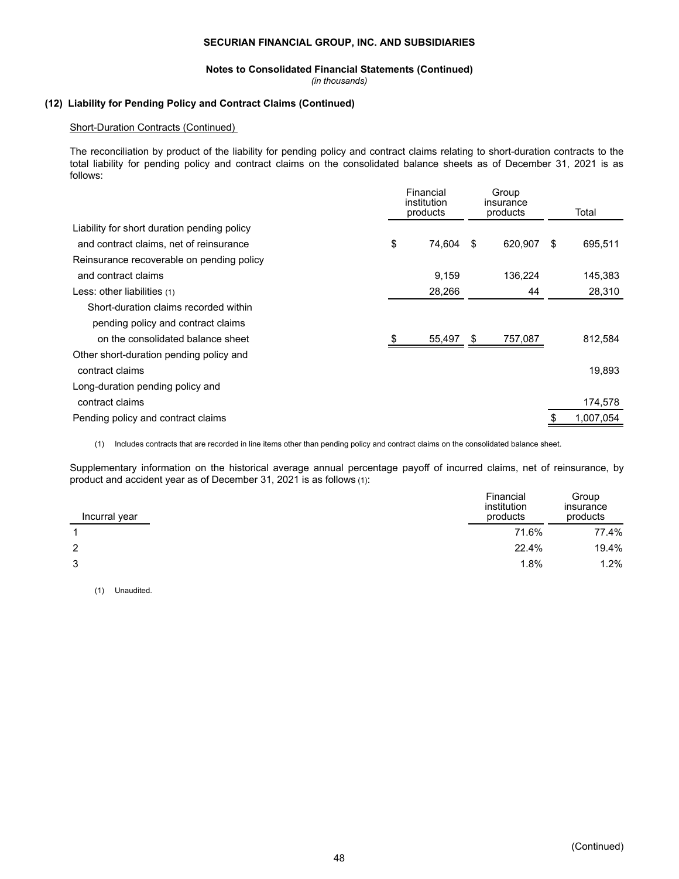**SECURIAN FINANCIAL GROUP, INC. AND SUBSIDIARIES**

**Notes to Consolidated Financial Statements (Continued)**

*(in thousands)*

### (12) Liability for Pending Policy and Contract Claims (Continued)

Short-Duration Contracts (Continued)

The reconciliation by product of the liability for pending policy and contract claims relating to short-duration contracts to the total liability for pending policy and contract claims on the consolidated balance sheets as of December 31, 2021 is as follows:

| | Financial institution products | Group insurance products | Total |
|---|---|---|---|
| Liability for short duration pending policy and contract claims, net of reinsurance | $ 74,604 | $ 620,907 | $ 695,511 |
| Reinsurance recoverable on pending policy and contract claims | 9,159 | 136,224 | 145,383 |
| Less: other liabilities (1) | 28,266 | 44 | 28,310 |
| Short-duration claims recorded within pending policy and contract claims on the consolidated balance sheet | $ 55,497 | $ 757,087 | 812,584 |
| Other short-duration pending policy and contract claims | | | 19,893 |
| Long-duration pending policy and contract claims | | | 174,578 |
| Pending policy and contract claims | | | $ 1,007,054 |

(1) Includes contracts that are recorded in line items other than pending policy and contract claims on the consolidated balance sheet.

Supplementary information on the historical average annual percentage payoff of incurred claims, net of reinsurance, by product and accident year as of December 31, 2021 is as follows (1):

| Incurral year | Financial institution products | Group insurance products |
|---|---|---|
| 1 | 71.6% | 77.4% |
| 2 | 22.4% | 19.4% |
| 3 | 1.8% | 1.2% |

(1) Unaudited.

(Continued)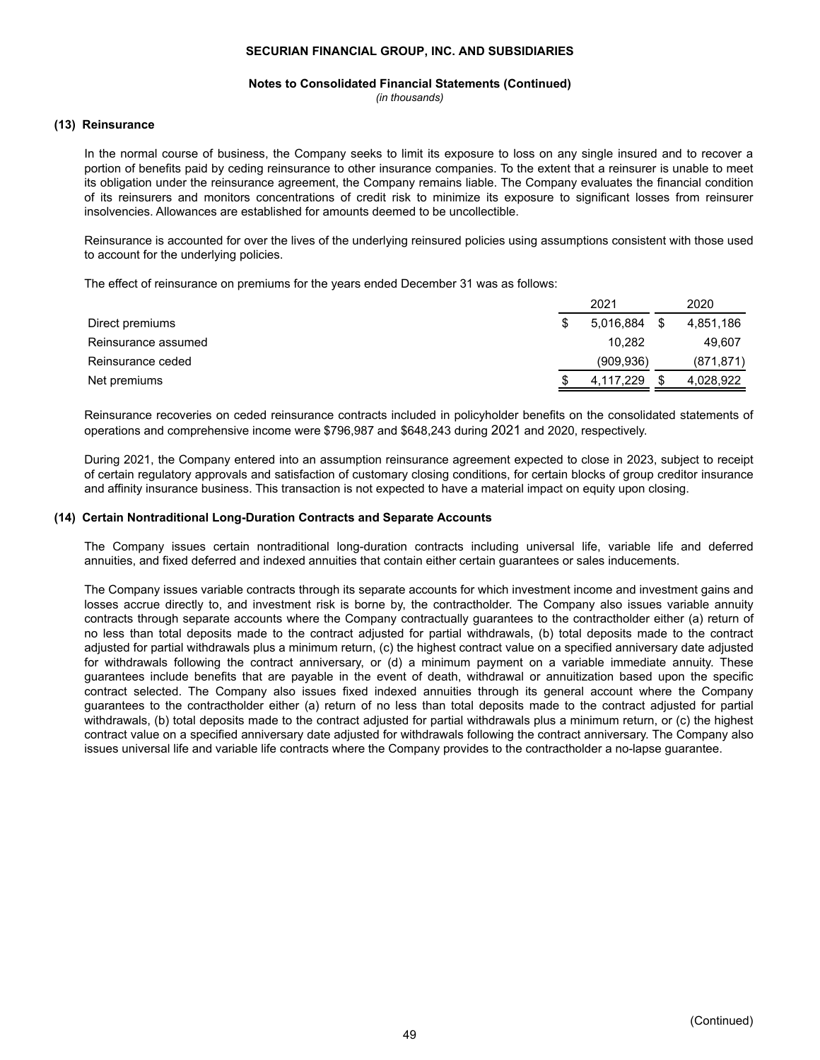### (13) Reinsurance

In the normal course of business, the Company seeks to limit its exposure to loss on any single insured and to recover a portion of benefits paid by ceding reinsurance to other insurance companies. To the extent that a reinsurer is unable to meet its obligation under the reinsurance agreement, the Company remains liable. The Company evaluates the financial condition of its reinsurers and monitors concentrations of credit risk to minimize its exposure to significant losses from reinsurer insolvencies. Allowances are established for amounts deemed to be uncollectible.

Reinsurance is accounted for over the lives of the underlying reinsured policies using assumptions consistent with those used to account for the underlying policies.

The effect of reinsurance on premiums for the years ended December 31 was as follows:

| | 2021 | 2020 |
|---|---|---|
| Direct premiums | $ 5,016,884 | $ 4,851,186 |
| Reinsurance assumed | 10,282 | 49,607 |
| Reinsurance ceded | (909,936) | (871,871) |
| Net premiums | $ 4,117,229 | $ 4,028,922 |

Reinsurance recoveries on ceded reinsurance contracts included in policyholder benefits on the consolidated statements of operations and comprehensive income were $796,987 and $648,243 during 2021 and 2020, respectively.

During 2021, the Company entered into an assumption reinsurance agreement expected to close in 2023, subject to receipt of certain regulatory approvals and satisfaction of customary closing conditions, for certain blocks of group creditor insurance and affinity insurance business. This transaction is not expected to have a material impact on equity upon closing.

### (14) Certain Nontraditional Long-Duration Contracts and Separate Accounts

The Company issues certain nontraditional long-duration contracts including universal life, variable life and deferred annuities, and fixed deferred and indexed annuities that contain either certain guarantees or sales inducements.

The Company issues variable contracts through its separate accounts for which investment income and investment gains and losses accrue directly to, and investment risk is borne by, the contractholder. The Company also issues variable annuity contracts through separate accounts where the Company contractually guarantees to the contractholder either (a) return of no less than total deposits made to the contract adjusted for partial withdrawals, (b) total deposits made to the contract adjusted for partial withdrawals plus a minimum return, (c) the highest contract value on a specified anniversary date adjusted for withdrawals following the contract anniversary, or (d) a minimum payment on a variable immediate annuity. These guarantees include benefits that are payable in the event of death, withdrawal or annuitization based upon the specific contract selected. The Company also issues fixed indexed annuities through its general account where the Company guarantees to the contractholder either (a) return of no less than total deposits made to the contract adjusted for partial withdrawals, (b) total deposits made to the contract adjusted for partial withdrawals plus a minimum return, or (c) the highest contract value on a specified anniversary date adjusted for withdrawals following the contract anniversary. The Company also issues universal life and variable life contracts where the Company provides to the contractholder a no-lapse guarantee.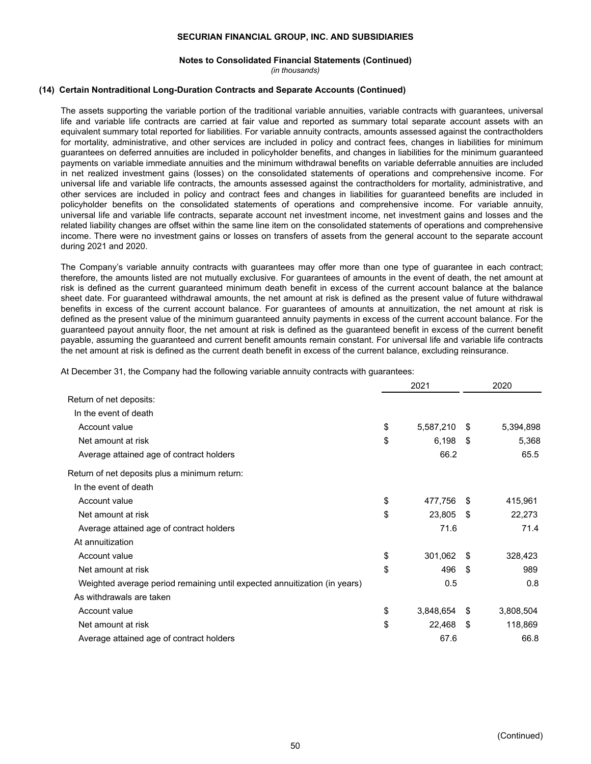## (14) Certain Nontraditional Long-Duration Contracts and Separate Accounts (Continued)

The assets supporting the variable portion of the traditional variable annuities, variable contracts with guarantees, universal life and variable life contracts are carried at fair value and reported as summary total separate account assets with an equivalent summary total reported for liabilities. For variable annuity contracts, amounts assessed against the contractholders for mortality, administrative, and other services are included in policy and contract fees, changes in liabilities for minimum guarantees on deferred annuities are included in policyholder benefits, and changes in liabilities for the minimum guaranteed payments on variable immediate annuities and the minimum withdrawal benefits on variable deferrable annuities are included in net realized investment gains (losses) on the consolidated statements of operations and comprehensive income. For universal life and variable life contracts, the amounts assessed against the contractholders for mortality, administrative, and other services are included in policy and contract fees and changes in liabilities for guaranteed benefits are included in policyholder benefits on the consolidated statements of operations and comprehensive income. For variable annuity, universal life and variable life contracts, separate account net investment income, net investment gains and losses and the related liability changes are offset within the same line item on the consolidated statements of operations and comprehensive income. There were no investment gains or losses on transfers of assets from the general account to the separate account during 2021 and 2020.

The Company's variable annuity contracts with guarantees may offer more than one type of guarantee in each contract; therefore, the amounts listed are not mutually exclusive. For guarantees of amounts in the event of death, the net amount at risk is defined as the current guaranteed minimum death benefit in excess of the current account balance at the balance sheet date. For guaranteed withdrawal amounts, the net amount at risk is defined as the present value of future withdrawal benefits in excess of the current account balance. For guarantees of amounts at annuitization, the net amount at risk is defined as the present value of the minimum guaranteed annuity payments in excess of the current account balance. For the guaranteed payout annuity floor, the net amount at risk is defined as the guaranteed benefit in excess of the current benefit payable, assuming the guaranteed and current benefit amounts remain constant. For universal life and variable life contracts the net amount at risk is defined as the current death benefit in excess of the current balance, excluding reinsurance.

At December 31, the Company had the following variable annuity contracts with guarantees:

| | 2021 | 2020 |
|---|---|---|
| Return of net deposits: | | |
| In the event of death | | |
| Account value | $ 5,587,210 | $ 5,394,898 |
| Net amount at risk | $ 6,198 | $ 5,368 |
| Average attained age of contract holders | 66.2 | 65.5 |
| Return of net deposits plus a minimum return: | | |
| In the event of death | | |
| Account value | $ 477,756 | $ 415,961 |
| Net amount at risk | $ 23,805 | $ 22,273 |
| Average attained age of contract holders | 71.6 | 71.4 |
| At annuitization | | |
| Account value | $ 301,062 | $ 328,423 |
| Net amount at risk | $ 496 | $ 989 |
| Weighted average period remaining until expected annuitization (in years) | 0.5 | 0.8 |
| As withdrawals are taken | | |
| Account value | $ 3,848,654 | $ 3,808,504 |
| Net amount at risk | $ 22,468 | $ 118,869 |
| Average attained age of contract holders | 67.6 | 66.8 |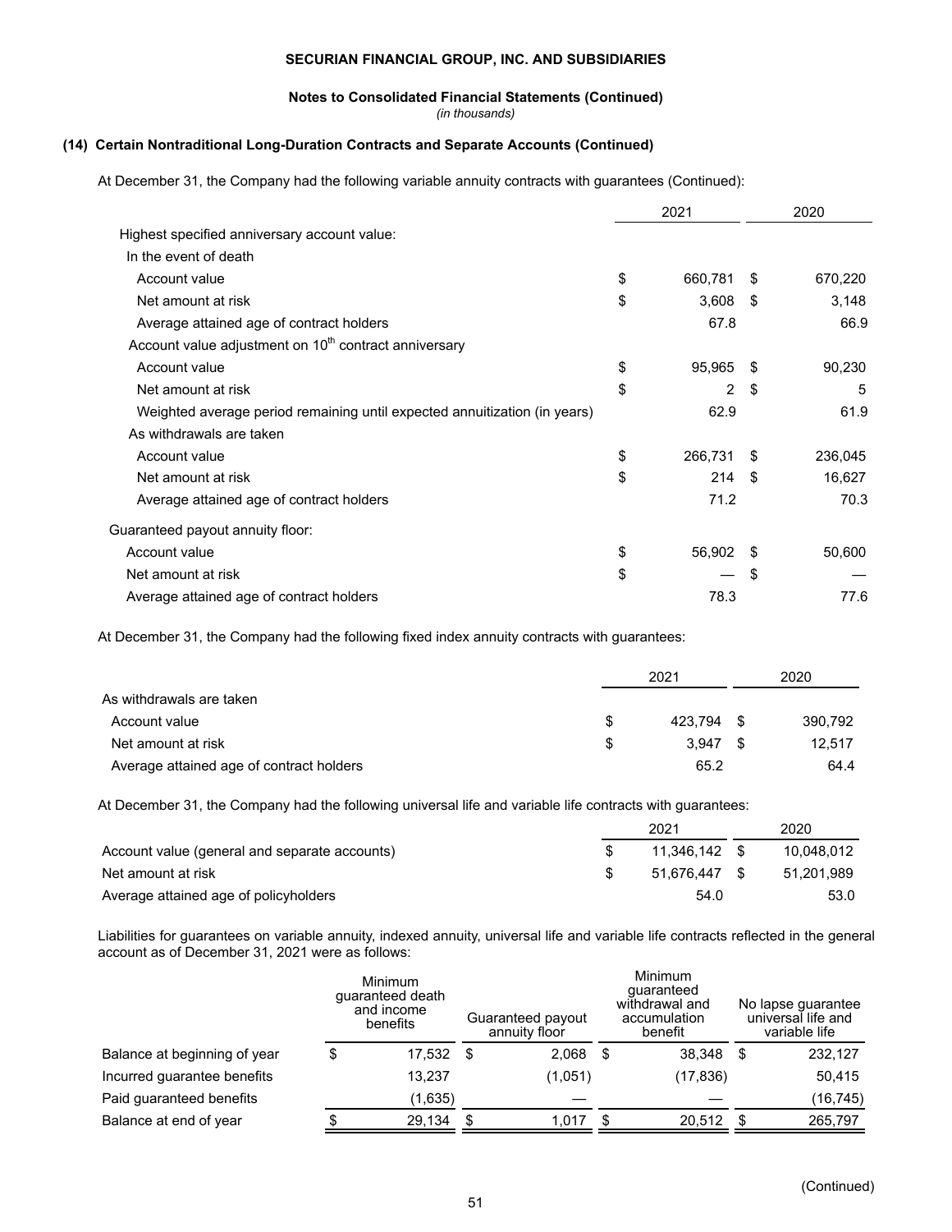**SECURIAN FINANCIAL GROUP, INC. AND SUBSIDIARIES**

**Notes to Consolidated Financial Statements (Continued)**
*(in thousands)*

### (14) Certain Nontraditional Long-Duration Contracts and Separate Accounts (Continued)

At December 31, the Company had the following variable annuity contracts with guarantees (Continued):

| | 2021 | 2020 |
|---|---|---|
| Highest specified anniversary account value: | | |
| In the event of death | | |
| Account value | $ 660,781 | $ 670,220 |
| Net amount at risk | $ 3,608 | $ 3,148 |
| Average attained age of contract holders | 67.8 | 66.9 |
| Account value adjustment on 10th contract anniversary | | |
| Account value | $ 95,965 | $ 90,230 |
| Net amount at risk | $ 2 | $ 5 |
| Weighted average period remaining until expected annuitization (in years) | 62.9 | 61.9 |
| As withdrawals are taken | | |
| Account value | $ 266,731 | $ 236,045 |
| Net amount at risk | $ 214 | $ 16,627 |
| Average attained age of contract holders | 71.2 | 70.3 |
| Guaranteed payout annuity floor: | | |
| Account value | $ 56,902 | $ 50,600 |
| Net amount at risk | $ — | $ — |
| Average attained age of contract holders | 78.3 | 77.6 |

At December 31, the Company had the following fixed index annuity contracts with guarantees:

| | 2021 | 2020 |
|---|---|---|
| As withdrawals are taken | | |
| Account value | $ 423,794 | $ 390,792 |
| Net amount at risk | $ 3,947 | $ 12,517 |
| Average attained age of contract holders | 65.2 | 64.4 |

At December 31, the Company had the following universal life and variable life contracts with guarantees:

| | 2021 | 2020 |
|---|---|---|
| Account value (general and separate accounts) | $ 11,346,142 | $ 10,048,012 |
| Net amount at risk | $ 51,676,447 | $ 51,201,989 |
| Average attained age of policyholders | 54.0 | 53.0 |

Liabilities for guarantees on variable annuity, indexed annuity, universal life and variable life contracts reflected in the general account as of December 31, 2021 were as follows:

| | Minimum guaranteed death and income benefits | Guaranteed payout annuity floor | Minimum guaranteed withdrawal and accumulation benefit | No lapse guarantee universal life and variable life |
|---|---|---|---|---|
| Balance at beginning of year | $ 17,532 | $ 2,068 | $ 38,348 | $ 232,127 |
| Incurred guarantee benefits | 13,237 | (1,051) | (17,836) | 50,415 |
| Paid guaranteed benefits | (1,635) | — | — | (16,745) |
| Balance at end of year | $ 29,134 | $ 1,017 | $ 20,512 | $ 265,797 |

(Continued)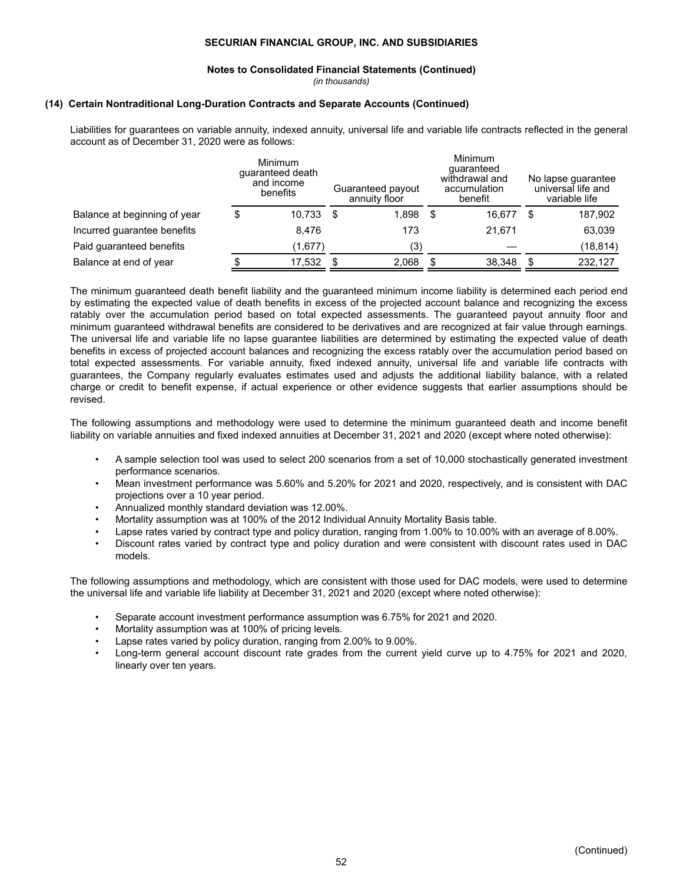**Liabilities for guarantees on variable annuity, indexed annuity, universal life and variable life contracts**

Liabilities for guarantees on variable annuity, indexed annuity, universal life and variable life contracts reflected in the general account as of December 31, 2020 were as follows:

| | Minimum guaranteed death and income benefits | Guaranteed payout annuity floor | Minimum guaranteed withdrawal and accumulation benefit | No lapse guarantee universal life and variable life |
|---|---|---|---|---|
| Balance at beginning of year | $ 10,733 | $ 1,898 | $ 16,677 | $ 187,902 |
| Incurred guarantee benefits | 8,476 | 173 | 21,671 | 63,039 |
| Paid guaranteed benefits | (1,677) | (3) | — | (18,814) |
| Balance at end of year | $ 17,532 | $ 2,068 | $ 38,348 | $ 232,127 |

The minimum guaranteed death benefit liability and the guaranteed minimum income liability is determined each period end by estimating the expected value of death benefits in excess of the projected account balance and recognizing the excess ratably over the accumulation period based on total expected assessments. The guaranteed payout annuity floor and minimum guaranteed withdrawal benefits are considered to be derivatives and are recognized at fair value through earnings. The universal life and variable life no lapse guarantee liabilities are determined by estimating the expected value of death benefits in excess of projected account balances and recognizing the excess ratably over the accumulation period based on total expected assessments. For variable annuity, fixed indexed annuity, universal life and variable life contracts with guarantees, the Company regularly evaluates estimates used and adjusts the additional liability balance, with a related charge or credit to benefit expense, if actual experience or other evidence suggests that earlier assumptions should be revised.

The following assumptions and methodology were used to determine the minimum guaranteed death and income benefit liability on variable annuities and fixed indexed annuities at December 31, 2021 and 2020 (except where noted otherwise):

- A sample selection tool was used to select 200 scenarios from a set of 10,000 stochastically generated investment performance scenarios.
- Mean investment performance was 5.60% and 5.20% for 2021 and 2020, respectively, and is consistent with DAC projections over a 10 year period.
- Annualized monthly standard deviation was 12.00%.
- Mortality assumption was at 100% of the 2012 Individual Annuity Mortality Basis table.
- Lapse rates varied by contract type and policy duration, ranging from 1.00% to 10.00% with an average of 8.00%.
- Discount rates varied by contract type and policy duration and were consistent with discount rates used in DAC models.

The following assumptions and methodology, which are consistent with those used for DAC models, were used to determine the universal life and variable life liability at December 31, 2021 and 2020 (except where noted otherwise):

- Separate account investment performance assumption was 6.75% for 2021 and 2020.
- Mortality assumption was at 100% of pricing levels.
- Lapse rates varied by policy duration, ranging from 2.00% to 9.00%.
- Long-term general account discount rate grades from the current yield curve up to 4.75% for 2021 and 2020, linearly over ten years.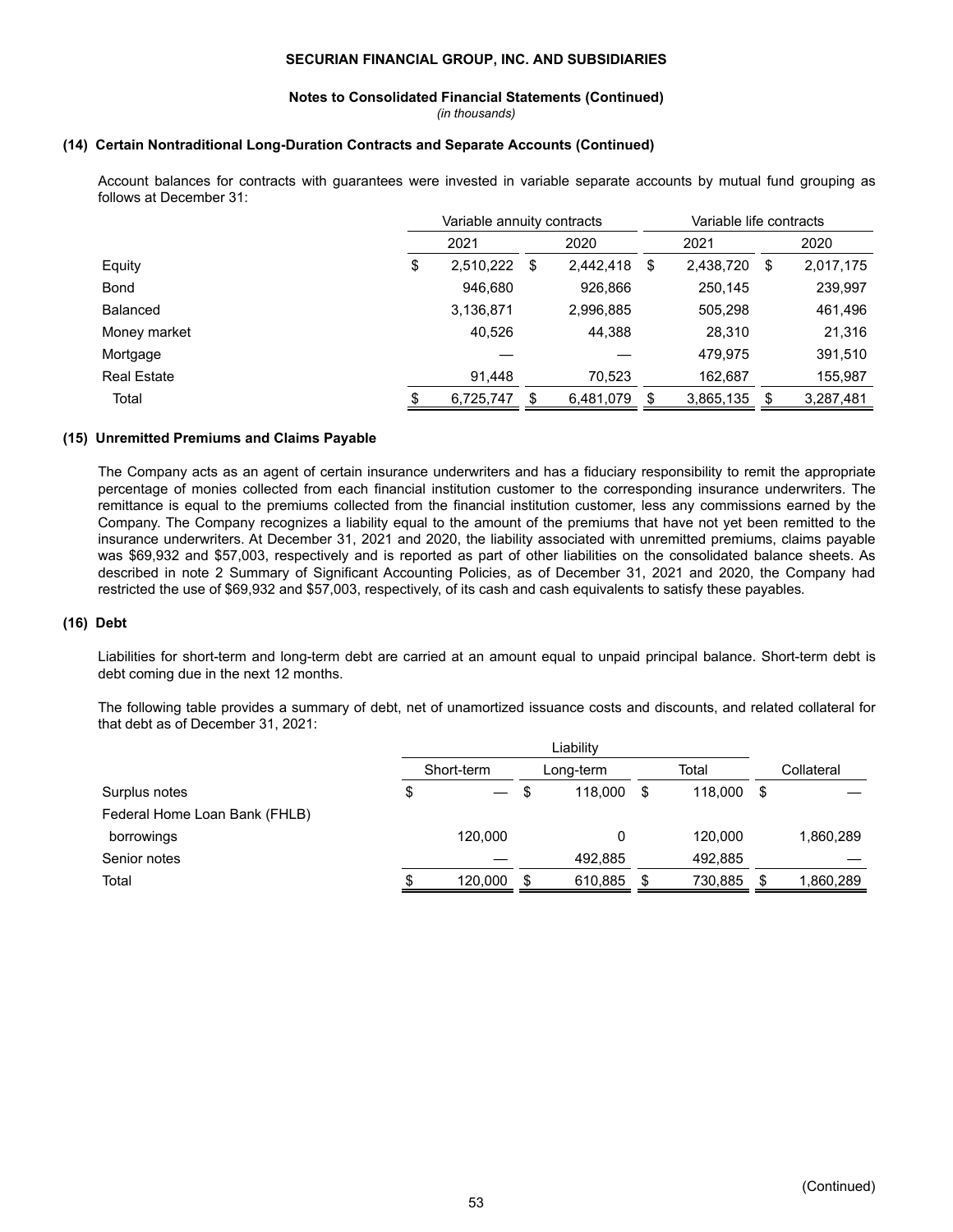**SECURIAN FINANCIAL GROUP, INC. AND SUBSIDIARIES**

**Notes to Consolidated Financial Statements (Continued)**
*(in thousands)*

### (14) Certain Nontraditional Long-Duration Contracts and Separate Accounts (Continued)

Account balances for contracts with guarantees were invested in variable separate accounts by mutual fund grouping as follows at December 31:

| | Variable annuity contracts | | Variable life contracts | |
|---|---|---|---|---|
| | 2021 | 2020 | 2021 | 2020 |
| Equity | $ 2,510,222 | $ 2,442,418 | $ 2,438,720 | $ 2,017,175 |
| Bond | 946,680 | 926,866 | 250,145 | 239,997 |
| Balanced | 3,136,871 | 2,996,885 | 505,298 | 461,496 |
| Money market | 40,526 | 44,388 | 28,310 | 21,316 |
| Mortgage | — | — | 479,975 | 391,510 |
| Real Estate | 91,448 | 70,523 | 162,687 | 155,987 |
| Total | $ 6,725,747 | $ 6,481,079 | $ 3,865,135 | $ 3,287,481 |

### (15) Unremitted Premiums and Claims Payable

The Company acts as an agent of certain insurance underwriters and has a fiduciary responsibility to remit the appropriate percentage of monies collected from each financial institution customer to the corresponding insurance underwriters. The remittance is equal to the premiums collected from the financial institution customer, less any commissions earned by the Company. The Company recognizes a liability equal to the amount of the premiums that have not yet been remitted to the insurance underwriters. At December 31, 2021 and 2020, the liability associated with unremitted premiums, claims payable was $69,932 and $57,003, respectively and is reported as part of other liabilities on the consolidated balance sheets. As described in note 2 Summary of Significant Accounting Policies, as of December 31, 2021 and 2020, the Company had restricted the use of $69,932 and $57,003, respectively, of its cash and cash equivalents to satisfy these payables.

### (16) Debt

Liabilities for short-term and long-term debt are carried at an amount equal to unpaid principal balance. Short-term debt is debt coming due in the next 12 months.

The following table provides a summary of debt, net of unamortized issuance costs and discounts, and related collateral for that debt as of December 31, 2021:

| | Liability | | | |
|---|---|---|---|---|
| | Short-term | Long-term | Total | Collateral |
| Surplus notes | $ — | $ 118,000 | $ 118,000 | $ — |
| Federal Home Loan Bank (FHLB) borrowings | 120,000 | 0 | 120,000 | 1,860,289 |
| Senior notes | — | 492,885 | 492,885 | — |
| Total | $ 120,000 | $ 610,885 | $ 730,885 | $ 1,860,289 |

(Continued)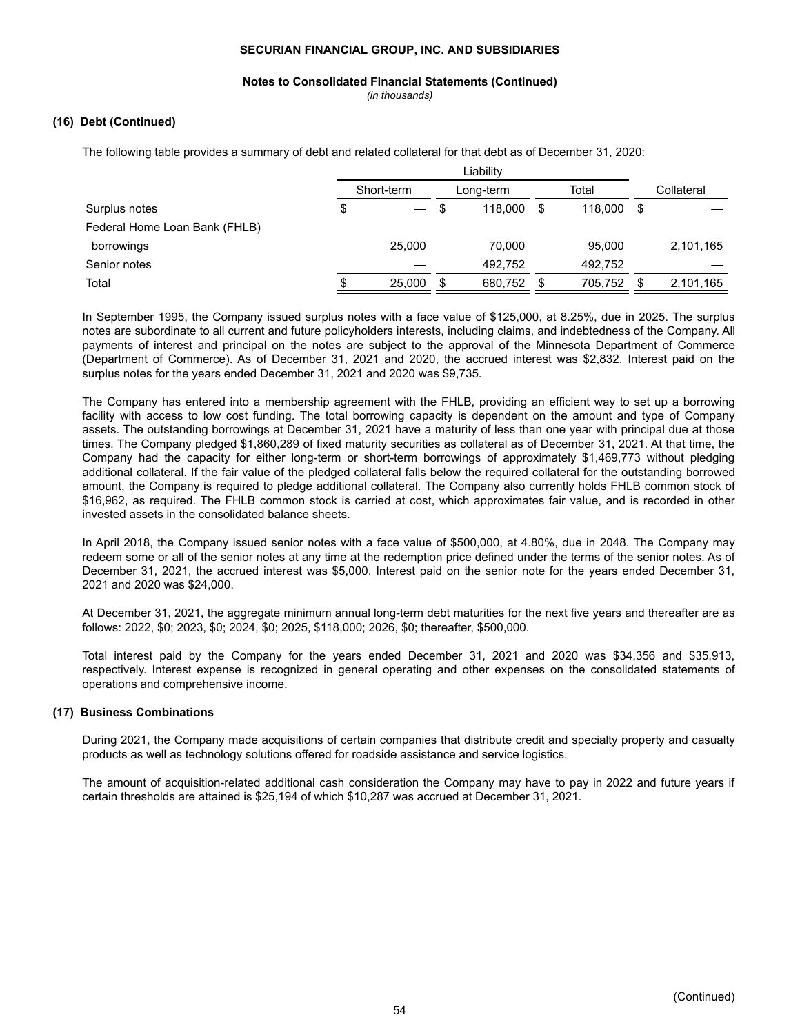**SECURIAN FINANCIAL GROUP, INC. AND SUBSIDIARIES**

**Notes to Consolidated Financial Statements (Continued)**
*(in thousands)*

### (16) Debt (Continued)

The following table provides a summary of debt and related collateral for that debt as of December 31, 2020:

| | Liability | | | |
|---|---|---|---|---|
| | Short-term | Long-term | Total | Collateral |
| Surplus notes | $ — | $ 118,000 | $ 118,000 | $ — |
| Federal Home Loan Bank (FHLB) borrowings | 25,000 | 70,000 | 95,000 | 2,101,165 |
| Senior notes | — | 492,752 | 492,752 | — |
| Total | $ 25,000 | $ 680,752 | $ 705,752 | $ 2,101,165 |

In September 1995, the Company issued surplus notes with a face value of $125,000, at 8.25%, due in 2025. The surplus notes are subordinate to all current and future policyholders interests, including claims, and indebtedness of the Company. All payments of interest and principal on the notes are subject to the approval of the Minnesota Department of Commerce (Department of Commerce). As of December 31, 2021 and 2020, the accrued interest was $2,832. Interest paid on the surplus notes for the years ended December 31, 2021 and 2020 was $9,735.

The Company has entered into a membership agreement with the FHLB, providing an efficient way to set up a borrowing facility with access to low cost funding. The total borrowing capacity is dependent on the amount and type of Company assets. The outstanding borrowings at December 31, 2021 have a maturity of less than one year with principal due at those times. The Company pledged $1,860,289 of fixed maturity securities as collateral as of December 31, 2021. At that time, the Company had the capacity for either long-term or short-term borrowings of approximately $1,469,773 without pledging additional collateral. If the fair value of the pledged collateral falls below the required collateral for the outstanding borrowed amount, the Company is required to pledge additional collateral. The Company also currently holds FHLB common stock of $16,962, as required. The FHLB common stock is carried at cost, which approximates fair value, and is recorded in other invested assets in the consolidated balance sheets.

In April 2018, the Company issued senior notes with a face value of $500,000, at 4.80%, due in 2048. The Company may redeem some or all of the senior notes at any time at the redemption price defined under the terms of the senior notes. As of December 31, 2021, the accrued interest was $5,000. Interest paid on the senior note for the years ended December 31, 2021 and 2020 was $24,000.

At December 31, 2021, the aggregate minimum annual long-term debt maturities for the next five years and thereafter are as follows: 2022, $0; 2023, $0; 2024, $0; 2025, $118,000; 2026, $0; thereafter, $500,000.

Total interest paid by the Company for the years ended December 31, 2021 and 2020 was $34,356 and $35,913, respectively. Interest expense is recognized in general operating and other expenses on the consolidated statements of operations and comprehensive income.

### (17) Business Combinations

During 2021, the Company made acquisitions of certain companies that distribute credit and specialty property and casualty products as well as technology solutions offered for roadside assistance and service logistics.

The amount of acquisition-related additional cash consideration the Company may have to pay in 2022 and future years if certain thresholds are attained is $25,194 of which $10,287 was accrued at December 31, 2021.

(Continued)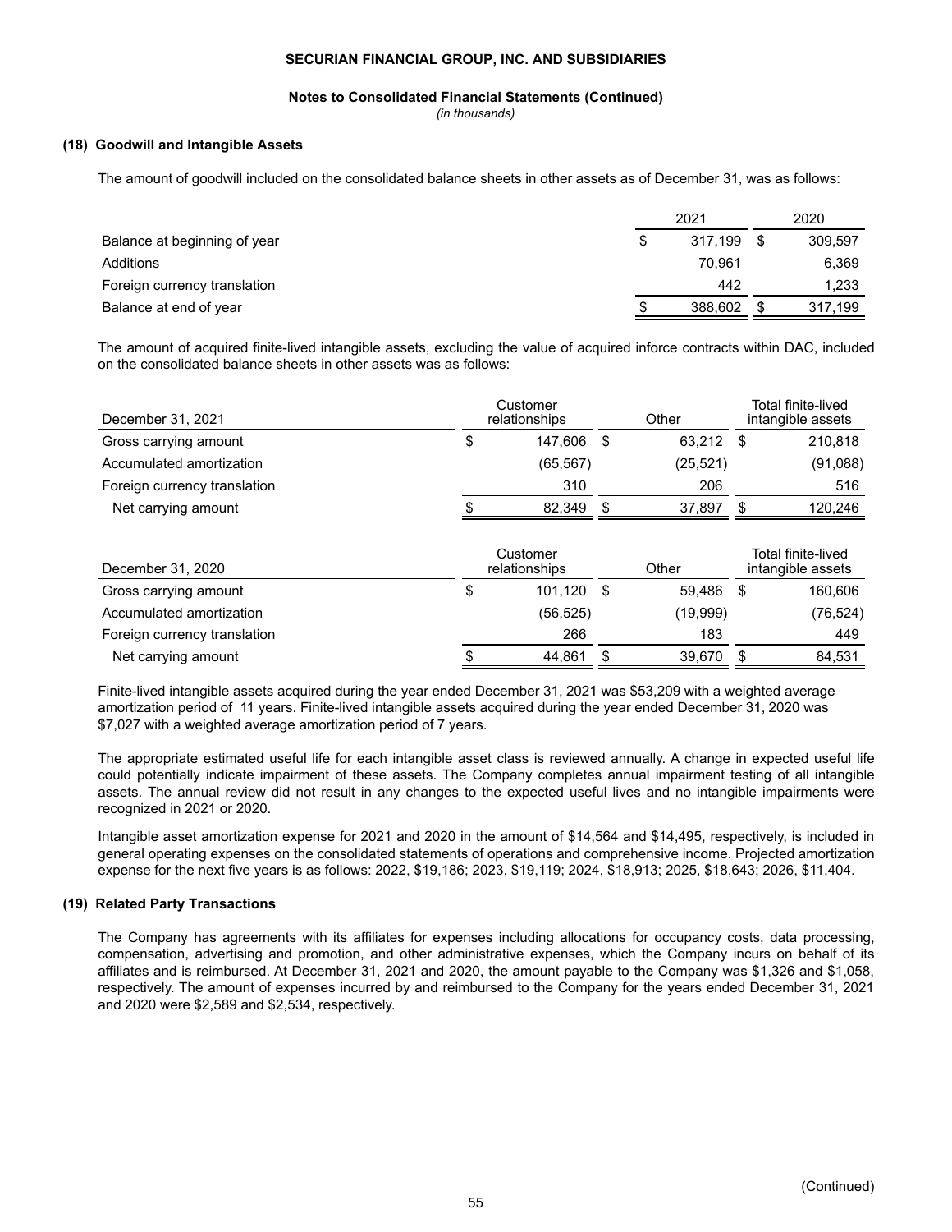**SECURIAN FINANCIAL GROUP, INC. AND SUBSIDIARIES**

**Notes to Consolidated Financial Statements (Continued)**

*(in thousands)*

### (18) Goodwill and Intangible Assets

The amount of goodwill included on the consolidated balance sheets in other assets as of December 31, was as follows:

| | 2021 | 2020 |
|---|---|---|
| Balance at beginning of year | $ 317,199 | $ 309,597 |
| Additions | 70,961 | 6,369 |
| Foreign currency translation | 442 | 1,233 |
| Balance at end of year | $ 388,602 | $ 317,199 |

The amount of acquired finite-lived intangible assets, excluding the value of acquired inforce contracts within DAC, included on the consolidated balance sheets in other assets was as follows:

| December 31, 2021 | Customer relationships | Other | Total finite-lived intangible assets |
|---|---|---|---|
| Gross carrying amount | $ 147,606 | $ 63,212 | $ 210,818 |
| Accumulated amortization | (65,567) | (25,521) | (91,088) |
| Foreign currency translation | 310 | 206 | 516 |
| Net carrying amount | $ 82,349 | $ 37,897 | $ 120,246 |

| December 31, 2020 | Customer relationships | Other | Total finite-lived intangible assets |
|---|---|---|---|
| Gross carrying amount | $ 101,120 | $ 59,486 | $ 160,606 |
| Accumulated amortization | (56,525) | (19,999) | (76,524) |
| Foreign currency translation | 266 | 183 | 449 |
| Net carrying amount | $ 44,861 | $ 39,670 | $ 84,531 |

Finite-lived intangible assets acquired during the year ended December 31, 2021 was $53,209 with a weighted average amortization period of 11 years. Finite-lived intangible assets acquired during the year ended December 31, 2020 was $7,027 with a weighted average amortization period of 7 years.

The appropriate estimated useful life for each intangible asset class is reviewed annually. A change in expected useful life could potentially indicate impairment of these assets. The Company completes annual impairment testing of all intangible assets. The annual review did not result in any changes to the expected useful lives and no intangible impairments were recognized in 2021 or 2020.

Intangible asset amortization expense for 2021 and 2020 in the amount of $14,564 and $14,495, respectively, is included in general operating expenses on the consolidated statements of operations and comprehensive income. Projected amortization expense for the next five years is as follows: 2022, $19,186; 2023, $19,119; 2024, $18,913; 2025, $18,643; 2026, $11,404.

### (19) Related Party Transactions

The Company has agreements with its affiliates for expenses including allocations for occupancy costs, data processing, compensation, advertising and promotion, and other administrative expenses, which the Company incurs on behalf of its affiliates and is reimbursed. At December 31, 2021 and 2020, the amount payable to the Company was $1,326 and $1,058, respectively. The amount of expenses incurred by and reimbursed to the Company for the years ended December 31, 2021 and 2020 were $2,589 and $2,534, respectively.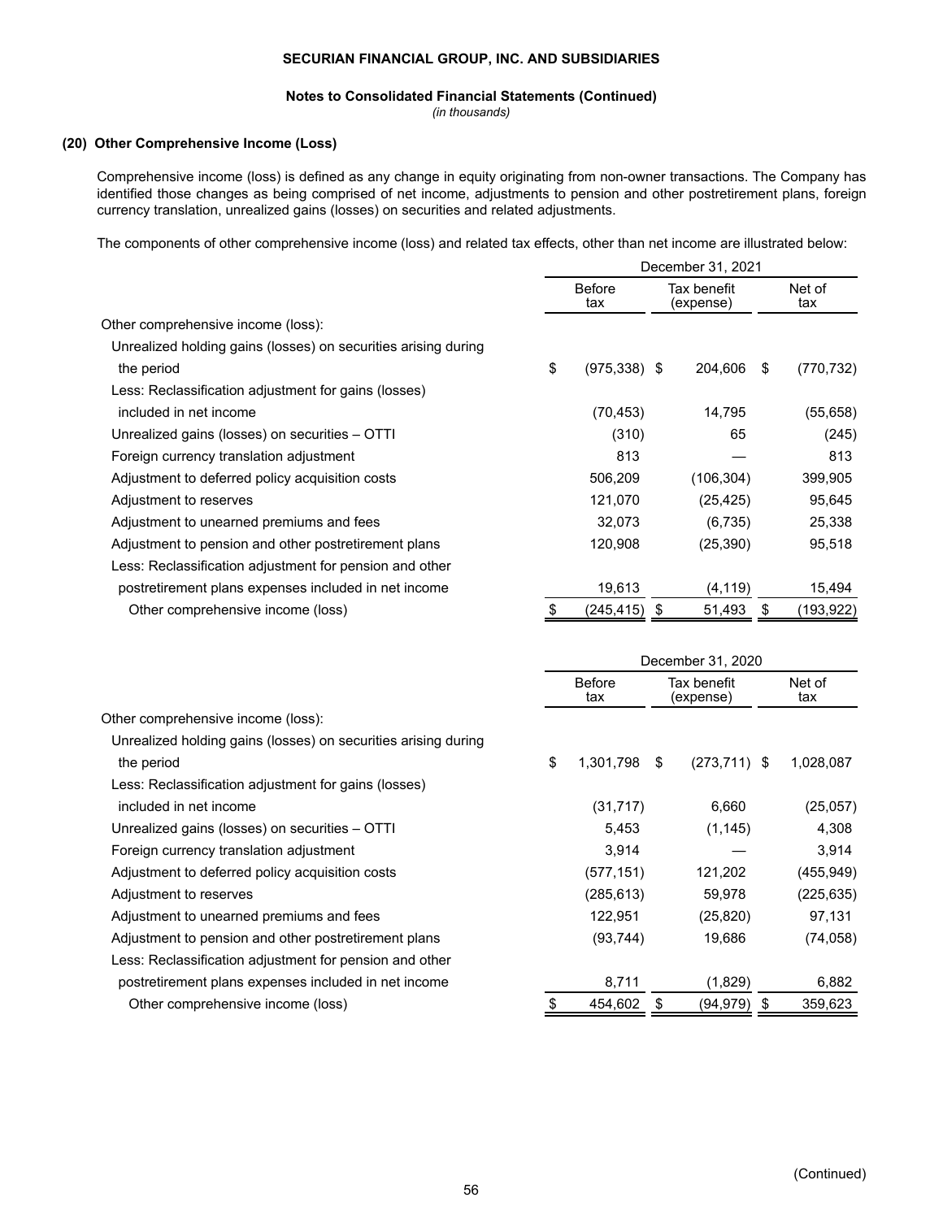**SECURIAN FINANCIAL GROUP, INC. AND SUBSIDIARIES**

**Notes to Consolidated Financial Statements (Continued)**

*(in thousands)*

### (20) Other Comprehensive Income (Loss)

Comprehensive income (loss) is defined as any change in equity originating from non-owner transactions. The Company has identified those changes as being comprised of net income, adjustments to pension and other postretirement plans, foreign currency translation, unrealized gains (losses) on securities and related adjustments.

The components of other comprehensive income (loss) and related tax effects, other than net income are illustrated below:

| | December 31, 2021 | | |
|---|---|---|---|
| | Before tax | Tax benefit (expense) | Net of tax |
| Other comprehensive income (loss): | | | |
| Unrealized holding gains (losses) on securities arising during the period | $ (975,338) | $ 204,606 | $ (770,732) |
| Less: Reclassification adjustment for gains (losses) included in net income | (70,453) | 14,795 | (55,658) |
| Unrealized gains (losses) on securities – OTTI | (310) | 65 | (245) |
| Foreign currency translation adjustment | 813 | — | 813 |
| Adjustment to deferred policy acquisition costs | 506,209 | (106,304) | 399,905 |
| Adjustment to reserves | 121,070 | (25,425) | 95,645 |
| Adjustment to unearned premiums and fees | 32,073 | (6,735) | 25,338 |
| Adjustment to pension and other postretirement plans | 120,908 | (25,390) | 95,518 |
| Less: Reclassification adjustment for pension and other postretirement plans expenses included in net income | 19,613 | (4,119) | 15,494 |
| Other comprehensive income (loss) | $ (245,415) | $ 51,493 | $ (193,922) |

| | December 31, 2020 | | |
|---|---|---|---|
| | Before tax | Tax benefit (expense) | Net of tax |
| Other comprehensive income (loss): | | | |
| Unrealized holding gains (losses) on securities arising during the period | $ 1,301,798 | $ (273,711) | $ 1,028,087 |
| Less: Reclassification adjustment for gains (losses) included in net income | (31,717) | 6,660 | (25,057) |
| Unrealized gains (losses) on securities – OTTI | 5,453 | (1,145) | 4,308 |
| Foreign currency translation adjustment | 3,914 | — | 3,914 |
| Adjustment to deferred policy acquisition costs | (577,151) | 121,202 | (455,949) |
| Adjustment to reserves | (285,613) | 59,978 | (225,635) |
| Adjustment to unearned premiums and fees | 122,951 | (25,820) | 97,131 |
| Adjustment to pension and other postretirement plans | (93,744) | 19,686 | (74,058) |
| Less: Reclassification adjustment for pension and other postretirement plans expenses included in net income | 8,711 | (1,829) | 6,882 |
| Other comprehensive income (loss) | $ 454,602 | $ (94,979) | $ 359,623 |

(Continued)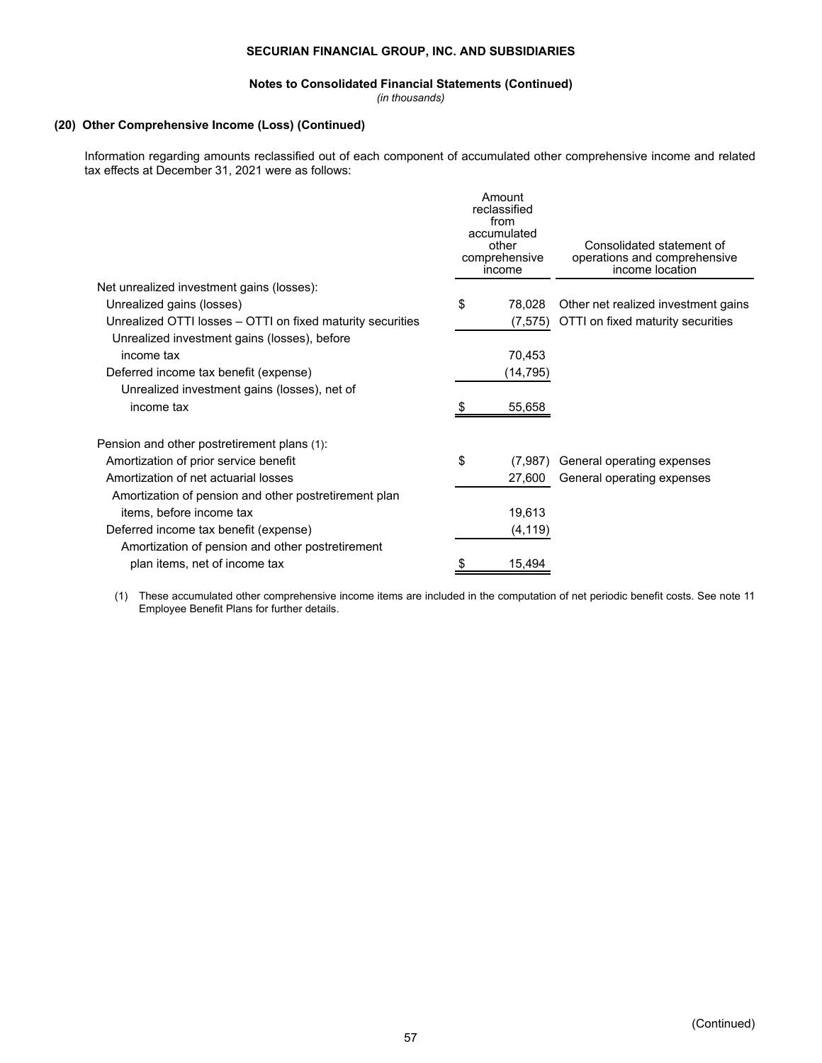## (20) Other Comprehensive Income (Loss) (Continued)

Information regarding amounts reclassified out of each component of accumulated other comprehensive income and related tax effects at December 31, 2021 were as follows:

| | Amount reclassified from accumulated other comprehensive income | Consolidated statement of operations and comprehensive income location |
|---|---|---|
| Net unrealized investment gains (losses): | | |
| Unrealized gains (losses) | $ 78,028 | Other net realized investment gains |
| Unrealized OTTI losses – OTTI on fixed maturity securities | (7,575) | OTTI on fixed maturity securities |
| Unrealized investment gains (losses), before income tax | 70,453 | |
| Deferred income tax benefit (expense) | (14,795) | |
| Unrealized investment gains (losses), net of income tax | $ 55,658 | |
| | | |
| Pension and other postretirement plans (1): | | |
| Amortization of prior service benefit | $ (7,987) | General operating expenses |
| Amortization of net actuarial losses | 27,600 | General operating expenses |
| Amortization of pension and other postretirement plan items, before income tax | 19,613 | |
| Deferred income tax benefit (expense) | (4,119) | |
| Amortization of pension and other postretirement plan items, net of income tax | $ 15,494 | |

(1) These accumulated other comprehensive income items are included in the computation of net periodic benefit costs. See note 11 Employee Benefit Plans for further details.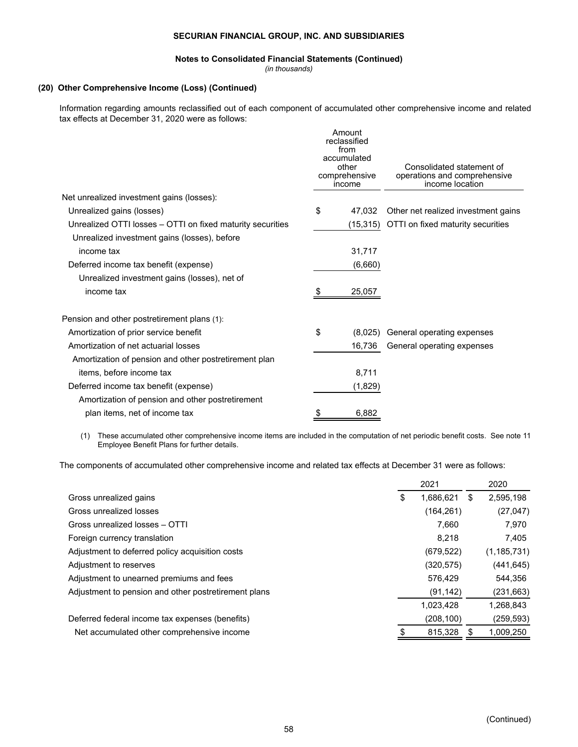## (20) Other Comprehensive Income (Loss) (Continued)

Information regarding amounts reclassified out of each component of accumulated other comprehensive income and related tax effects at December 31, 2020 were as follows:

| | Amount reclassified from accumulated other comprehensive income | Consolidated statement of operations and comprehensive income location |
|---|---|---|
| Net unrealized investment gains (losses): | | |
| Unrealized gains (losses) | $ 47,032 | Other net realized investment gains |
| Unrealized OTTI losses – OTTI on fixed maturity securities | (15,315) | OTTI on fixed maturity securities |
| Unrealized investment gains (losses), before income tax | 31,717 | |
| Deferred income tax benefit (expense) | (6,660) | |
| Unrealized investment gains (losses), net of income tax | $ 25,057 | |
| | | |
| Pension and other postretirement plans (1): | | |
| Amortization of prior service benefit | $ (8,025) | General operating expenses |
| Amortization of net actuarial losses | 16,736 | General operating expenses |
| Amortization of pension and other postretirement plan items, before income tax | 8,711 | |
| Deferred income tax benefit (expense) | (1,829) | |
| Amortization of pension and other postretirement plan items, net of income tax | $ 6,882 | |

(1) These accumulated other comprehensive income items are included in the computation of net periodic benefit costs. See note 11 Employee Benefit Plans for further details.

The components of accumulated other comprehensive income and related tax effects at December 31 were as follows:

| | 2021 | 2020 |
|---|---|---|
| Gross unrealized gains | $ 1,686,621 | $ 2,595,198 |
| Gross unrealized losses | (164,261) | (27,047) |
| Gross unrealized losses – OTTI | 7,660 | 7,970 |
| Foreign currency translation | 8,218 | 7,405 |
| Adjustment to deferred policy acquisition costs | (679,522) | (1,185,731) |
| Adjustment to reserves | (320,575) | (441,645) |
| Adjustment to unearned premiums and fees | 576,429 | 544,356 |
| Adjustment to pension and other postretirement plans | (91,142) | (231,663) |
| | 1,023,428 | 1,268,843 |
| Deferred federal income tax expenses (benefits) | (208,100) | (259,593) |
| Net accumulated other comprehensive income | $ 815,328 | $ 1,009,250 |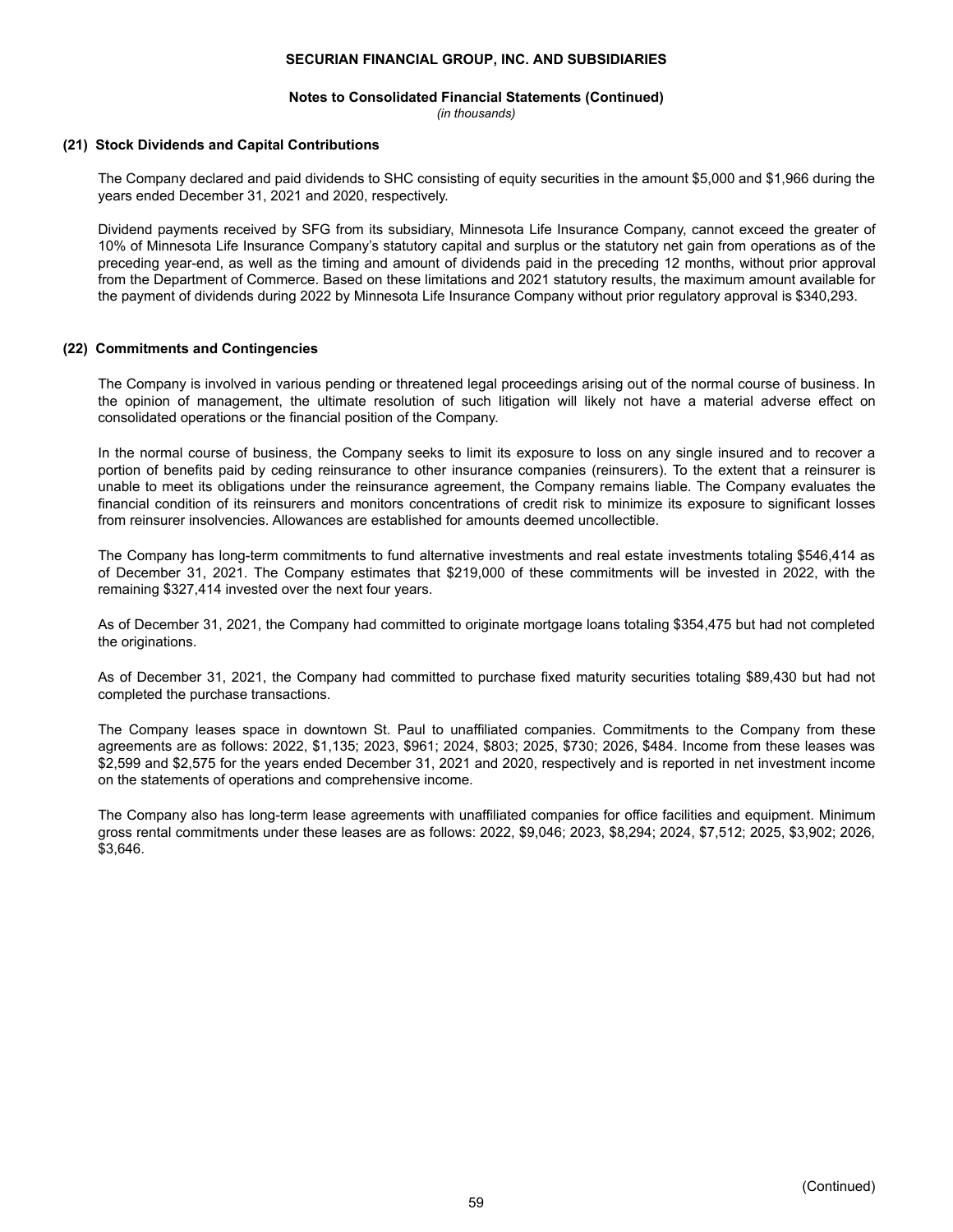## (21) Stock Dividends and Capital Contributions

The Company declared and paid dividends to SHC consisting of equity securities in the amount $5,000 and $1,966 during the years ended December 31, 2021 and 2020, respectively.

Dividend payments received by SFG from its subsidiary, Minnesota Life Insurance Company, cannot exceed the greater of 10% of Minnesota Life Insurance Company's statutory capital and surplus or the statutory net gain from operations as of the preceding year-end, as well as the timing and amount of dividends paid in the preceding 12 months, without prior approval from the Department of Commerce. Based on these limitations and 2021 statutory results, the maximum amount available for the payment of dividends during 2022 by Minnesota Life Insurance Company without prior regulatory approval is $340,293.

## (22) Commitments and Contingencies

The Company is involved in various pending or threatened legal proceedings arising out of the normal course of business. In the opinion of management, the ultimate resolution of such litigation will likely not have a material adverse effect on consolidated operations or the financial position of the Company.

In the normal course of business, the Company seeks to limit its exposure to loss on any single insured and to recover a portion of benefits paid by ceding reinsurance to other insurance companies (reinsurers). To the extent that a reinsurer is unable to meet its obligations under the reinsurance agreement, the Company remains liable. The Company evaluates the financial condition of its reinsurers and monitors concentrations of credit risk to minimize its exposure to significant losses from reinsurer insolvencies. Allowances are established for amounts deemed uncollectible.

The Company has long-term commitments to fund alternative investments and real estate investments totaling $546,414 as of December 31, 2021. The Company estimates that $219,000 of these commitments will be invested in 2022, with the remaining $327,414 invested over the next four years.

As of December 31, 2021, the Company had committed to originate mortgage loans totaling $354,475 but had not completed the originations.

As of December 31, 2021, the Company had committed to purchase fixed maturity securities totaling $89,430 but had not completed the purchase transactions.

The Company leases space in downtown St. Paul to unaffiliated companies. Commitments to the Company from these agreements are as follows: 2022, $1,135; 2023, $961; 2024, $803; 2025, $730; 2026, $484. Income from these leases was $2,599 and $2,575 for the years ended December 31, 2021 and 2020, respectively and is reported in net investment income on the statements of operations and comprehensive income.

The Company also has long-term lease agreements with unaffiliated companies for office facilities and equipment. Minimum gross rental commitments under these leases are as follows: 2022, $9,046; 2023, $8,294; 2024, $7,512; 2025, $3,902; 2026, $3,646.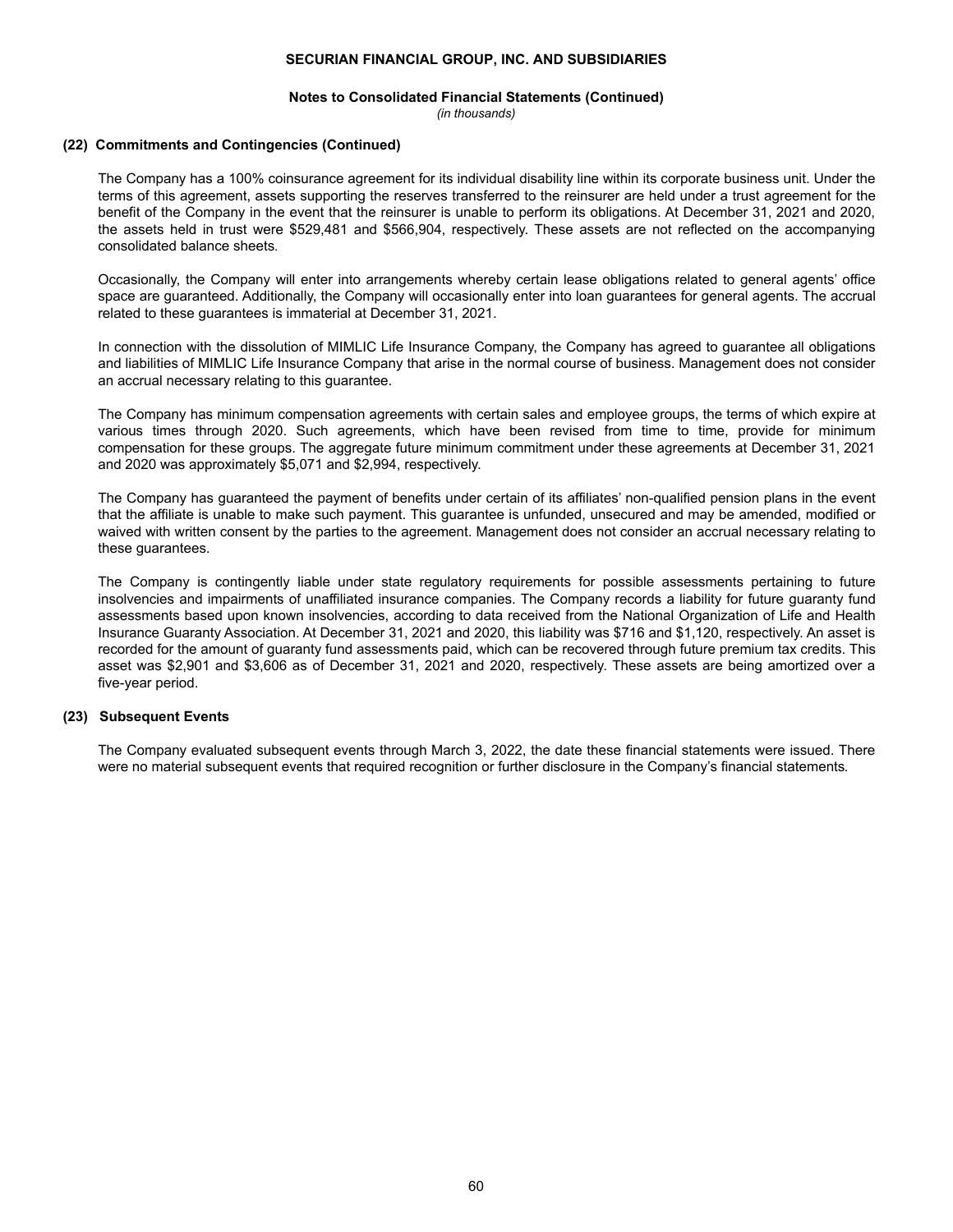**(22) Commitments and Contingencies (Continued)**

The Company has a 100% coinsurance agreement for its individual disability line within its corporate business unit. Under the terms of this agreement, assets supporting the reserves transferred to the reinsurer are held under a trust agreement for the benefit of the Company in the event that the reinsurer is unable to perform its obligations. At December 31, 2021 and 2020, the assets held in trust were $529,481 and $566,904, respectively. These assets are not reflected on the accompanying consolidated balance sheets.

Occasionally, the Company will enter into arrangements whereby certain lease obligations related to general agents' office space are guaranteed. Additionally, the Company will occasionally enter into loan guarantees for general agents. The accrual related to these guarantees is immaterial at December 31, 2021.

In connection with the dissolution of MIMLIC Life Insurance Company, the Company has agreed to guarantee all obligations and liabilities of MIMLIC Life Insurance Company that arise in the normal course of business. Management does not consider an accrual necessary relating to this guarantee.

The Company has minimum compensation agreements with certain sales and employee groups, the terms of which expire at various times through 2020. Such agreements, which have been revised from time to time, provide for minimum compensation for these groups. The aggregate future minimum commitment under these agreements at December 31, 2021 and 2020 was approximately $5,071 and $2,994, respectively.

The Company has guaranteed the payment of benefits under certain of its affiliates' non-qualified pension plans in the event that the affiliate is unable to make such payment. This guarantee is unfunded, unsecured and may be amended, modified or waived with written consent by the parties to the agreement. Management does not consider an accrual necessary relating to these guarantees.

The Company is contingently liable under state regulatory requirements for possible assessments pertaining to future insolvencies and impairments of unaffiliated insurance companies. The Company records a liability for future guaranty fund assessments based upon known insolvencies, according to data received from the National Organization of Life and Health Insurance Guaranty Association. At December 31, 2021 and 2020, this liability was $716 and $1,120, respectively. An asset is recorded for the amount of guaranty fund assessments paid, which can be recovered through future premium tax credits. This asset was $2,901 and $3,606 as of December 31, 2021 and 2020, respectively. These assets are being amortized over a five-year period.

**(23) Subsequent Events**

The Company evaluated subsequent events through March 3, 2022, the date these financial statements were issued. There were no material subsequent events that required recognition or further disclosure in the Company's financial statements.